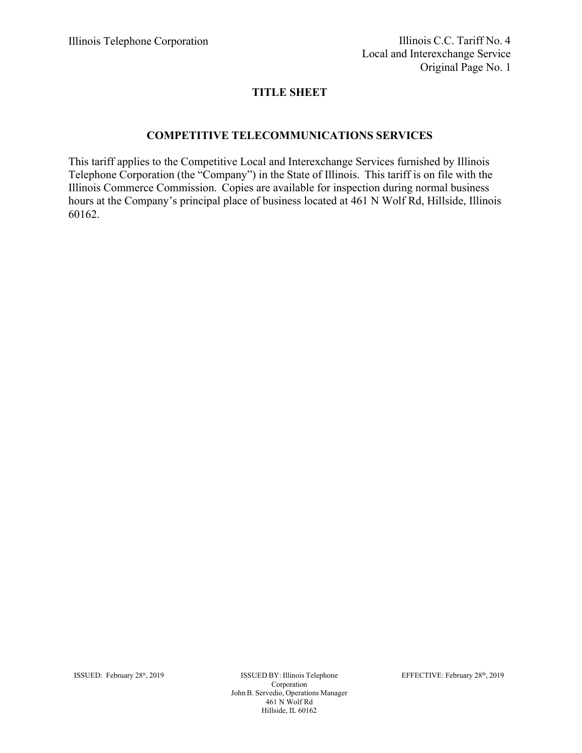Illinois Telephone Corporation

Illinois C.C. Tariff No. 4
Local and Interexchange Service
Original Page No. 1

# TITLE SHEET

## COMPETITIVE TELECOMMUNICATIONS SERVICES

This tariff applies to the Competitive Local and Interexchange Services furnished by Illinois Telephone Corporation (the "Company") in the State of Illinois. This tariff is on file with the Illinois Commerce Commission. Copies are available for inspection during normal business hours at the Company's principal place of business located at 461 N Wolf Rd, Hillside, Illinois 60162.

ISSUED: February 28[tr], 2019

ISSUED BY: Illinois Telephone Corporation
John B. Servedio, Operations Manager
461 N Wolf Rd
Hillside, IL 60162

EFFECTIVE: February 28[th], 2019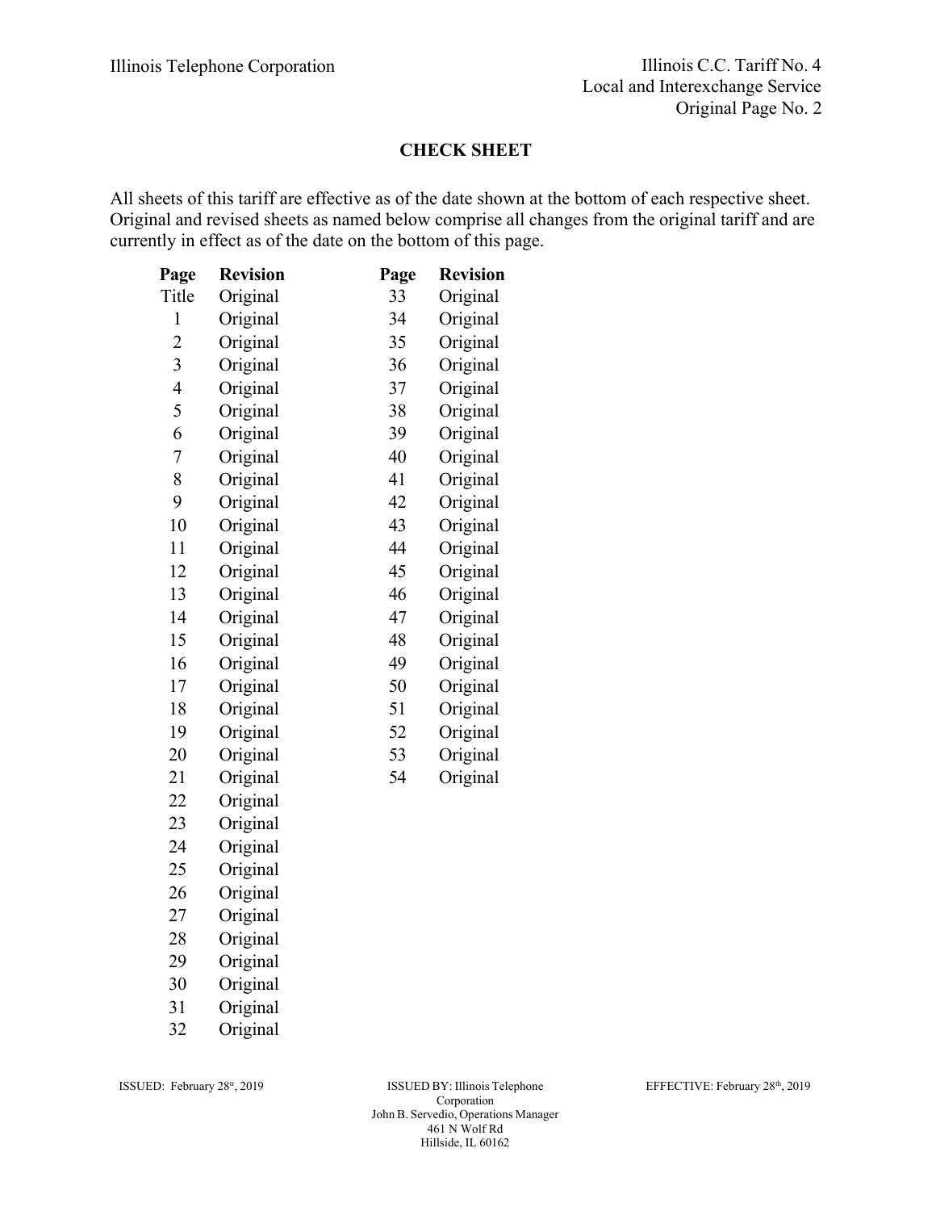## CHECK SHEET

All sheets of this tariff are effective as of the date shown at the bottom of each respective sheet. Original and revised sheets as named below comprise all changes from the original tariff and are currently in effect as of the date on the bottom of this page.

| Page | Revision | Page | Revision |
|---|---|---|---|
| Title | Original | 33 | Original |
| 1 | Original | 34 | Original |
| 2 | Original | 35 | Original |
| 3 | Original | 36 | Original |
| 4 | Original | 37 | Original |
| 5 | Original | 38 | Original |
| 6 | Original | 39 | Original |
| 7 | Original | 40 | Original |
| 8 | Original | 41 | Original |
| 9 | Original | 42 | Original |
| 10 | Original | 43 | Original |
| 11 | Original | 44 | Original |
| 12 | Original | 45 | Original |
| 13 | Original | 46 | Original |
| 14 | Original | 47 | Original |
| 15 | Original | 48 | Original |
| 16 | Original | 49 | Original |
| 17 | Original | 50 | Original |
| 18 | Original | 51 | Original |
| 19 | Original | 52 | Original |
| 20 | Original | 53 | Original |
| 21 | Original | 54 | Original |
| 22 | Original | | |
| 23 | Original | | |
| 24 | Original | | |
| 25 | Original | | |
| 26 | Original | | |
| 27 | Original | | |
| 28 | Original | | |
| 29 | Original | | |
| 30 | Original | | |
| 31 | Original | | |
| 32 | Original | | |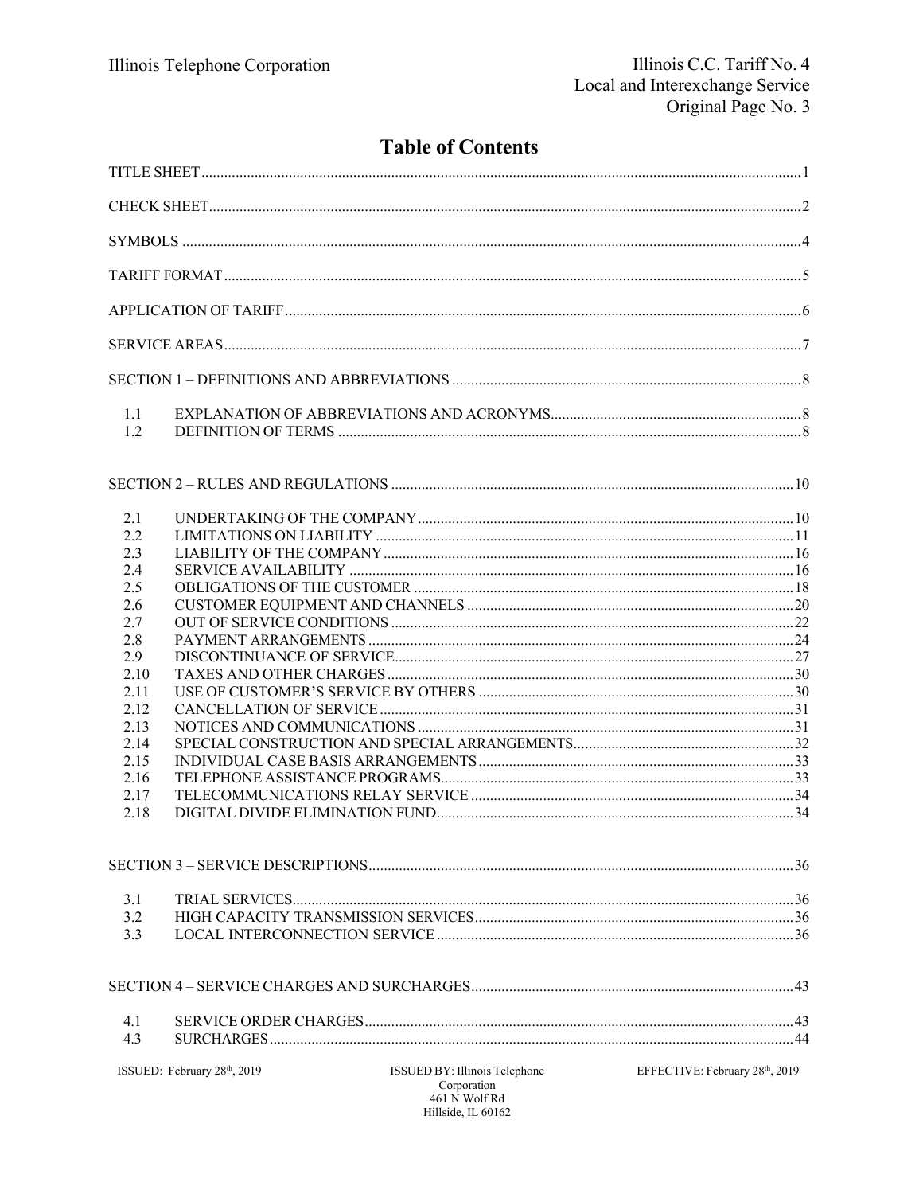# Table of Contents

TITLE SHEET....1

CHECK SHEET....2

SYMBOLS....4

TARIFF FORMAT....5

APPLICATION OF TARIFF....6

SERVICE AREAS....7

SECTION 1 – DEFINITIONS AND ABBREVIATIONS....8

| | | |
|---|---|---|
| 1.1 | EXPLANATION OF ABBREVIATIONS AND ACRONYMS | 8 |
| 1.2 | DEFINITION OF TERMS | 8 |

SECTION 2 – RULES AND REGULATIONS....10

| | | |
|---|---|---|
| 2.1 | UNDERTAKING OF THE COMPANY | 10 |
| 2.2 | LIMITATIONS ON LIABILITY | 11 |
| 2.3 | LIABILITY OF THE COMPANY | 16 |
| 2.4 | SERVICE AVAILABILITY | 16 |
| 2.5 | OBLIGATIONS OF THE CUSTOMER | 18 |
| 2.6 | CUSTOMER EQUIPMENT AND CHANNELS | 20 |
| 2.7 | OUT OF SERVICE CONDITIONS | 22 |
| 2.8 | PAYMENT ARRANGEMENTS | 24 |
| 2.9 | DISCONTINUANCE OF SERVICE | 27 |
| 2.10 | TAXES AND OTHER CHARGES | 30 |
| 2.11 | USE OF CUSTOMER'S SERVICE BY OTHERS | 30 |
| 2.12 | CANCELLATION OF SERVICE | 31 |
| 2.13 | NOTICES AND COMMUNICATIONS | 31 |
| 2.14 | SPECIAL CONSTRUCTION AND SPECIAL ARRANGEMENTS | 32 |
| 2.15 | INDIVIDUAL CASE BASIS ARRANGEMENTS | 33 |
| 2.16 | TELEPHONE ASSISTANCE PROGRAMS | 33 |
| 2.17 | TELECOMMUNICATIONS RELAY SERVICE | 34 |
| 2.18 | DIGITAL DIVIDE ELIMINATION FUND | 34 |

SECTION 3 – SERVICE DESCRIPTIONS....36

| | | |
|---|---|---|
| 3.1 | TRIAL SERVICES | 36 |
| 3.2 | HIGH CAPACITY TRANSMISSION SERVICES | 36 |
| 3.3 | LOCAL INTERCONNECTION SERVICE | 36 |

SECTION 4 – SERVICE CHARGES AND SURCHARGES....43

| | | |
|---|---|---|
| 4.1 | SERVICE ORDER CHARGES | 43 |
| 4.3 | SURCHARGES | 44 |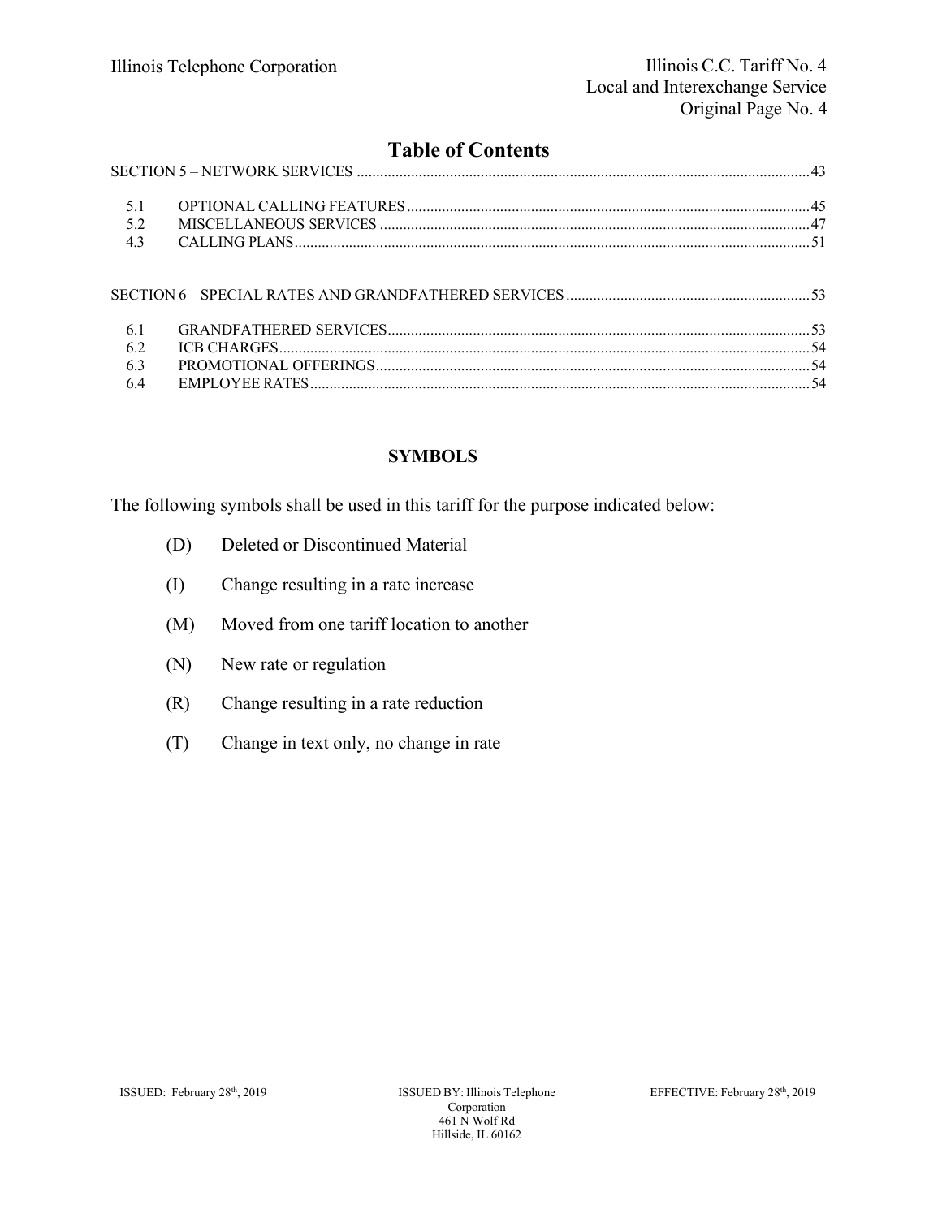# Table of Contents

SECTION 5 – NETWORK SERVICES ..... 43

- 5.1 OPTIONAL CALLING FEATURES ..... 45
- 5.2 MISCELLANEOUS SERVICES ..... 47
- 4.3 CALLING PLANS ..... 51

SECTION 6 – SPECIAL RATES AND GRANDFATHERED SERVICES ..... 53

- 6.1 GRANDFATHERED SERVICES ..... 53
- 6.2 ICB CHARGES ..... 54
- 6.3 PROMOTIONAL OFFERINGS ..... 54
- 6.4 EMPLOYEE RATES ..... 54

## SYMBOLS

The following symbols shall be used in this tariff for the purpose indicated below:

- (D) Deleted or Discontinued Material
- (I) Change resulting in a rate increase
- (M) Moved from one tariff location to another
- (N) New rate or regulation
- (R) Change resulting in a rate reduction
- (T) Change in text only, no change in rate

ISSUED: February 28th, 2019 | ISSUED BY: Illinois Telephone Corporation, 461 N Wolf Rd, Hillside, IL 60162 | EFFECTIVE: February 28th, 2019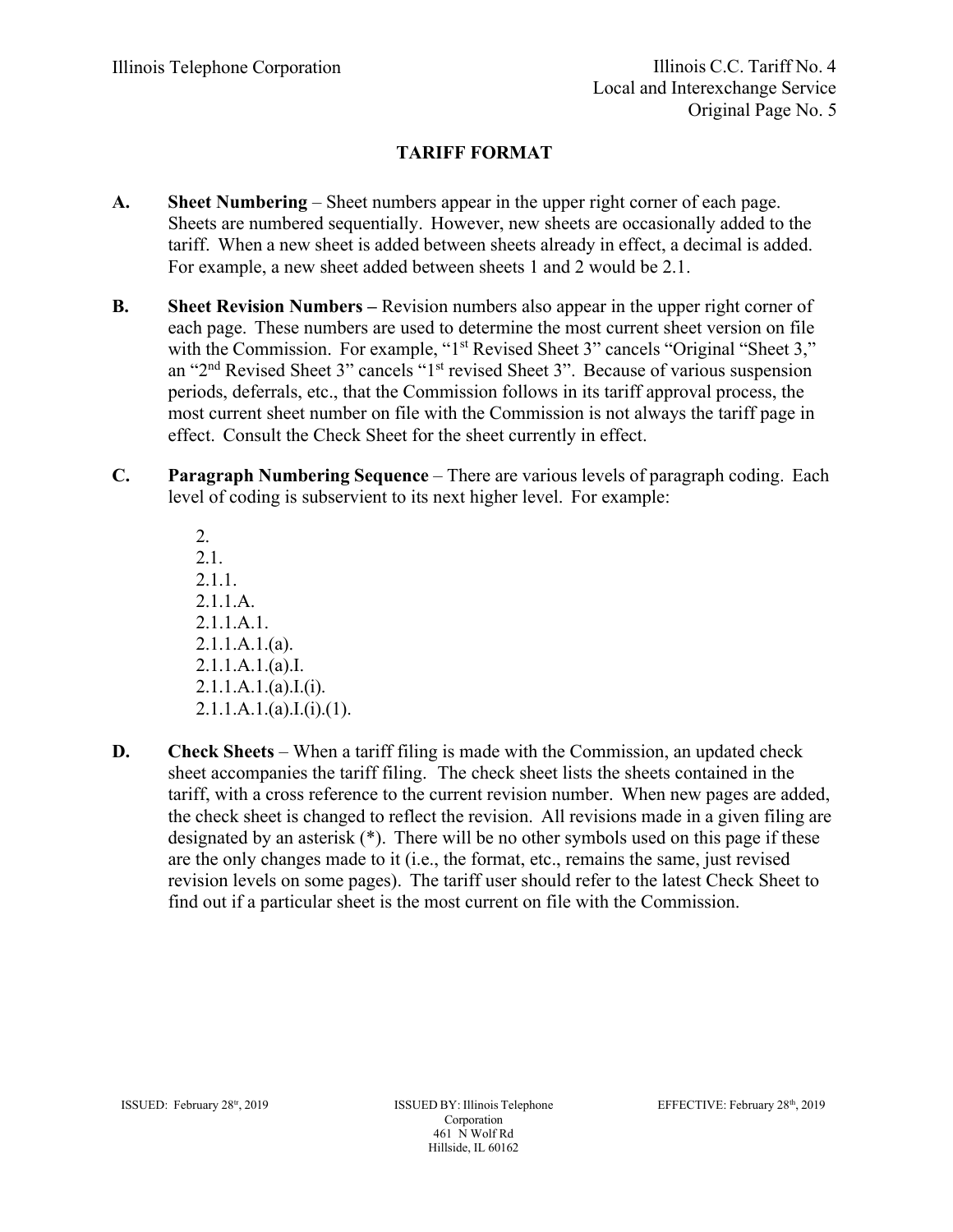## TARIFF FORMAT

**A.** **Sheet Numbering** – Sheet numbers appear in the upper right corner of each page. Sheets are numbered sequentially. However, new sheets are occasionally added to the tariff. When a new sheet is added between sheets already in effect, a decimal is added. For example, a new sheet added between sheets 1 and 2 would be 2.1.

**B.** **Sheet Revision Numbers –** Revision numbers also appear in the upper right corner of each page. These numbers are used to determine the most current sheet version on file with the Commission. For example, "1st Revised Sheet 3" cancels "Original "Sheet 3," an "2nd Revised Sheet 3" cancels "1st revised Sheet 3". Because of various suspension periods, deferrals, etc., that the Commission follows in its tariff approval process, the most current sheet number on file with the Commission is not always the tariff page in effect. Consult the Check Sheet for the sheet currently in effect.

**C.** **Paragraph Numbering Sequence** – There are various levels of paragraph coding. Each level of coding is subservient to its next higher level. For example:

2.
2.1.
2.1.1.
2.1.1.A.
2.1.1.A.1.
2.1.1.A.1.(a).
2.1.1.A.1.(a).I.
2.1.1.A.1.(a).I.(i).
2.1.1.A.1.(a).I.(i).(1).

**D.** **Check Sheets** – When a tariff filing is made with the Commission, an updated check sheet accompanies the tariff filing. The check sheet lists the sheets contained in the tariff, with a cross reference to the current revision number. When new pages are added, the check sheet is changed to reflect the revision. All revisions made in a given filing are designated by an asterisk (*). There will be no other symbols used on this page if these are the only changes made to it (i.e., the format, etc., remains the same, just revised revision levels on some pages). The tariff user should refer to the latest Check Sheet to find out if a particular sheet is the most current on file with the Commission.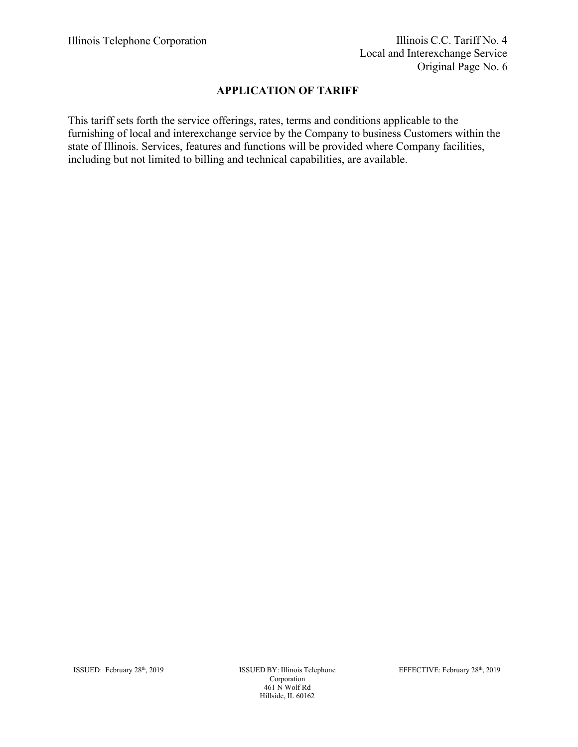## APPLICATION OF TARIFF

This tariff sets forth the service offerings, rates, terms and conditions applicable to the furnishing of local and interexchange service by the Company to business Customers within the state of Illinois. Services, features and functions will be provided where Company facilities, including but not limited to billing and technical capabilities, are available.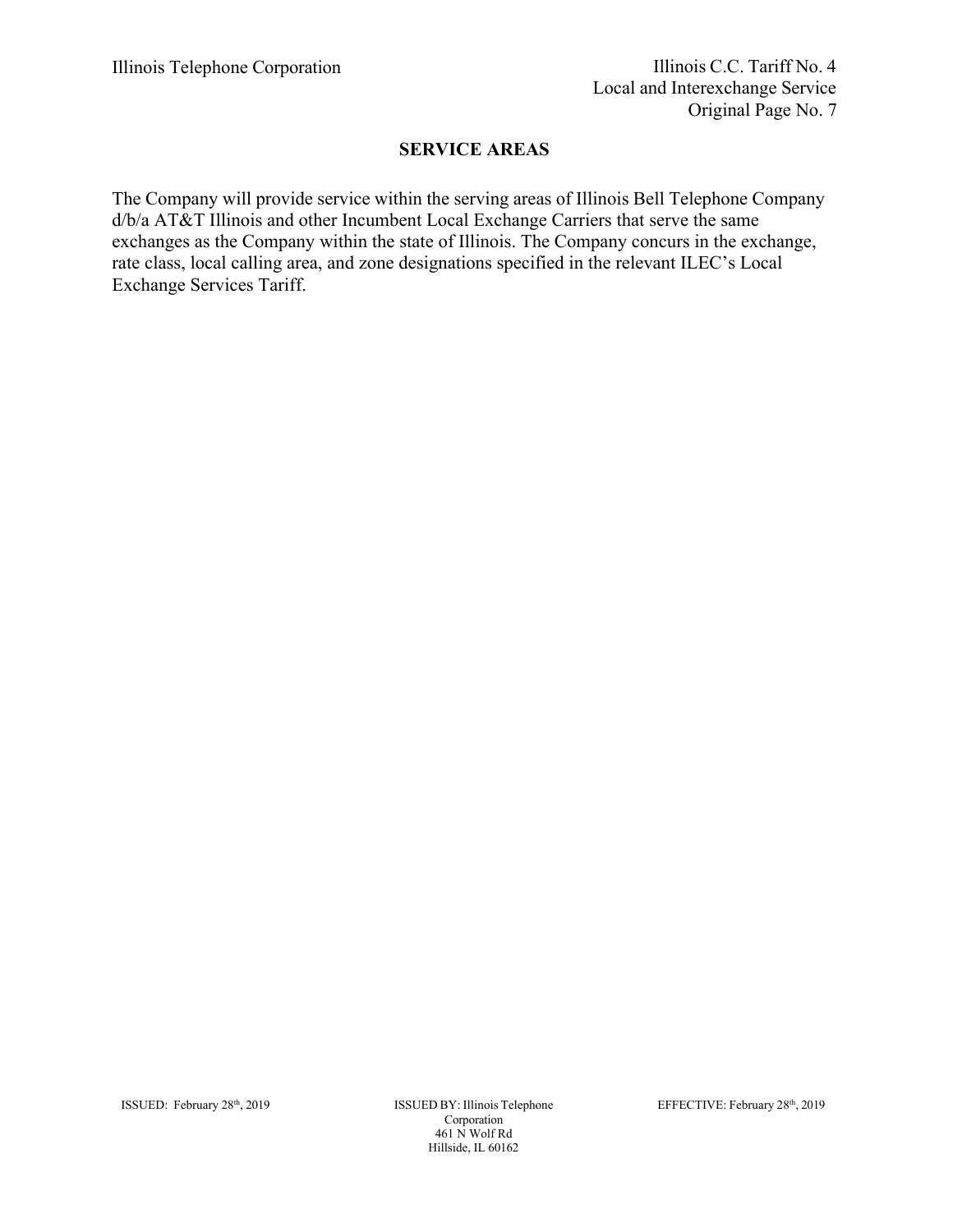## SERVICE AREAS

The Company will provide service within the serving areas of Illinois Bell Telephone Company d/b/a AT&T Illinois and other Incumbent Local Exchange Carriers that serve the same exchanges as the Company within the state of Illinois. The Company concurs in the exchange, rate class, local calling area, and zone designations specified in the relevant ILEC's Local Exchange Services Tariff.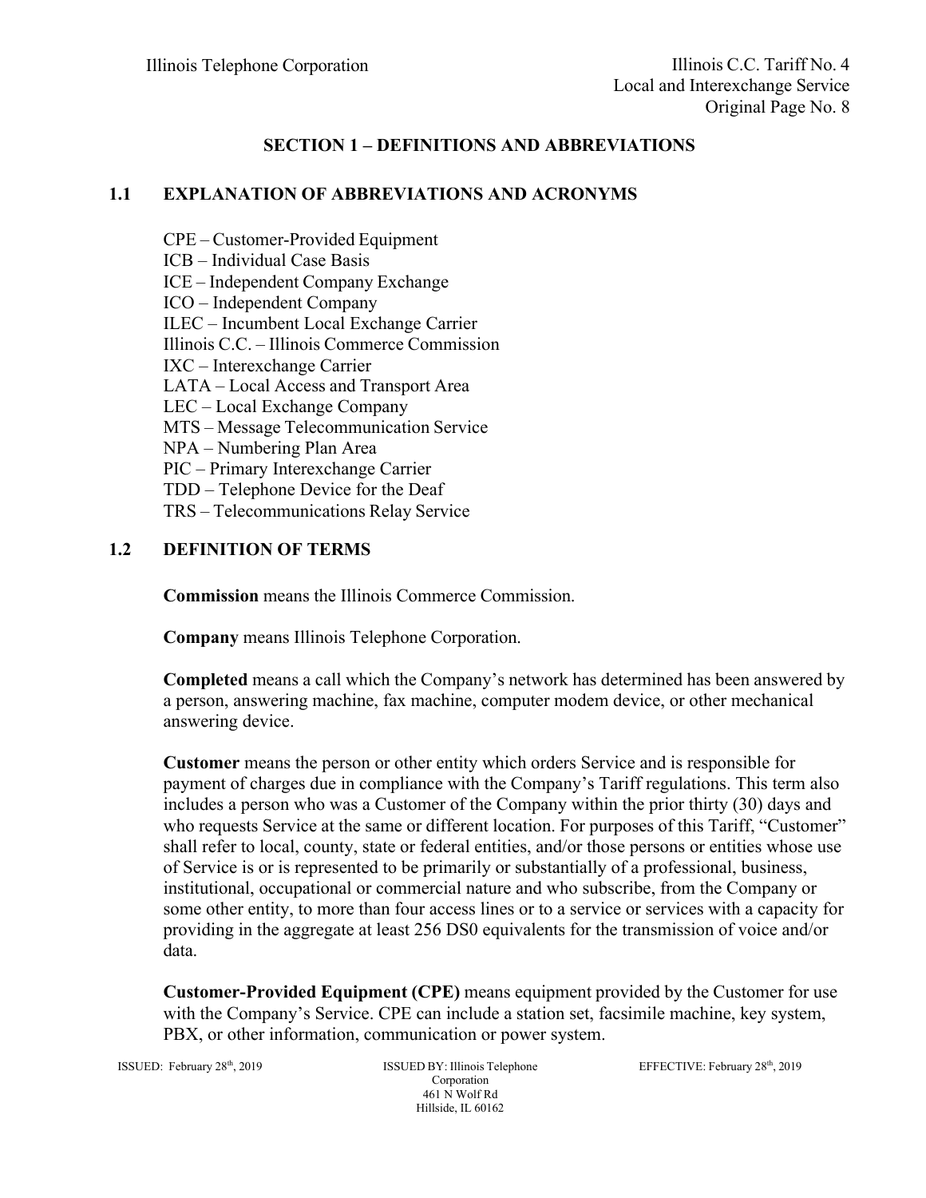## SECTION 1 – DEFINITIONS AND ABBREVIATIONS

### 1.1 EXPLANATION OF ABBREVIATIONS AND ACRONYMS

CPE – Customer-Provided Equipment
ICB – Individual Case Basis
ICE – Independent Company Exchange
ICO – Independent Company
ILEC – Incumbent Local Exchange Carrier
Illinois C.C. – Illinois Commerce Commission
IXC – Interexchange Carrier
LATA – Local Access and Transport Area
LEC – Local Exchange Company
MTS – Message Telecommunication Service
NPA – Numbering Plan Area
PIC – Primary Interexchange Carrier
TDD – Telephone Device for the Deaf
TRS – Telecommunications Relay Service

### 1.2 DEFINITION OF TERMS

**Commission** means the Illinois Commerce Commission.

**Company** means Illinois Telephone Corporation.

**Completed** means a call which the Company's network has determined has been answered by a person, answering machine, fax machine, computer modem device, or other mechanical answering device.

**Customer** means the person or other entity which orders Service and is responsible for payment of charges due in compliance with the Company's Tariff regulations. This term also includes a person who was a Customer of the Company within the prior thirty (30) days and who requests Service at the same or different location. For purposes of this Tariff, "Customer" shall refer to local, county, state or federal entities, and/or those persons or entities whose use of Service is or is represented to be primarily or substantially of a professional, business, institutional, occupational or commercial nature and who subscribe, from the Company or some other entity, to more than four access lines or to a service or services with a capacity for providing in the aggregate at least 256 DS0 equivalents for the transmission of voice and/or data.

**Customer-Provided Equipment (CPE)** means equipment provided by the Customer for use with the Company's Service. CPE can include a station set, facsimile machine, key system, PBX, or other information, communication or power system.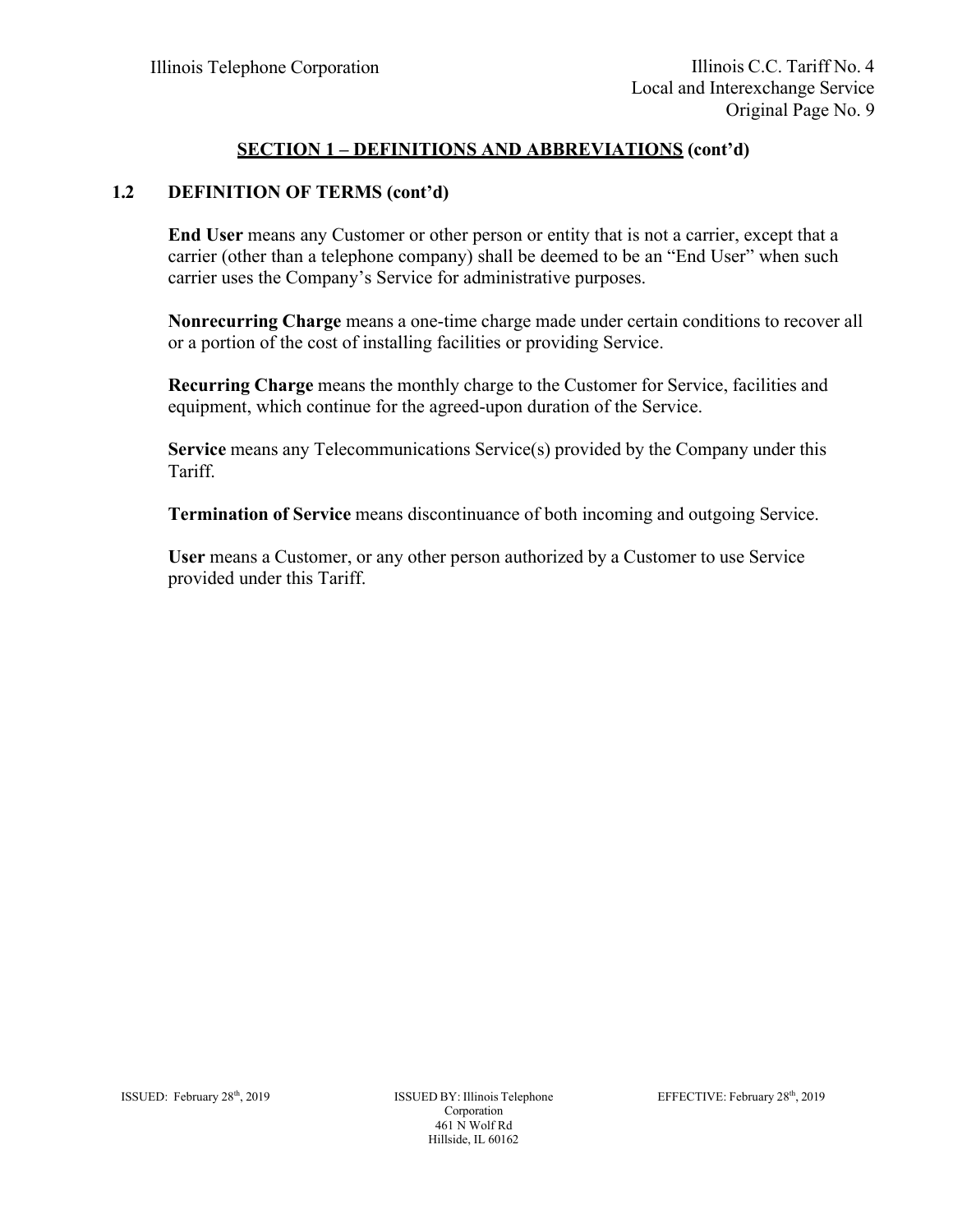## SECTION 1 – DEFINITIONS AND ABBREVIATIONS (cont'd)

### 1.2 DEFINITION OF TERMS (cont'd)

**End User** means any Customer or other person or entity that is not a carrier, except that a carrier (other than a telephone company) shall be deemed to be an "End User" when such carrier uses the Company's Service for administrative purposes.

**Nonrecurring Charge** means a one-time charge made under certain conditions to recover all or a portion of the cost of installing facilities or providing Service.

**Recurring Charge** means the monthly charge to the Customer for Service, facilities and equipment, which continue for the agreed-upon duration of the Service.

**Service** means any Telecommunications Service(s) provided by the Company under this Tariff.

**Termination of Service** means discontinuance of both incoming and outgoing Service.

**User** means a Customer, or any other person authorized by a Customer to use Service provided under this Tariff.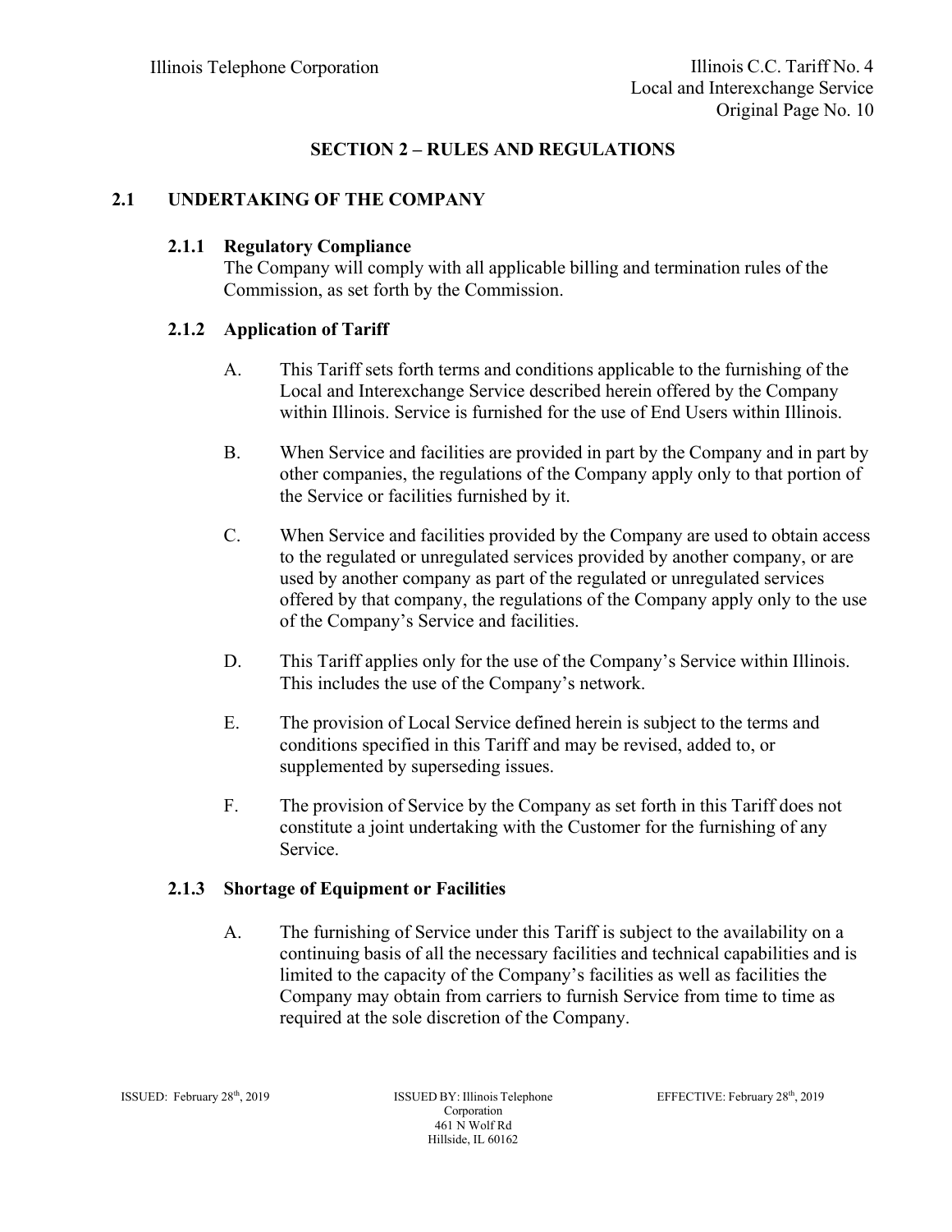## SECTION 2 – RULES AND REGULATIONS

### 2.1 UNDERTAKING OF THE COMPANY

#### 2.1.1 Regulatory Compliance

The Company will comply with all applicable billing and termination rules of the Commission, as set forth by the Commission.

#### 2.1.2 Application of Tariff

A. This Tariff sets forth terms and conditions applicable to the furnishing of the Local and Interexchange Service described herein offered by the Company within Illinois. Service is furnished for the use of End Users within Illinois.

B. When Service and facilities are provided in part by the Company and in part by other companies, the regulations of the Company apply only to that portion of the Service or facilities furnished by it.

C. When Service and facilities provided by the Company are used to obtain access to the regulated or unregulated services provided by another company, or are used by another company as part of the regulated or unregulated services offered by that company, the regulations of the Company apply only to the use of the Company's Service and facilities.

D. This Tariff applies only for the use of the Company's Service within Illinois. This includes the use of the Company's network.

E. The provision of Local Service defined herein is subject to the terms and conditions specified in this Tariff and may be revised, added to, or supplemented by superseding issues.

F. The provision of Service by the Company as set forth in this Tariff does not constitute a joint undertaking with the Customer for the furnishing of any Service.

#### 2.1.3 Shortage of Equipment or Facilities

A. The furnishing of Service under this Tariff is subject to the availability on a continuing basis of all the necessary facilities and technical capabilities and is limited to the capacity of the Company's facilities as well as facilities the Company may obtain from carriers to furnish Service from time to time as required at the sole discretion of the Company.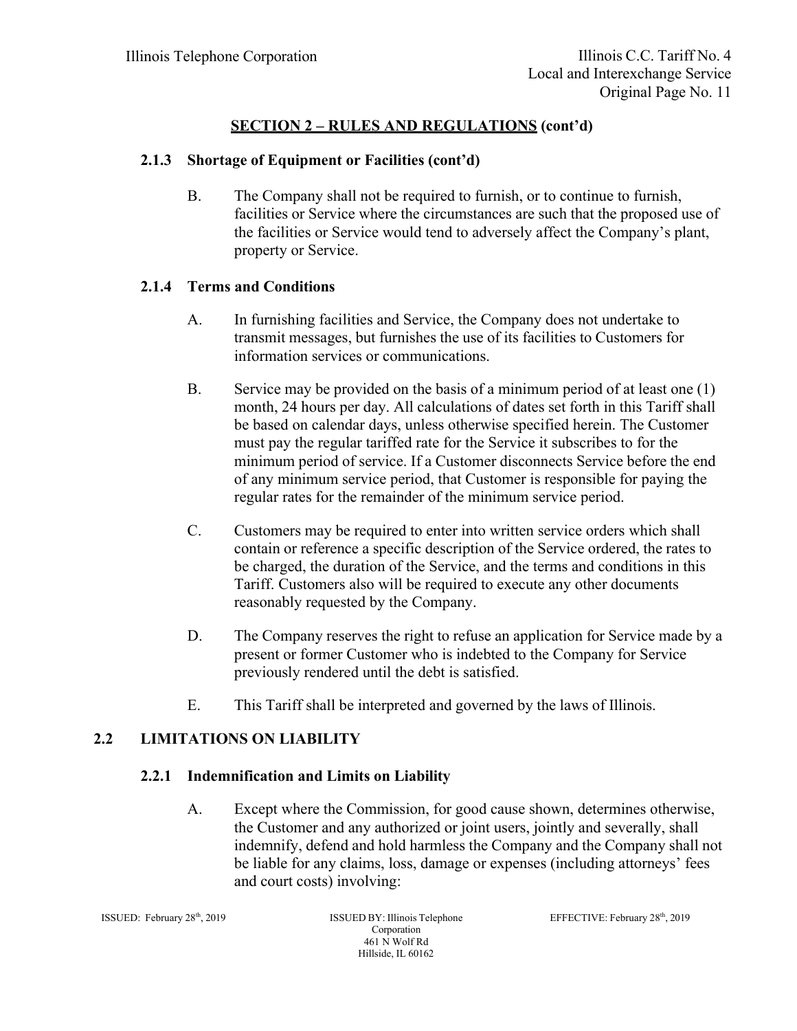## SECTION 2 – RULES AND REGULATIONS (cont'd)

### 2.1.3 Shortage of Equipment or Facilities (cont'd)

B. The Company shall not be required to furnish, or to continue to furnish, facilities or Service where the circumstances are such that the proposed use of the facilities or Service would tend to adversely affect the Company's plant, property or Service.

### 2.1.4 Terms and Conditions

A. In furnishing facilities and Service, the Company does not undertake to transmit messages, but furnishes the use of its facilities to Customers for information services or communications.

B. Service may be provided on the basis of a minimum period of at least one (1) month, 24 hours per day. All calculations of dates set forth in this Tariff shall be based on calendar days, unless otherwise specified herein. The Customer must pay the regular tariffed rate for the Service it subscribes to for the minimum period of service. If a Customer disconnects Service before the end of any minimum service period, that Customer is responsible for paying the regular rates for the remainder of the minimum service period.

C. Customers may be required to enter into written service orders which shall contain or reference a specific description of the Service ordered, the rates to be charged, the duration of the Service, and the terms and conditions in this Tariff. Customers also will be required to execute any other documents reasonably requested by the Company.

D. The Company reserves the right to refuse an application for Service made by a present or former Customer who is indebted to the Company for Service previously rendered until the debt is satisfied.

E. This Tariff shall be interpreted and governed by the laws of Illinois.

## 2.2 LIMITATIONS ON LIABILITY

### 2.2.1 Indemnification and Limits on Liability

A. Except where the Commission, for good cause shown, determines otherwise, the Customer and any authorized or joint users, jointly and severally, shall indemnify, defend and hold harmless the Company and the Company shall not be liable for any claims, loss, damage or expenses (including attorneys' fees and court costs) involving: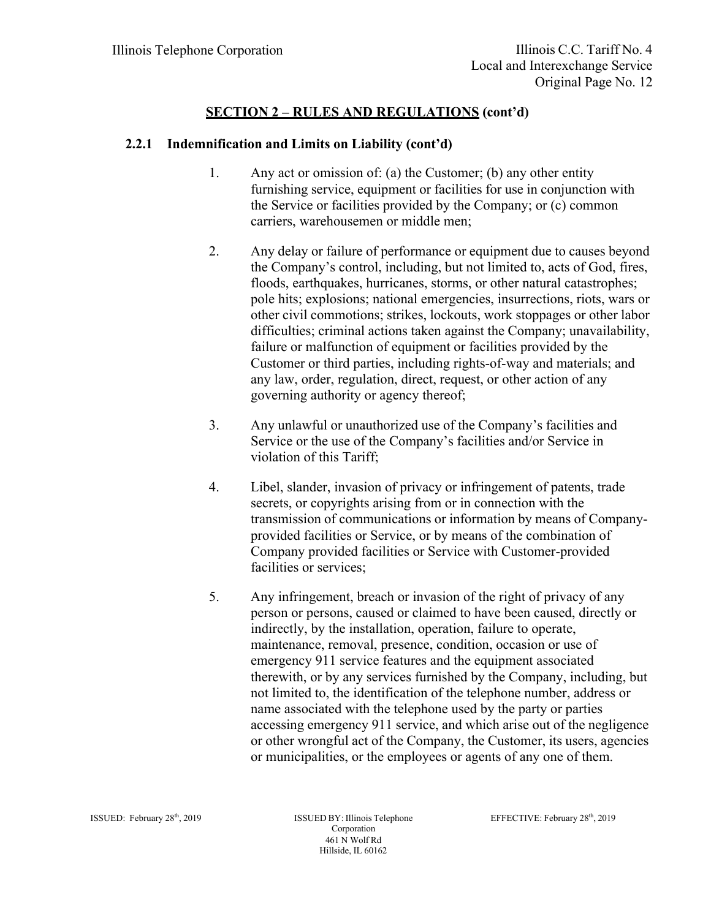## SECTION 2 – RULES AND REGULATIONS (cont'd)

### 2.2.1 Indemnification and Limits on Liability (cont'd)

1. Any act or omission of: (a) the Customer; (b) any other entity furnishing service, equipment or facilities for use in conjunction with the Service or facilities provided by the Company; or (c) common carriers, warehousemen or middle men;

2. Any delay or failure of performance or equipment due to causes beyond the Company's control, including, but not limited to, acts of God, fires, floods, earthquakes, hurricanes, storms, or other natural catastrophes; pole hits; explosions; national emergencies, insurrections, riots, wars or other civil commotions; strikes, lockouts, work stoppages or other labor difficulties; criminal actions taken against the Company; unavailability, failure or malfunction of equipment or facilities provided by the Customer or third parties, including rights-of-way and materials; and any law, order, regulation, direct, request, or other action of any governing authority or agency thereof;

3. Any unlawful or unauthorized use of the Company's facilities and Service or the use of the Company's facilities and/or Service in violation of this Tariff;

4. Libel, slander, invasion of privacy or infringement of patents, trade secrets, or copyrights arising from or in connection with the transmission of communications or information by means of Company-provided facilities or Service, or by means of the combination of Company provided facilities or Service with Customer-provided facilities or services;

5. Any infringement, breach or invasion of the right of privacy of any person or persons, caused or claimed to have been caused, directly or indirectly, by the installation, operation, failure to operate, maintenance, removal, presence, condition, occasion or use of emergency 911 service features and the equipment associated therewith, or by any services furnished by the Company, including, but not limited to, the identification of the telephone number, address or name associated with the telephone used by the party or parties accessing emergency 911 service, and which arise out of the negligence or other wrongful act of the Company, the Customer, its users, agencies or municipalities, or the employees or agents of any one of them.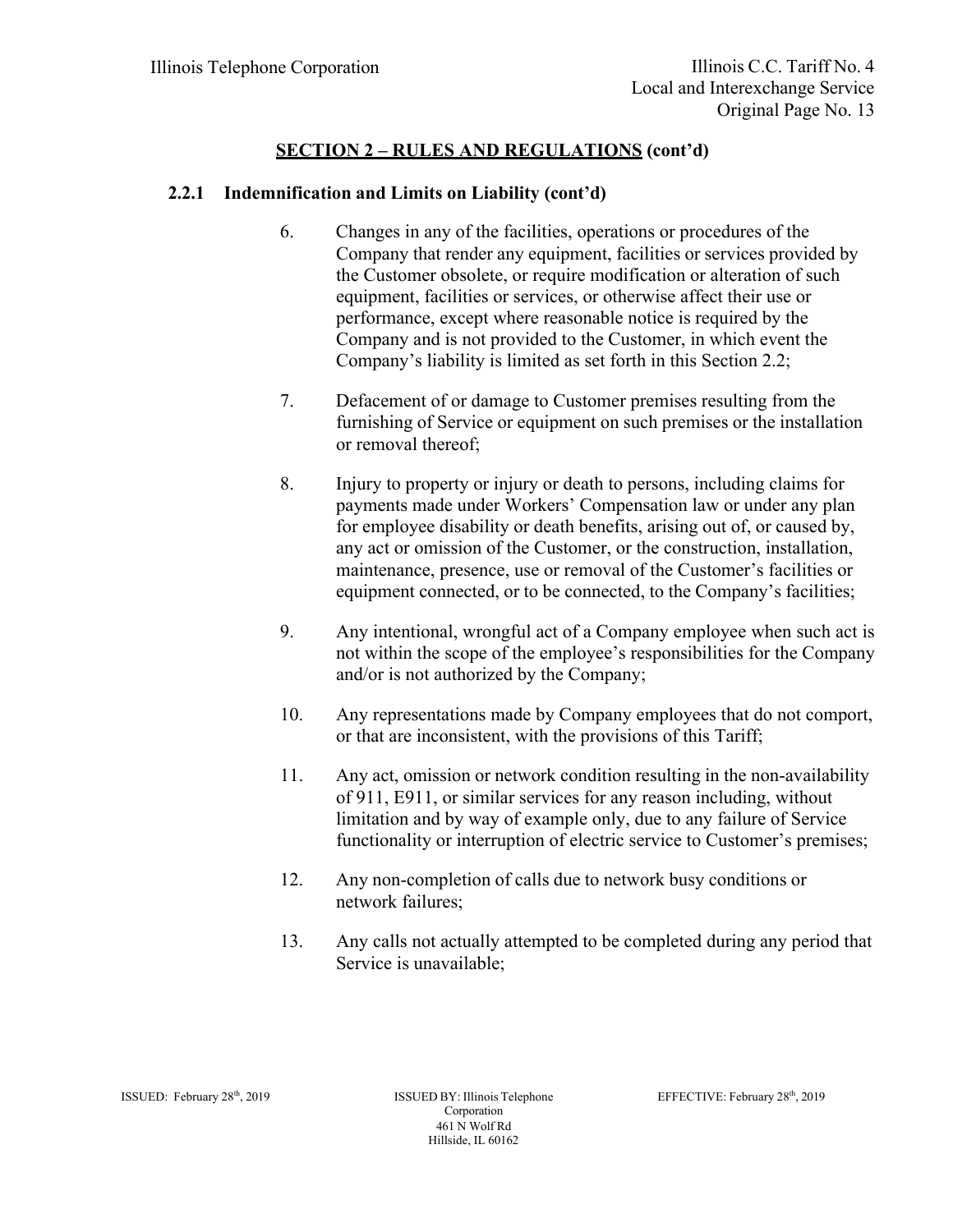## SECTION 2 – RULES AND REGULATIONS (cont'd)

### 2.2.1 Indemnification and Limits on Liability (cont'd)

6. Changes in any of the facilities, operations or procedures of the Company that render any equipment, facilities or services provided by the Customer obsolete, or require modification or alteration of such equipment, facilities or services, or otherwise affect their use or performance, except where reasonable notice is required by the Company and is not provided to the Customer, in which event the Company's liability is limited as set forth in this Section 2.2;

7. Defacement of or damage to Customer premises resulting from the furnishing of Service or equipment on such premises or the installation or removal thereof;

8. Injury to property or injury or death to persons, including claims for payments made under Workers' Compensation law or under any plan for employee disability or death benefits, arising out of, or caused by, any act or omission of the Customer, or the construction, installation, maintenance, presence, use or removal of the Customer's facilities or equipment connected, or to be connected, to the Company's facilities;

9. Any intentional, wrongful act of a Company employee when such act is not within the scope of the employee's responsibilities for the Company and/or is not authorized by the Company;

10. Any representations made by Company employees that do not comport, or that are inconsistent, with the provisions of this Tariff;

11. Any act, omission or network condition resulting in the non-availability of 911, E911, or similar services for any reason including, without limitation and by way of example only, due to any failure of Service functionality or interruption of electric service to Customer's premises;

12. Any non-completion of calls due to network busy conditions or network failures;

13. Any calls not actually attempted to be completed during any period that Service is unavailable;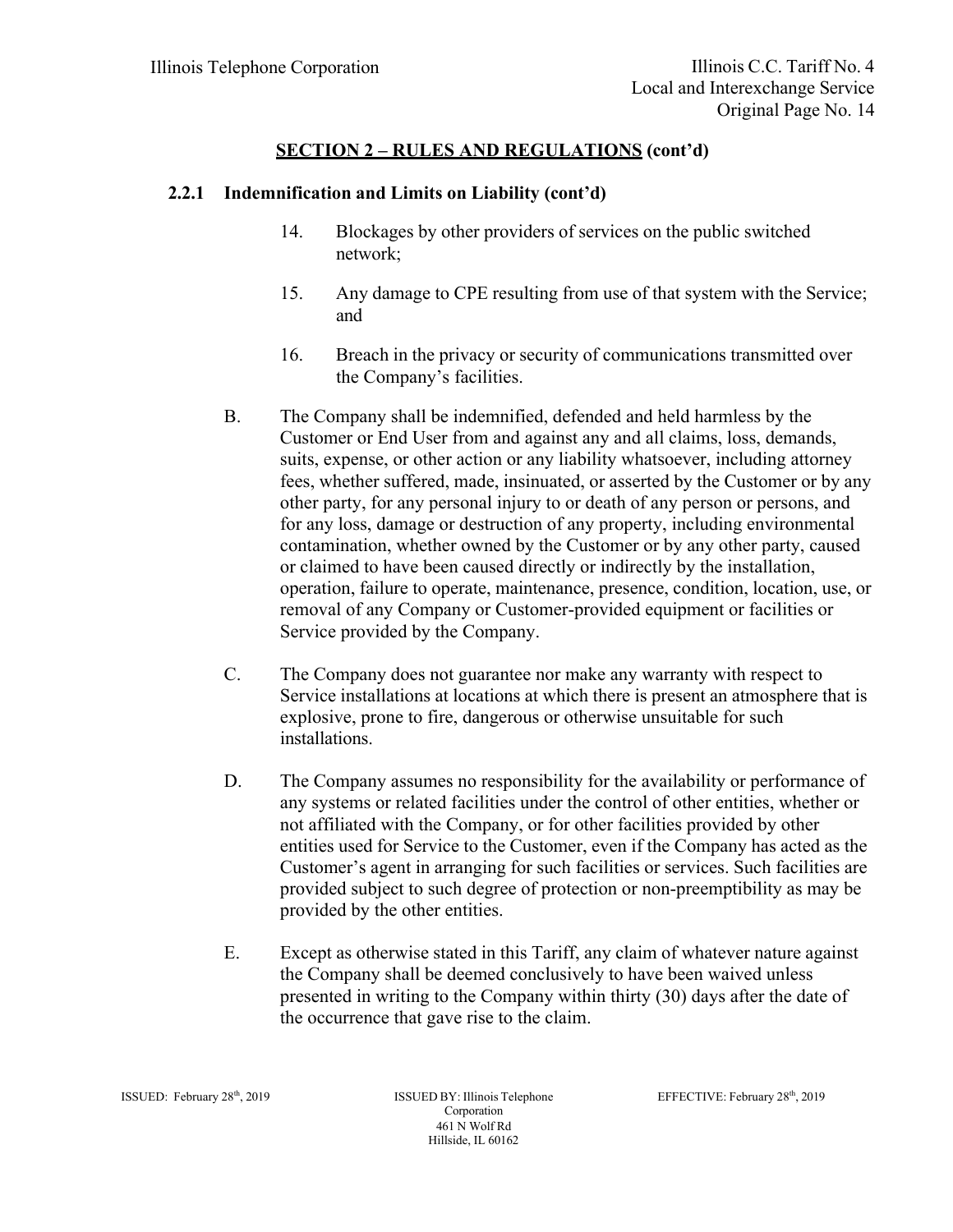## SECTION 2 – RULES AND REGULATIONS (cont'd)

### 2.2.1 Indemnification and Limits on Liability (cont'd)

14. Blockages by other providers of services on the public switched network;

15. Any damage to CPE resulting from use of that system with the Service; and

16. Breach in the privacy or security of communications transmitted over the Company's facilities.

B. The Company shall be indemnified, defended and held harmless by the Customer or End User from and against any and all claims, loss, demands, suits, expense, or other action or any liability whatsoever, including attorney fees, whether suffered, made, insinuated, or asserted by the Customer or by any other party, for any personal injury to or death of any person or persons, and for any loss, damage or destruction of any property, including environmental contamination, whether owned by the Customer or by any other party, caused or claimed to have been caused directly or indirectly by the installation, operation, failure to operate, maintenance, presence, condition, location, use, or removal of any Company or Customer-provided equipment or facilities or Service provided by the Company.

C. The Company does not guarantee nor make any warranty with respect to Service installations at locations at which there is present an atmosphere that is explosive, prone to fire, dangerous or otherwise unsuitable for such installations.

D. The Company assumes no responsibility for the availability or performance of any systems or related facilities under the control of other entities, whether or not affiliated with the Company, or for other facilities provided by other entities used for Service to the Customer, even if the Company has acted as the Customer's agent in arranging for such facilities or services. Such facilities are provided subject to such degree of protection or non-preemptibility as may be provided by the other entities.

E. Except as otherwise stated in this Tariff, any claim of whatever nature against the Company shall be deemed conclusively to have been waived unless presented in writing to the Company within thirty (30) days after the date of the occurrence that gave rise to the claim.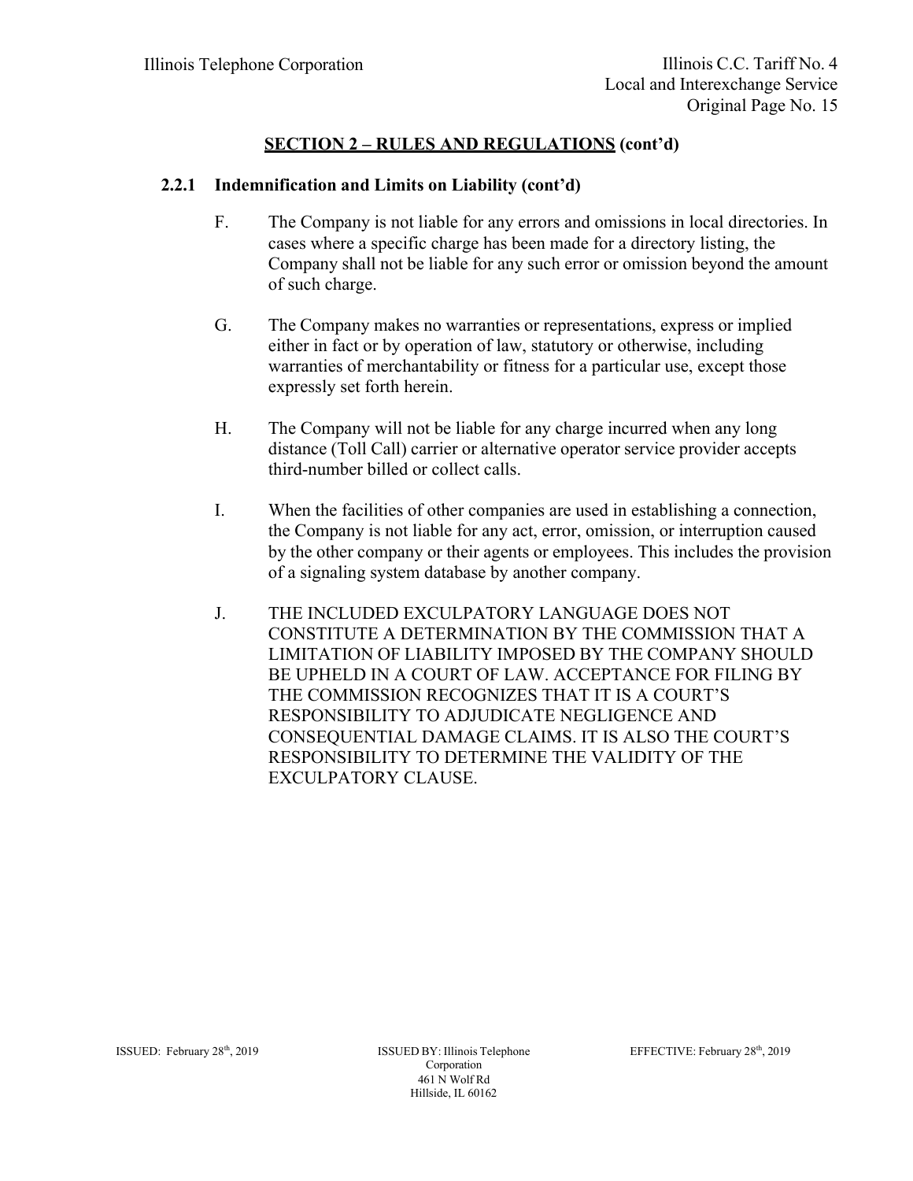## SECTION 2 – RULES AND REGULATIONS (cont'd)

### 2.2.1 Indemnification and Limits on Liability (cont'd)

F. The Company is not liable for any errors and omissions in local directories. In cases where a specific charge has been made for a directory listing, the Company shall not be liable for any such error or omission beyond the amount of such charge.

G. The Company makes no warranties or representations, express or implied either in fact or by operation of law, statutory or otherwise, including warranties of merchantability or fitness for a particular use, except those expressly set forth herein.

H. The Company will not be liable for any charge incurred when any long distance (Toll Call) carrier or alternative operator service provider accepts third-number billed or collect calls.

I. When the facilities of other companies are used in establishing a connection, the Company is not liable for any act, error, omission, or interruption caused by the other company or their agents or employees. This includes the provision of a signaling system database by another company.

J. THE INCLUDED EXCULPATORY LANGUAGE DOES NOT CONSTITUTE A DETERMINATION BY THE COMMISSION THAT A LIMITATION OF LIABILITY IMPOSED BY THE COMPANY SHOULD BE UPHELD IN A COURT OF LAW. ACCEPTANCE FOR FILING BY THE COMMISSION RECOGNIZES THAT IT IS A COURT'S RESPONSIBILITY TO ADJUDICATE NEGLIGENCE AND CONSEQUENTIAL DAMAGE CLAIMS. IT IS ALSO THE COURT'S RESPONSIBILITY TO DETERMINE THE VALIDITY OF THE EXCULPATORY CLAUSE.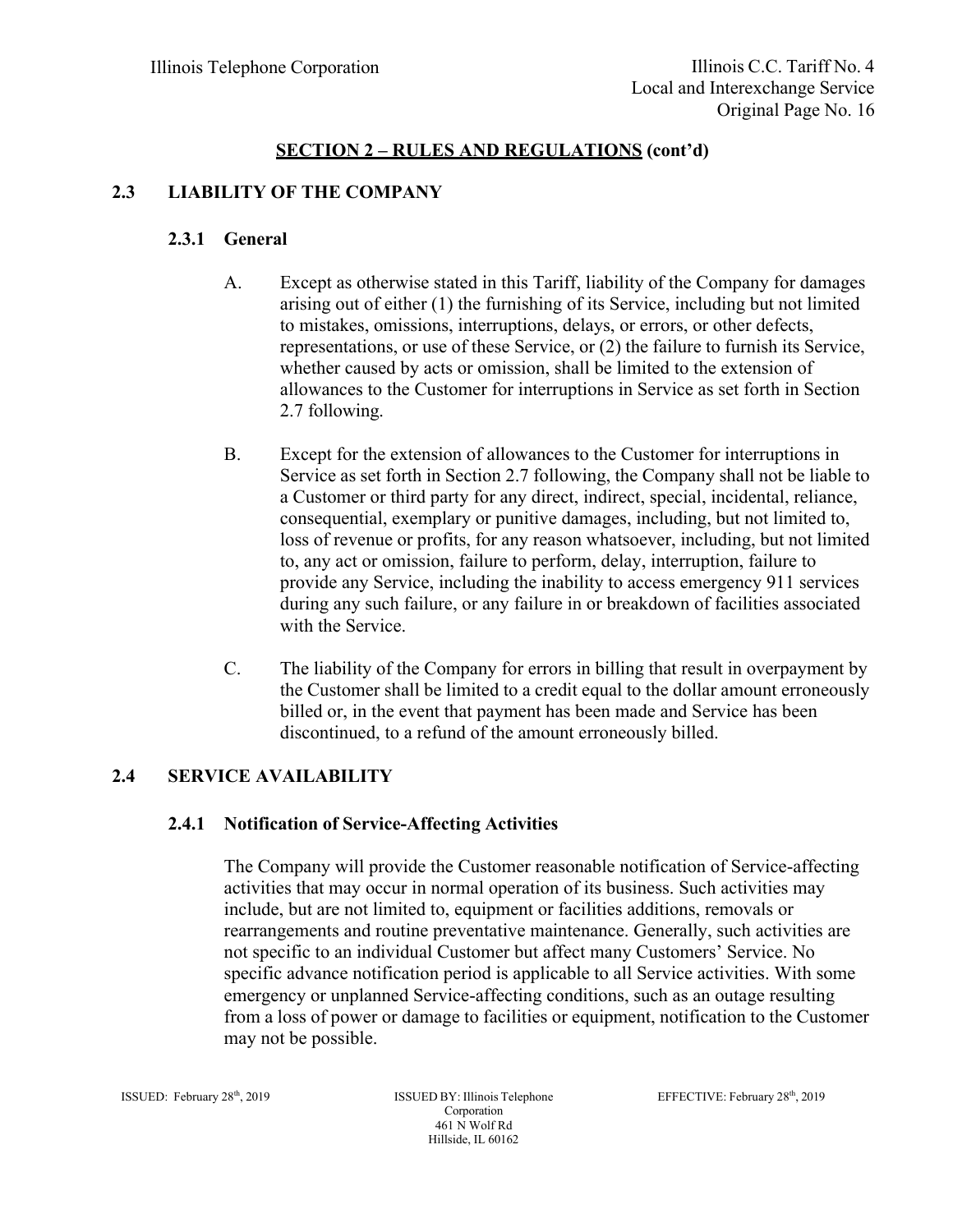## SECTION 2 – RULES AND REGULATIONS (cont'd)

### 2.3 LIABILITY OF THE COMPANY

#### 2.3.1 General

A. Except as otherwise stated in this Tariff, liability of the Company for damages arising out of either (1) the furnishing of its Service, including but not limited to mistakes, omissions, interruptions, delays, or errors, or other defects, representations, or use of these Service, or (2) the failure to furnish its Service, whether caused by acts or omission, shall be limited to the extension of allowances to the Customer for interruptions in Service as set forth in Section 2.7 following.

B. Except for the extension of allowances to the Customer for interruptions in Service as set forth in Section 2.7 following, the Company shall not be liable to a Customer or third party for any direct, indirect, special, incidental, reliance, consequential, exemplary or punitive damages, including, but not limited to, loss of revenue or profits, for any reason whatsoever, including, but not limited to, any act or omission, failure to perform, delay, interruption, failure to provide any Service, including the inability to access emergency 911 services during any such failure, or any failure in or breakdown of facilities associated with the Service.

C. The liability of the Company for errors in billing that result in overpayment by the Customer shall be limited to a credit equal to the dollar amount erroneously billed or, in the event that payment has been made and Service has been discontinued, to a refund of the amount erroneously billed.

### 2.4 SERVICE AVAILABILITY

#### 2.4.1 Notification of Service-Affecting Activities

The Company will provide the Customer reasonable notification of Service-affecting activities that may occur in normal operation of its business. Such activities may include, but are not limited to, equipment or facilities additions, removals or rearrangements and routine preventative maintenance. Generally, such activities are not specific to an individual Customer but affect many Customers' Service. No specific advance notification period is applicable to all Service activities. With some emergency or unplanned Service-affecting conditions, such as an outage resulting from a loss of power or damage to facilities or equipment, notification to the Customer may not be possible.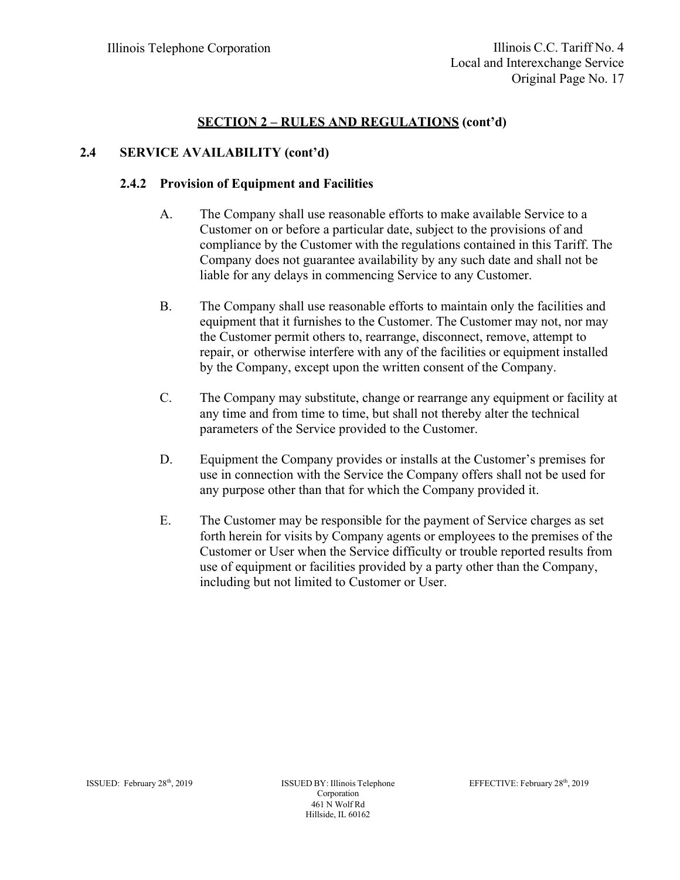## SECTION 2 – RULES AND REGULATIONS (cont'd)

### 2.4 SERVICE AVAILABILITY (cont'd)

#### 2.4.2 Provision of Equipment and Facilities

A. The Company shall use reasonable efforts to make available Service to a Customer on or before a particular date, subject to the provisions of and compliance by the Customer with the regulations contained in this Tariff. The Company does not guarantee availability by any such date and shall not be liable for any delays in commencing Service to any Customer.

B. The Company shall use reasonable efforts to maintain only the facilities and equipment that it furnishes to the Customer. The Customer may not, nor may the Customer permit others to, rearrange, disconnect, remove, attempt to repair, or otherwise interfere with any of the facilities or equipment installed by the Company, except upon the written consent of the Company.

C. The Company may substitute, change or rearrange any equipment or facility at any time and from time to time, but shall not thereby alter the technical parameters of the Service provided to the Customer.

D. Equipment the Company provides or installs at the Customer's premises for use in connection with the Service the Company offers shall not be used for any purpose other than that for which the Company provided it.

E. The Customer may be responsible for the payment of Service charges as set forth herein for visits by Company agents or employees to the premises of the Customer or User when the Service difficulty or trouble reported results from use of equipment or facilities provided by a party other than the Company, including but not limited to Customer or User.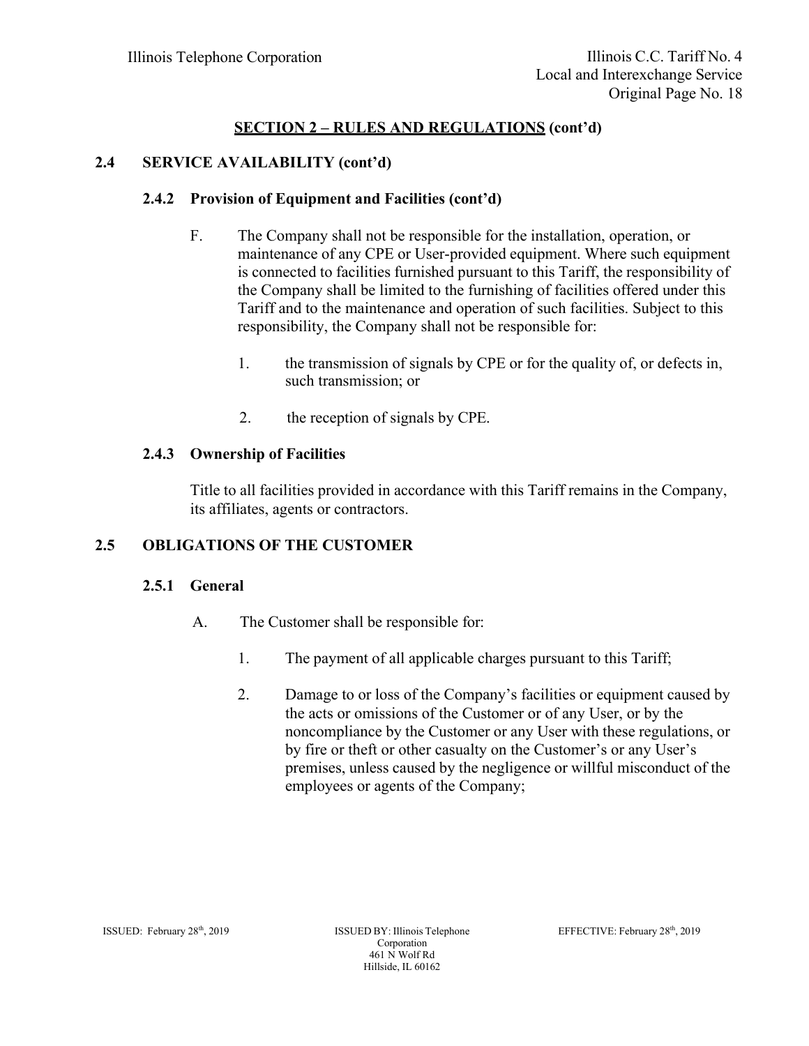## SECTION 2 – RULES AND REGULATIONS (cont'd)

### 2.4 SERVICE AVAILABILITY (cont'd)

#### 2.4.2 Provision of Equipment and Facilities (cont'd)

F. The Company shall not be responsible for the installation, operation, or maintenance of any CPE or User-provided equipment. Where such equipment is connected to facilities furnished pursuant to this Tariff, the responsibility of the Company shall be limited to the furnishing of facilities offered under this Tariff and to the maintenance and operation of such facilities. Subject to this responsibility, the Company shall not be responsible for:

1. the transmission of signals by CPE or for the quality of, or defects in, such transmission; or

2. the reception of signals by CPE.

#### 2.4.3 Ownership of Facilities

Title to all facilities provided in accordance with this Tariff remains in the Company, its affiliates, agents or contractors.

### 2.5 OBLIGATIONS OF THE CUSTOMER

#### 2.5.1 General

A. The Customer shall be responsible for:

1. The payment of all applicable charges pursuant to this Tariff;

2. Damage to or loss of the Company's facilities or equipment caused by the acts or omissions of the Customer or of any User, or by the noncompliance by the Customer or any User with these regulations, or by fire or theft or other casualty on the Customer's or any User's premises, unless caused by the negligence or willful misconduct of the employees or agents of the Company;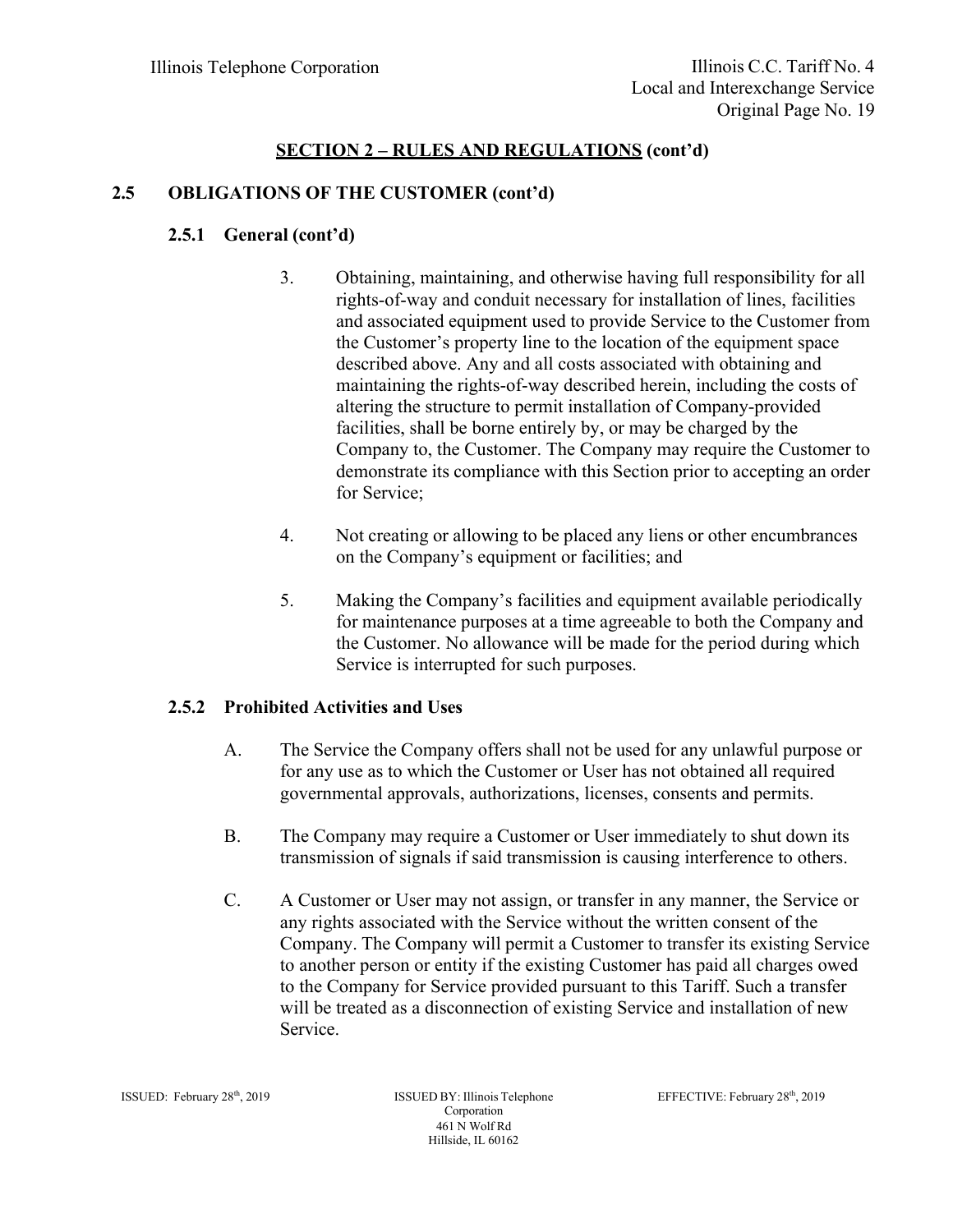## SECTION 2 – RULES AND REGULATIONS (cont'd)

### 2.5 OBLIGATIONS OF THE CUSTOMER (cont'd)

#### 2.5.1 General (cont'd)

3. Obtaining, maintaining, and otherwise having full responsibility for all rights-of-way and conduit necessary for installation of lines, facilities and associated equipment used to provide Service to the Customer from the Customer's property line to the location of the equipment space described above. Any and all costs associated with obtaining and maintaining the rights-of-way described herein, including the costs of altering the structure to permit installation of Company-provided facilities, shall be borne entirely by, or may be charged by the Company to, the Customer. The Company may require the Customer to demonstrate its compliance with this Section prior to accepting an order for Service;

4. Not creating or allowing to be placed any liens or other encumbrances on the Company's equipment or facilities; and

5. Making the Company's facilities and equipment available periodically for maintenance purposes at a time agreeable to both the Company and the Customer. No allowance will be made for the period during which Service is interrupted for such purposes.

#### 2.5.2 Prohibited Activities and Uses

A. The Service the Company offers shall not be used for any unlawful purpose or for any use as to which the Customer or User has not obtained all required governmental approvals, authorizations, licenses, consents and permits.

B. The Company may require a Customer or User immediately to shut down its transmission of signals if said transmission is causing interference to others.

C. A Customer or User may not assign, or transfer in any manner, the Service or any rights associated with the Service without the written consent of the Company. The Company will permit a Customer to transfer its existing Service to another person or entity if the existing Customer has paid all charges owed to the Company for Service provided pursuant to this Tariff. Such a transfer will be treated as a disconnection of existing Service and installation of new Service.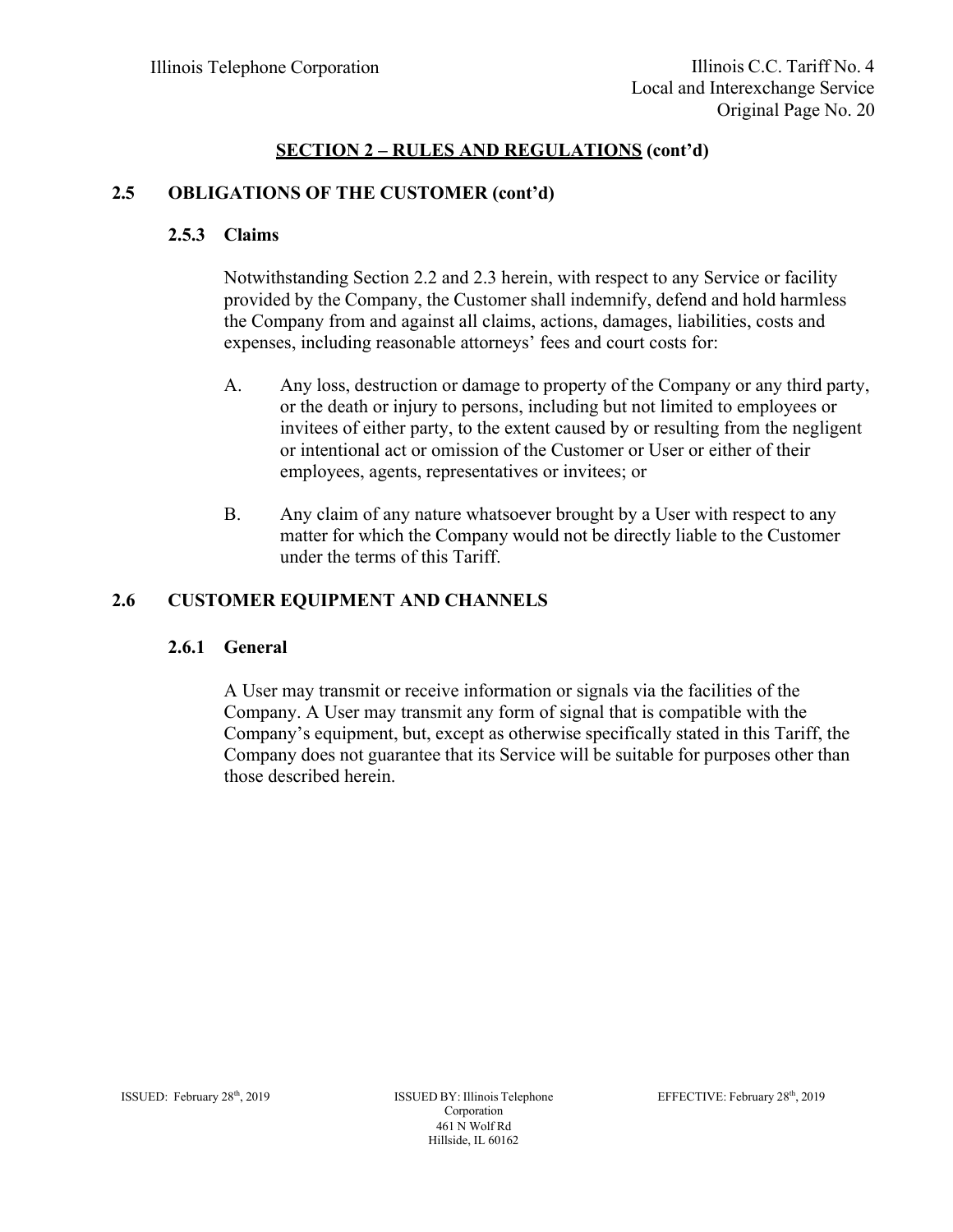## SECTION 2 – RULES AND REGULATIONS (cont'd)

### 2.5 OBLIGATIONS OF THE CUSTOMER (cont'd)

#### 2.5.3 Claims

Notwithstanding Section 2.2 and 2.3 herein, with respect to any Service or facility provided by the Company, the Customer shall indemnify, defend and hold harmless the Company from and against all claims, actions, damages, liabilities, costs and expenses, including reasonable attorneys' fees and court costs for:

A. Any loss, destruction or damage to property of the Company or any third party, or the death or injury to persons, including but not limited to employees or invitees of either party, to the extent caused by or resulting from the negligent or intentional act or omission of the Customer or User or either of their employees, agents, representatives or invitees; or

B. Any claim of any nature whatsoever brought by a User with respect to any matter for which the Company would not be directly liable to the Customer under the terms of this Tariff.

### 2.6 CUSTOMER EQUIPMENT AND CHANNELS

#### 2.6.1 General

A User may transmit or receive information or signals via the facilities of the Company. A User may transmit any form of signal that is compatible with the Company's equipment, but, except as otherwise specifically stated in this Tariff, the Company does not guarantee that its Service will be suitable for purposes other than those described herein.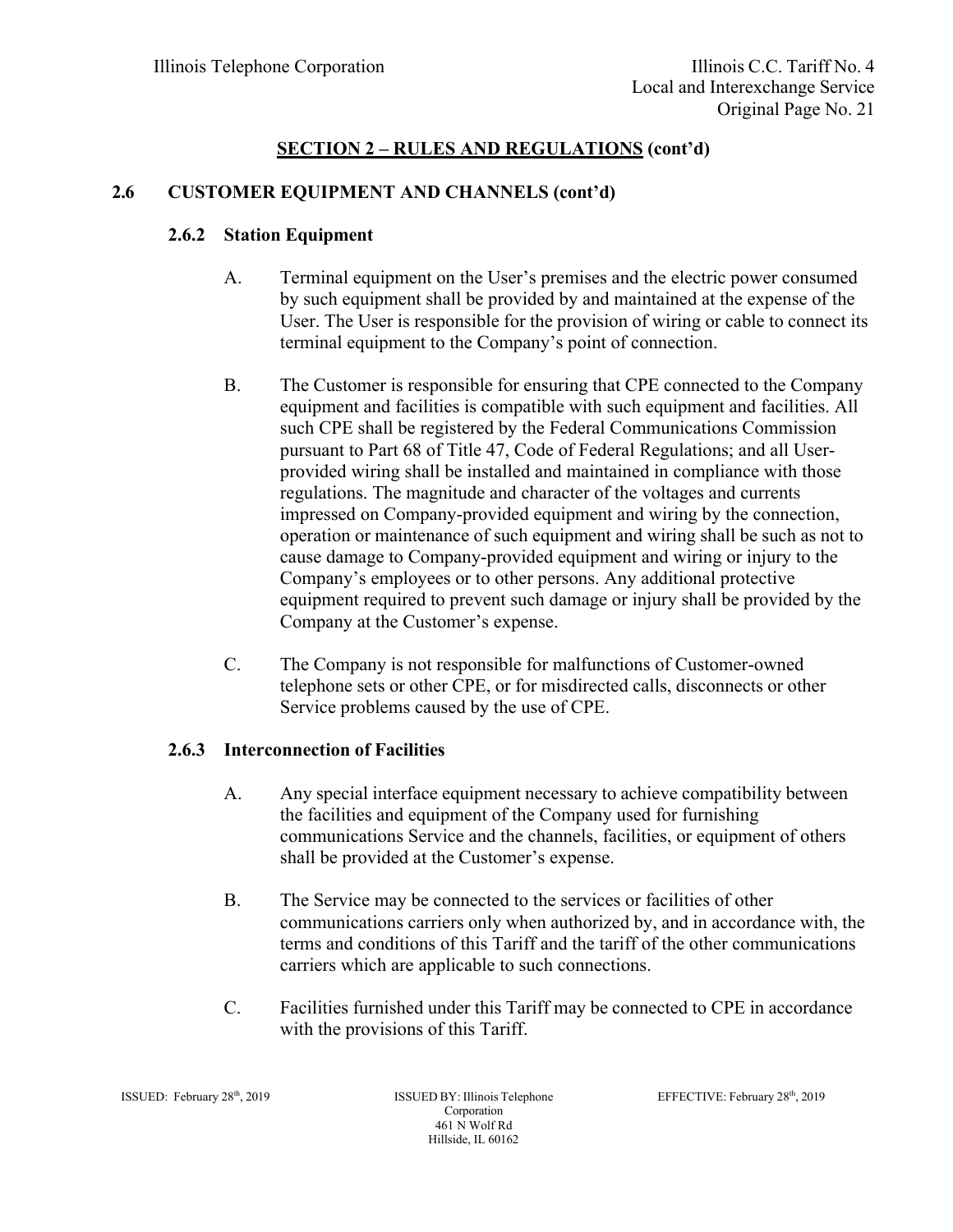## SECTION 2 – RULES AND REGULATIONS (cont'd)

### 2.6 CUSTOMER EQUIPMENT AND CHANNELS (cont'd)

#### 2.6.2 Station Equipment

A. Terminal equipment on the User's premises and the electric power consumed by such equipment shall be provided by and maintained at the expense of the User. The User is responsible for the provision of wiring or cable to connect its terminal equipment to the Company's point of connection.

B. The Customer is responsible for ensuring that CPE connected to the Company equipment and facilities is compatible with such equipment and facilities. All such CPE shall be registered by the Federal Communications Commission pursuant to Part 68 of Title 47, Code of Federal Regulations; and all User-provided wiring shall be installed and maintained in compliance with those regulations. The magnitude and character of the voltages and currents impressed on Company-provided equipment and wiring by the connection, operation or maintenance of such equipment and wiring shall be such as not to cause damage to Company-provided equipment and wiring or injury to the Company's employees or to other persons. Any additional protective equipment required to prevent such damage or injury shall be provided by the Company at the Customer's expense.

C. The Company is not responsible for malfunctions of Customer-owned telephone sets or other CPE, or for misdirected calls, disconnects or other Service problems caused by the use of CPE.

#### 2.6.3 Interconnection of Facilities

A. Any special interface equipment necessary to achieve compatibility between the facilities and equipment of the Company used for furnishing communications Service and the channels, facilities, or equipment of others shall be provided at the Customer's expense.

B. The Service may be connected to the services or facilities of other communications carriers only when authorized by, and in accordance with, the terms and conditions of this Tariff and the tariff of the other communications carriers which are applicable to such connections.

C. Facilities furnished under this Tariff may be connected to CPE in accordance with the provisions of this Tariff.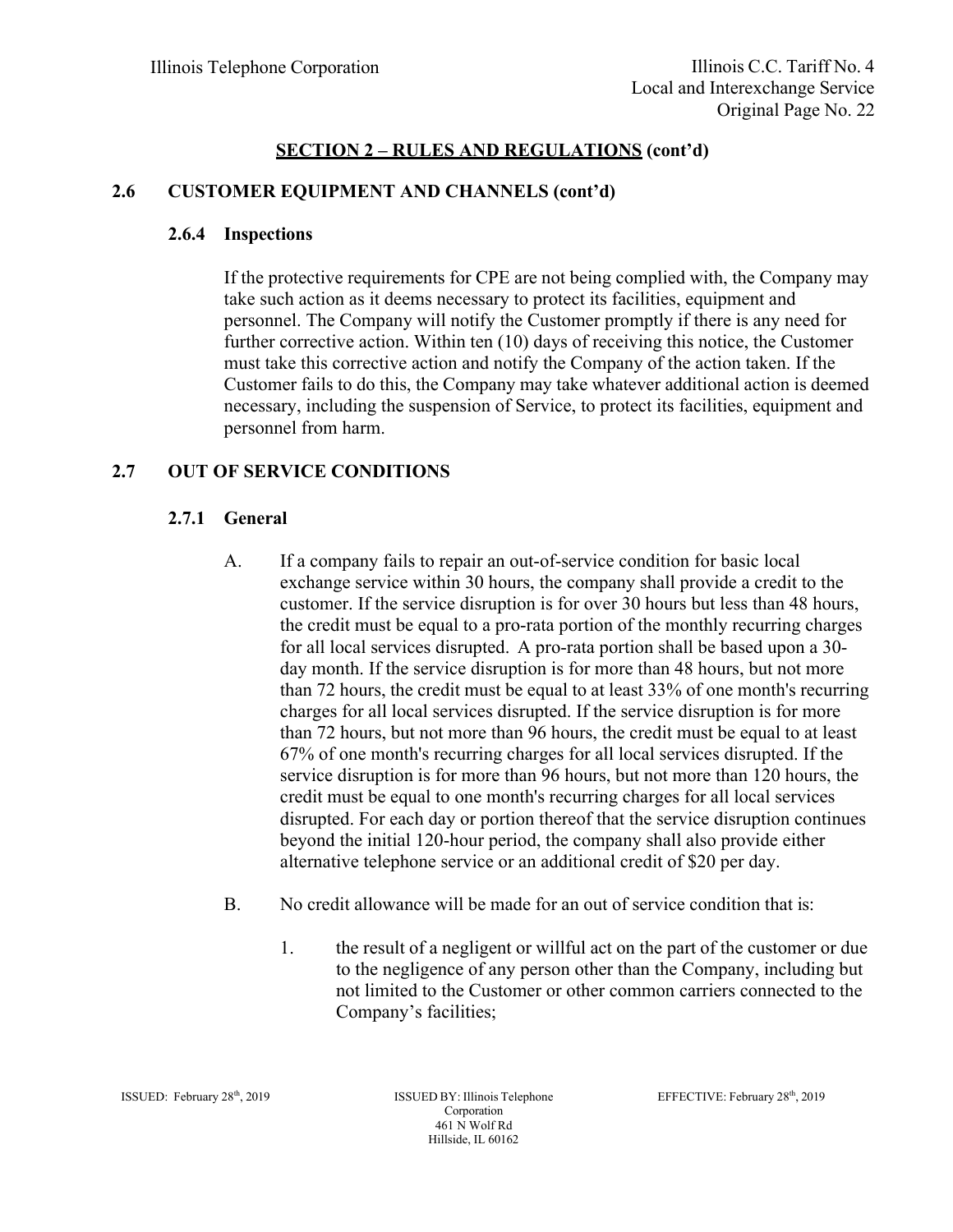## SECTION 2 – RULES AND REGULATIONS (cont'd)

### 2.6 CUSTOMER EQUIPMENT AND CHANNELS (cont'd)

#### 2.6.4 Inspections

If the protective requirements for CPE are not being complied with, the Company may take such action as it deems necessary to protect its facilities, equipment and personnel. The Company will notify the Customer promptly if there is any need for further corrective action. Within ten (10) days of receiving this notice, the Customer must take this corrective action and notify the Company of the action taken. If the Customer fails to do this, the Company may take whatever additional action is deemed necessary, including the suspension of Service, to protect its facilities, equipment and personnel from harm.

### 2.7 OUT OF SERVICE CONDITIONS

#### 2.7.1 General

A. If a company fails to repair an out-of-service condition for basic local exchange service within 30 hours, the company shall provide a credit to the customer. If the service disruption is for over 30 hours but less than 48 hours, the credit must be equal to a pro-rata portion of the monthly recurring charges for all local services disrupted. A pro-rata portion shall be based upon a 30-day month. If the service disruption is for more than 48 hours, but not more than 72 hours, the credit must be equal to at least 33% of one month's recurring charges for all local services disrupted. If the service disruption is for more than 72 hours, but not more than 96 hours, the credit must be equal to at least 67% of one month's recurring charges for all local services disrupted. If the service disruption is for more than 96 hours, but not more than 120 hours, the credit must be equal to one month's recurring charges for all local services disrupted. For each day or portion thereof that the service disruption continues beyond the initial 120-hour period, the company shall also provide either alternative telephone service or an additional credit of $20 per day.

B. No credit allowance will be made for an out of service condition that is:

1. the result of a negligent or willful act on the part of the customer or due to the negligence of any person other than the Company, including but not limited to the Customer or other common carriers connected to the Company's facilities;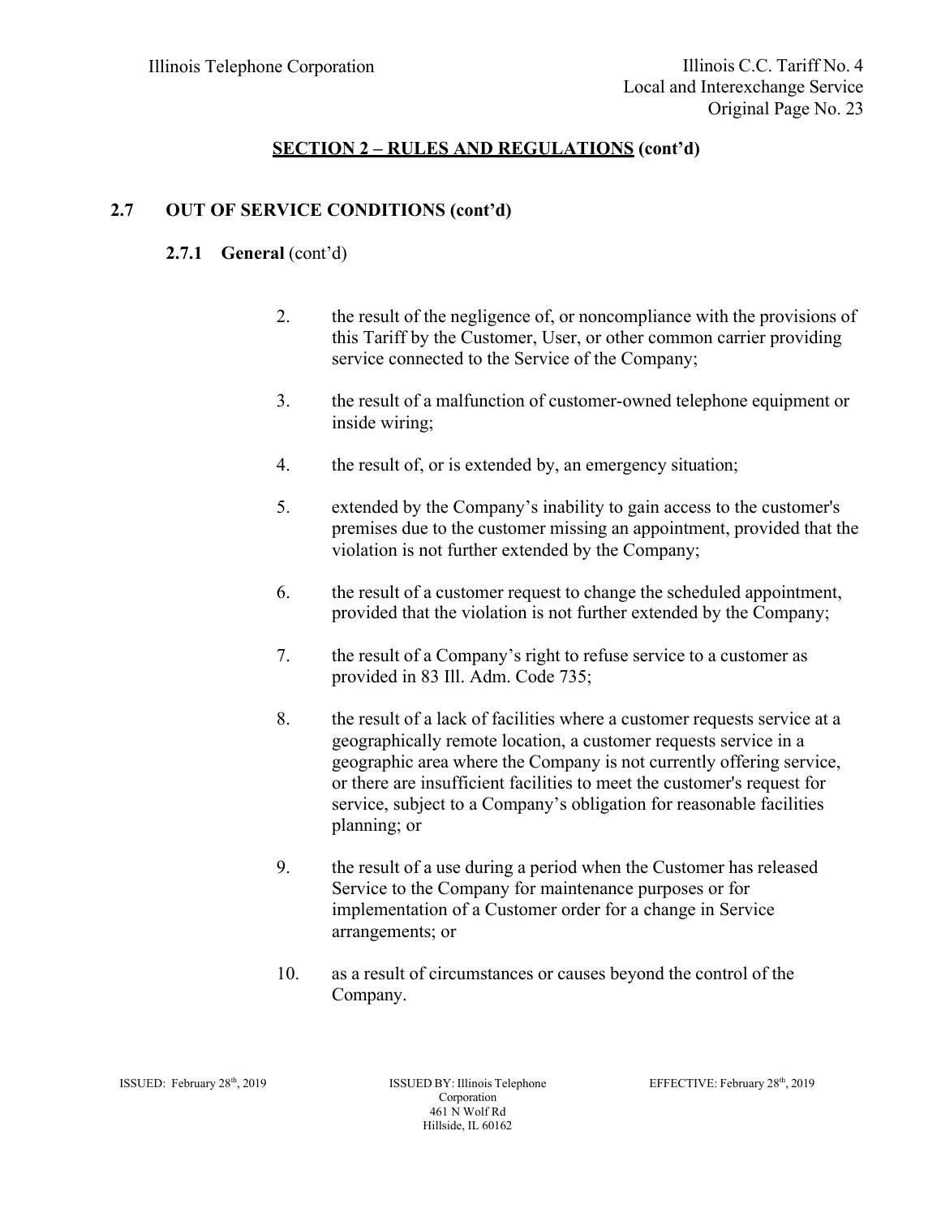## SECTION 2 – RULES AND REGULATIONS (cont'd)

### 2.7 OUT OF SERVICE CONDITIONS (cont'd)

#### 2.7.1 General (cont'd)

2. the result of the negligence of, or noncompliance with the provisions of this Tariff by the Customer, User, or other common carrier providing service connected to the Service of the Company;

3. the result of a malfunction of customer-owned telephone equipment or inside wiring;

4. the result of, or is extended by, an emergency situation;

5. extended by the Company's inability to gain access to the customer's premises due to the customer missing an appointment, provided that the violation is not further extended by the Company;

6. the result of a customer request to change the scheduled appointment, provided that the violation is not further extended by the Company;

7. the result of a Company's right to refuse service to a customer as provided in 83 Ill. Adm. Code 735;

8. the result of a lack of facilities where a customer requests service at a geographically remote location, a customer requests service in a geographic area where the Company is not currently offering service, or there are insufficient facilities to meet the customer's request for service, subject to a Company's obligation for reasonable facilities planning; or

9. the result of a use during a period when the Customer has released Service to the Company for maintenance purposes or for implementation of a Customer order for a change in Service arrangements; or

10. as a result of circumstances or causes beyond the control of the Company.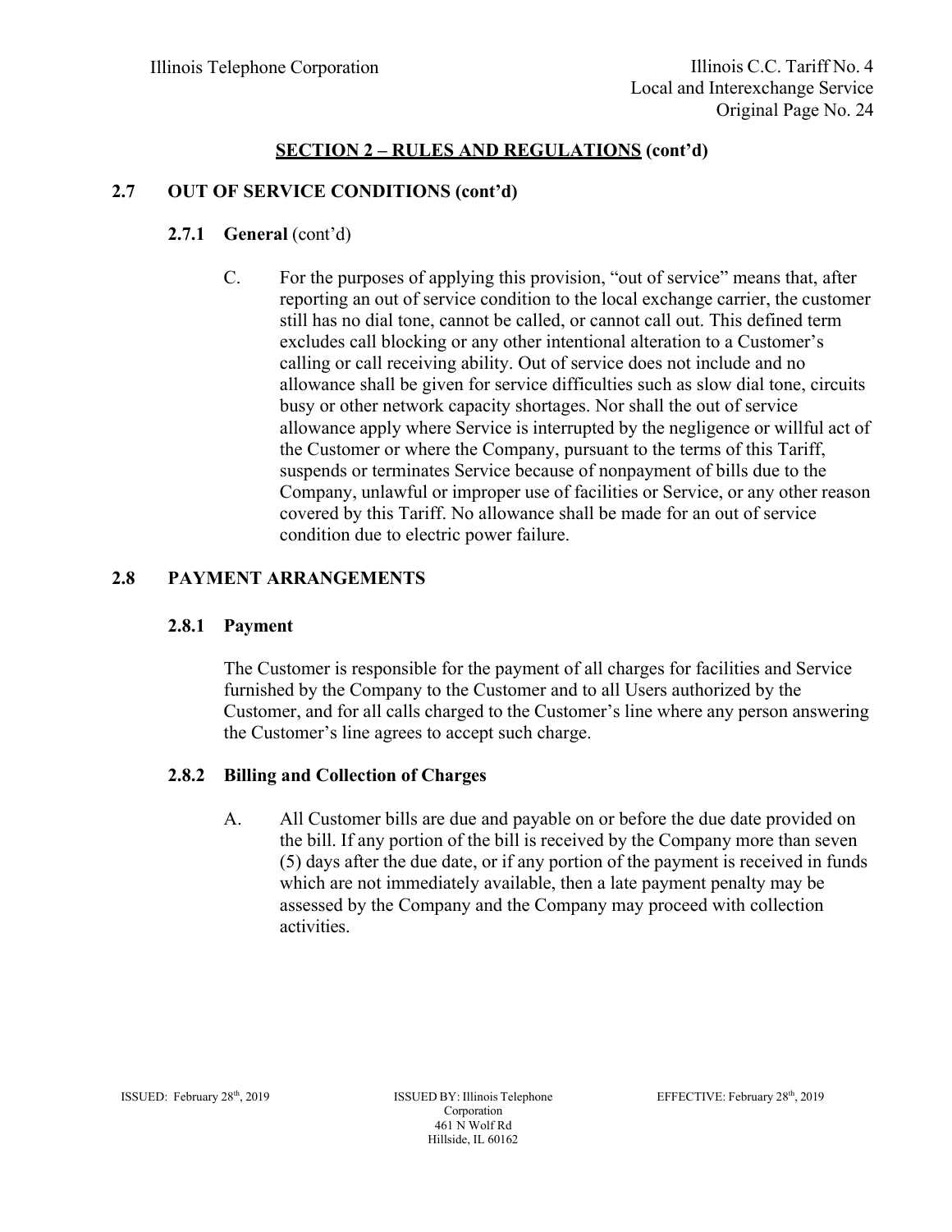## SECTION 2 – RULES AND REGULATIONS (cont'd)

### 2.7 OUT OF SERVICE CONDITIONS (cont'd)

#### 2.7.1 General (cont'd)

C. For the purposes of applying this provision, "out of service" means that, after reporting an out of service condition to the local exchange carrier, the customer still has no dial tone, cannot be called, or cannot call out. This defined term excludes call blocking or any other intentional alteration to a Customer's calling or call receiving ability. Out of service does not include and no allowance shall be given for service difficulties such as slow dial tone, circuits busy or other network capacity shortages. Nor shall the out of service allowance apply where Service is interrupted by the negligence or willful act of the Customer or where the Company, pursuant to the terms of this Tariff, suspends or terminates Service because of nonpayment of bills due to the Company, unlawful or improper use of facilities or Service, or any other reason covered by this Tariff. No allowance shall be made for an out of service condition due to electric power failure.

### 2.8 PAYMENT ARRANGEMENTS

#### 2.8.1 Payment

The Customer is responsible for the payment of all charges for facilities and Service furnished by the Company to the Customer and to all Users authorized by the Customer, and for all calls charged to the Customer's line where any person answering the Customer's line agrees to accept such charge.

#### 2.8.2 Billing and Collection of Charges

A. All Customer bills are due and payable on or before the due date provided on the bill. If any portion of the bill is received by the Company more than seven (5) days after the due date, or if any portion of the payment is received in funds which are not immediately available, then a late payment penalty may be assessed by the Company and the Company may proceed with collection activities.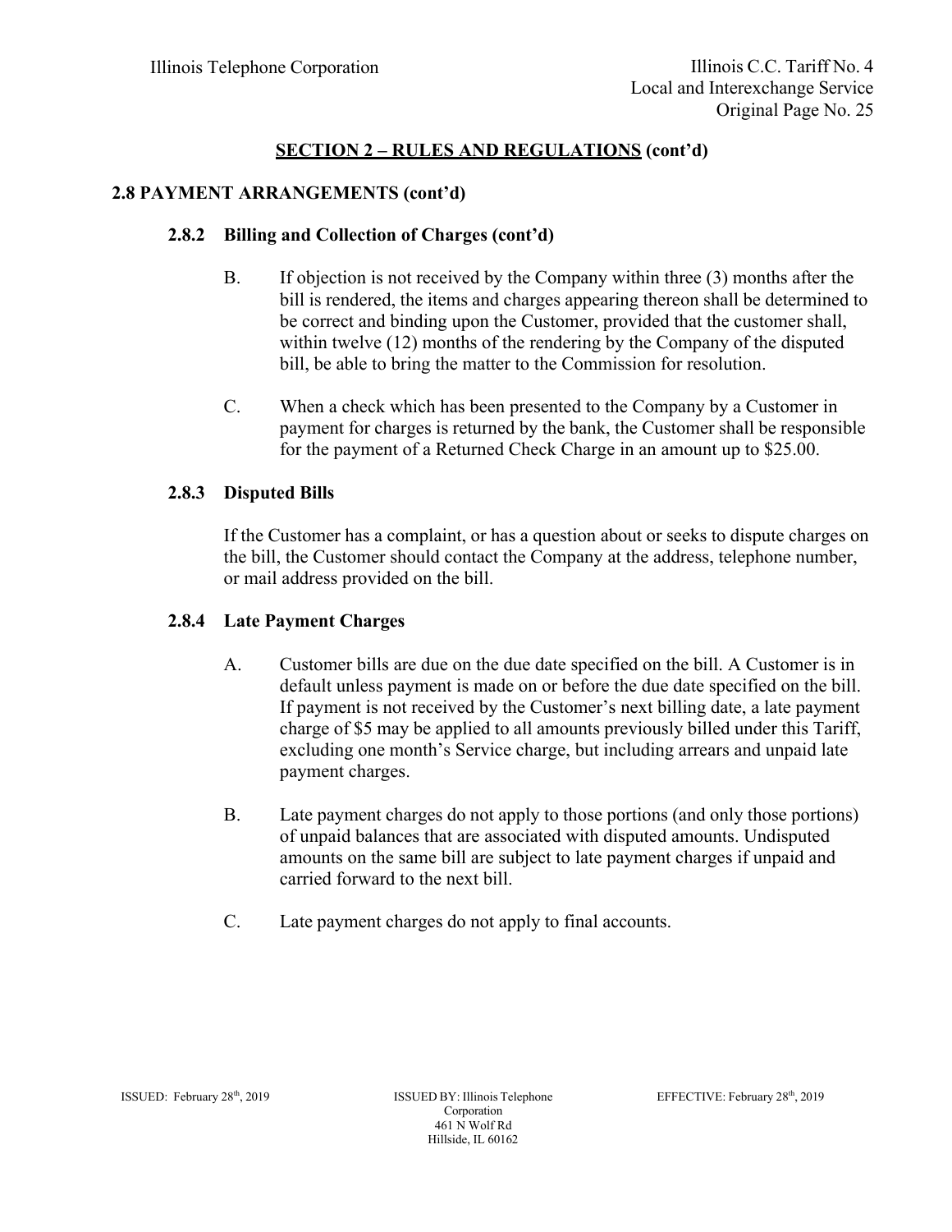## SECTION 2 – RULES AND REGULATIONS (cont'd)

### 2.8 PAYMENT ARRANGEMENTS (cont'd)

#### 2.8.2 Billing and Collection of Charges (cont'd)

B. If objection is not received by the Company within three (3) months after the bill is rendered, the items and charges appearing thereon shall be determined to be correct and binding upon the Customer, provided that the customer shall, within twelve (12) months of the rendering by the Company of the disputed bill, be able to bring the matter to the Commission for resolution.

C. When a check which has been presented to the Company by a Customer in payment for charges is returned by the bank, the Customer shall be responsible for the payment of a Returned Check Charge in an amount up to $25.00.

#### 2.8.3 Disputed Bills

If the Customer has a complaint, or has a question about or seeks to dispute charges on the bill, the Customer should contact the Company at the address, telephone number, or mail address provided on the bill.

#### 2.8.4 Late Payment Charges

A. Customer bills are due on the due date specified on the bill. A Customer is in default unless payment is made on or before the due date specified on the bill. If payment is not received by the Customer's next billing date, a late payment charge of $5 may be applied to all amounts previously billed under this Tariff, excluding one month's Service charge, but including arrears and unpaid late payment charges.

B. Late payment charges do not apply to those portions (and only those portions) of unpaid balances that are associated with disputed amounts. Undisputed amounts on the same bill are subject to late payment charges if unpaid and carried forward to the next bill.

C. Late payment charges do not apply to final accounts.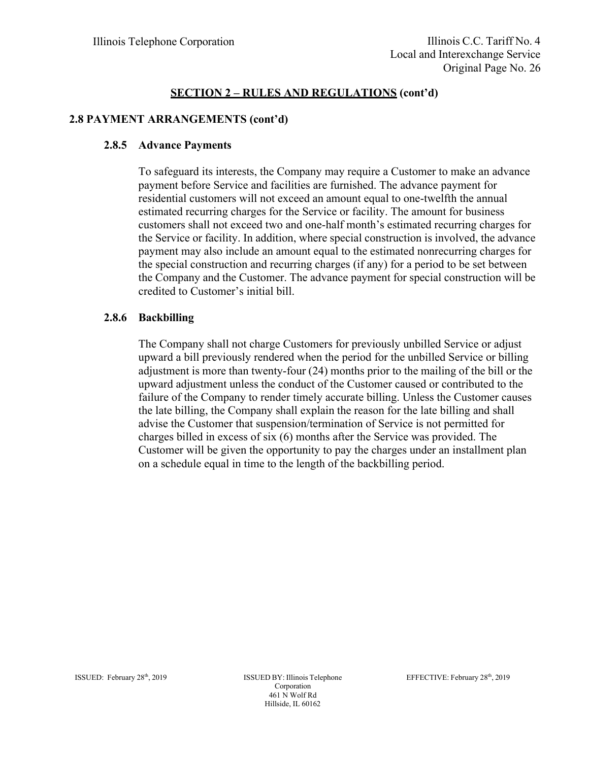## SECTION 2 – RULES AND REGULATIONS (cont'd)

### 2.8 PAYMENT ARRANGEMENTS (cont'd)

#### 2.8.5 Advance Payments

To safeguard its interests, the Company may require a Customer to make an advance payment before Service and facilities are furnished. The advance payment for residential customers will not exceed an amount equal to one-twelfth the annual estimated recurring charges for the Service or facility. The amount for business customers shall not exceed two and one-half month's estimated recurring charges for the Service or facility. In addition, where special construction is involved, the advance payment may also include an amount equal to the estimated nonrecurring charges for the special construction and recurring charges (if any) for a period to be set between the Company and the Customer. The advance payment for special construction will be credited to Customer's initial bill.

#### 2.8.6 Backbilling

The Company shall not charge Customers for previously unbilled Service or adjust upward a bill previously rendered when the period for the unbilled Service or billing adjustment is more than twenty-four (24) months prior to the mailing of the bill or the upward adjustment unless the conduct of the Customer caused or contributed to the failure of the Company to render timely accurate billing. Unless the Customer causes the late billing, the Company shall explain the reason for the late billing and shall advise the Customer that suspension/termination of Service is not permitted for charges billed in excess of six (6) months after the Service was provided. The Customer will be given the opportunity to pay the charges under an installment plan on a schedule equal in time to the length of the backbilling period.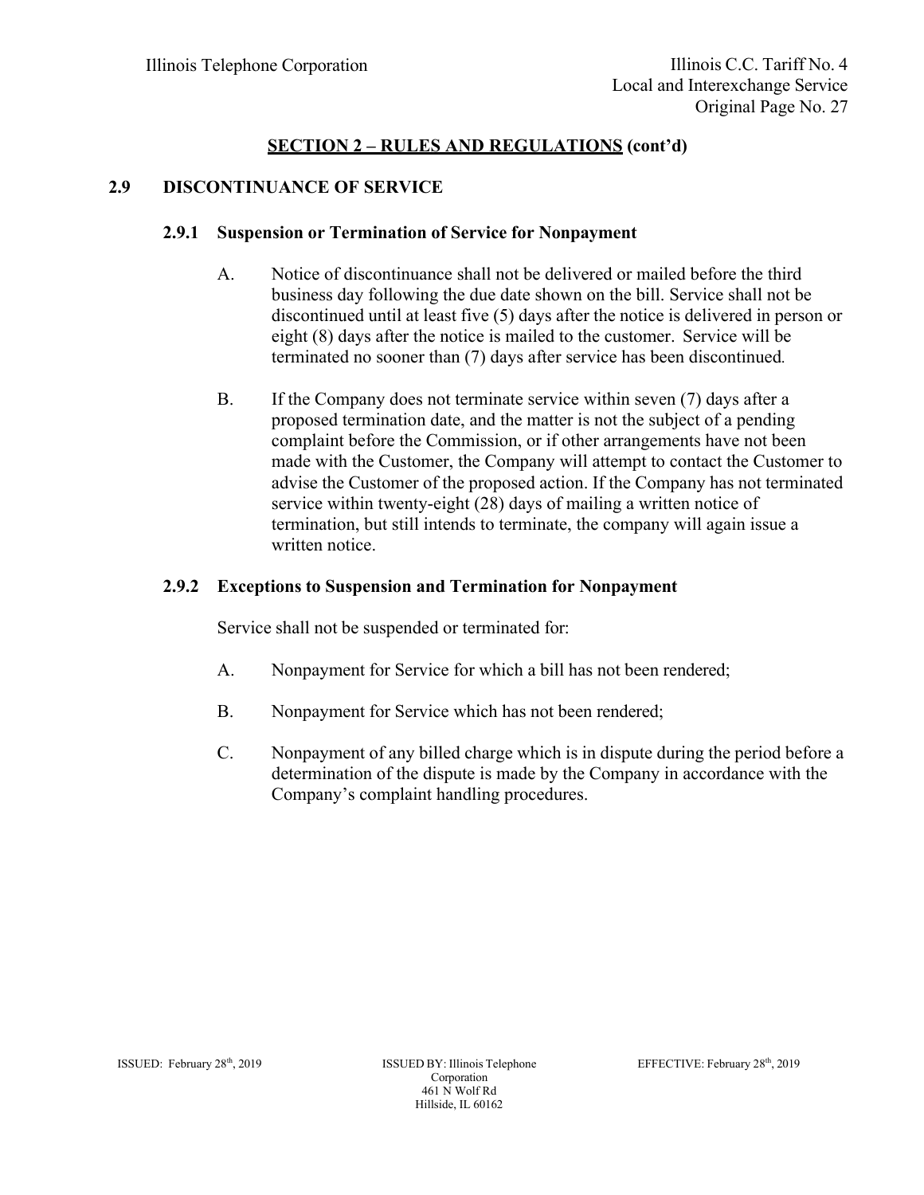## SECTION 2 – RULES AND REGULATIONS (cont'd)

### 2.9 DISCONTINUANCE OF SERVICE

#### 2.9.1 Suspension or Termination of Service for Nonpayment

A. Notice of discontinuance shall not be delivered or mailed before the third business day following the due date shown on the bill. Service shall not be discontinued until at least five (5) days after the notice is delivered in person or eight (8) days after the notice is mailed to the customer. Service will be terminated no sooner than (7) days after service has been discontinued.

B. If the Company does not terminate service within seven (7) days after a proposed termination date, and the matter is not the subject of a pending complaint before the Commission, or if other arrangements have not been made with the Customer, the Company will attempt to contact the Customer to advise the Customer of the proposed action. If the Company has not terminated service within twenty-eight (28) days of mailing a written notice of termination, but still intends to terminate, the company will again issue a written notice.

#### 2.9.2 Exceptions to Suspension and Termination for Nonpayment

Service shall not be suspended or terminated for:

A. Nonpayment for Service for which a bill has not been rendered;

B. Nonpayment for Service which has not been rendered;

C. Nonpayment of any billed charge which is in dispute during the period before a determination of the dispute is made by the Company in accordance with the Company's complaint handling procedures.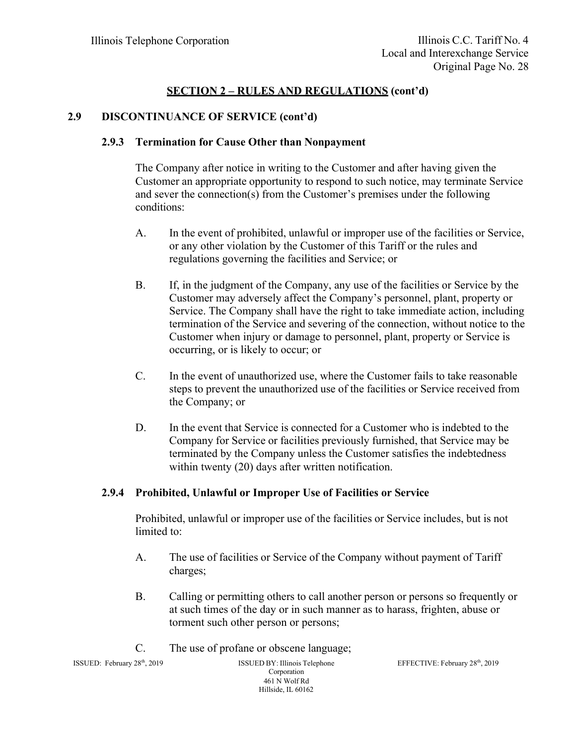## SECTION 2 – RULES AND REGULATIONS (cont'd)

### 2.9 DISCONTINUANCE OF SERVICE (cont'd)

#### 2.9.3 Termination for Cause Other than Nonpayment

The Company after notice in writing to the Customer and after having given the Customer an appropriate opportunity to respond to such notice, may terminate Service and sever the connection(s) from the Customer's premises under the following conditions:

A. In the event of prohibited, unlawful or improper use of the facilities or Service, or any other violation by the Customer of this Tariff or the rules and regulations governing the facilities and Service; or

B. If, in the judgment of the Company, any use of the facilities or Service by the Customer may adversely affect the Company's personnel, plant, property or Service. The Company shall have the right to take immediate action, including termination of the Service and severing of the connection, without notice to the Customer when injury or damage to personnel, plant, property or Service is occurring, or is likely to occur; or

C. In the event of unauthorized use, where the Customer fails to take reasonable steps to prevent the unauthorized use of the facilities or Service received from the Company; or

D. In the event that Service is connected for a Customer who is indebted to the Company for Service or facilities previously furnished, that Service may be terminated by the Company unless the Customer satisfies the indebtedness within twenty (20) days after written notification.

#### 2.9.4 Prohibited, Unlawful or Improper Use of Facilities or Service

Prohibited, unlawful or improper use of the facilities or Service includes, but is not limited to:

A. The use of facilities or Service of the Company without payment of Tariff charges;

B. Calling or permitting others to call another person or persons so frequently or at such times of the day or in such manner as to harass, frighten, abuse or torment such other person or persons;

C. The use of profane or obscene language;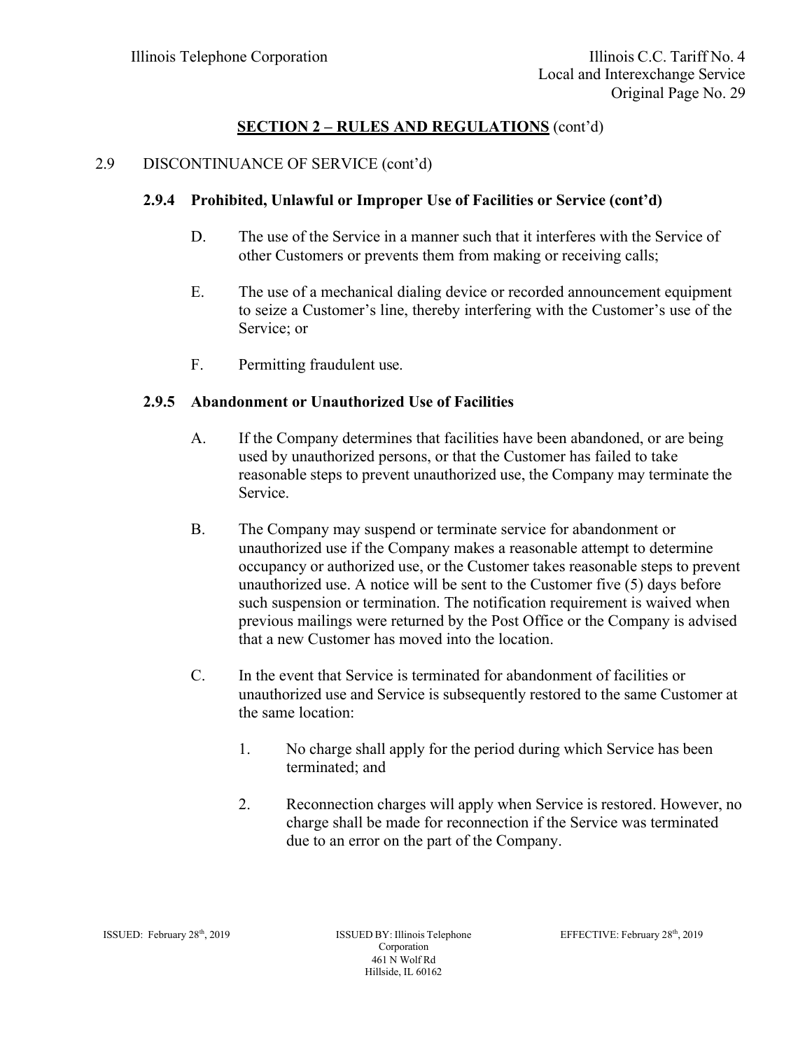## SECTION 2 – RULES AND REGULATIONS (cont'd)

2.9 DISCONTINUANCE OF SERVICE (cont'd)

### 2.9.4 Prohibited, Unlawful or Improper Use of Facilities or Service (cont'd)

D. The use of the Service in a manner such that it interferes with the Service of other Customers or prevents them from making or receiving calls;

E. The use of a mechanical dialing device or recorded announcement equipment to seize a Customer's line, thereby interfering with the Customer's use of the Service; or

F. Permitting fraudulent use.

### 2.9.5 Abandonment or Unauthorized Use of Facilities

A. If the Company determines that facilities have been abandoned, or are being used by unauthorized persons, or that the Customer has failed to take reasonable steps to prevent unauthorized use, the Company may terminate the Service.

B. The Company may suspend or terminate service for abandonment or unauthorized use if the Company makes a reasonable attempt to determine occupancy or authorized use, or the Customer takes reasonable steps to prevent unauthorized use. A notice will be sent to the Customer five (5) days before such suspension or termination. The notification requirement is waived when previous mailings were returned by the Post Office or the Company is advised that a new Customer has moved into the location.

C. In the event that Service is terminated for abandonment of facilities or unauthorized use and Service is subsequently restored to the same Customer at the same location:

1. No charge shall apply for the period during which Service has been terminated; and

2. Reconnection charges will apply when Service is restored. However, no charge shall be made for reconnection if the Service was terminated due to an error on the part of the Company.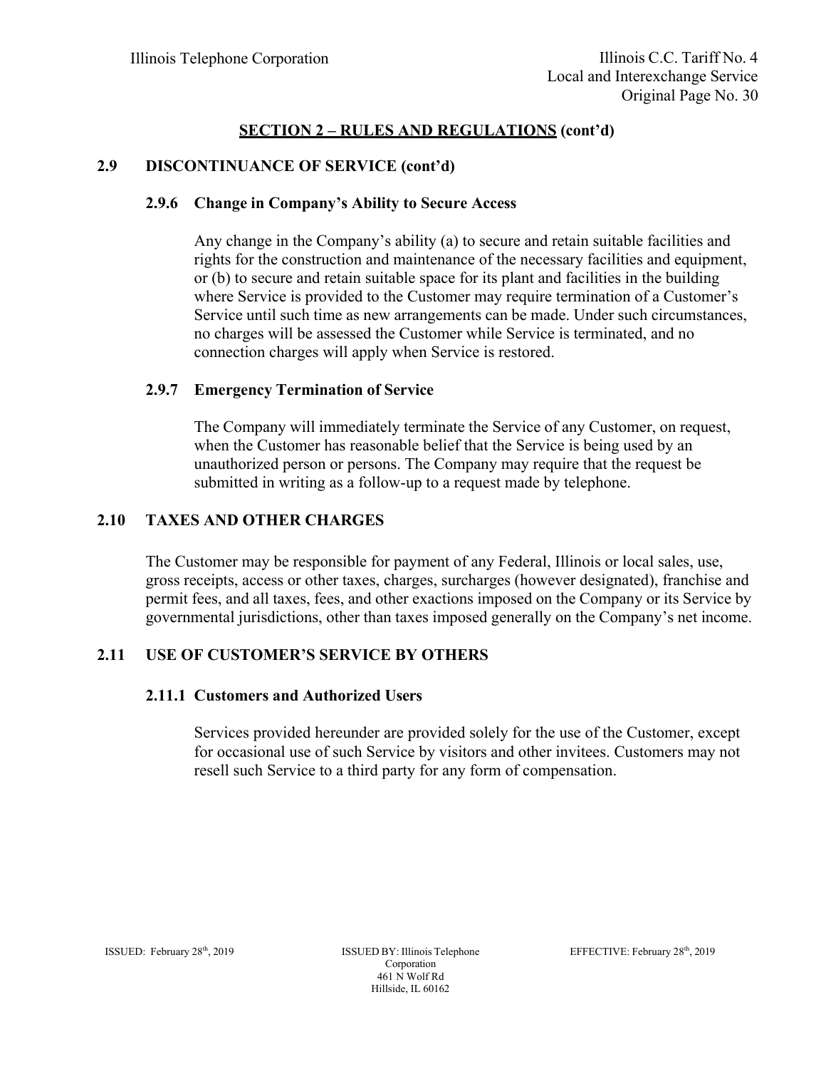## SECTION 2 – RULES AND REGULATIONS (cont'd)

### 2.9 DISCONTINUANCE OF SERVICE (cont'd)

#### 2.9.6 Change in Company's Ability to Secure Access

Any change in the Company's ability (a) to secure and retain suitable facilities and rights for the construction and maintenance of the necessary facilities and equipment, or (b) to secure and retain suitable space for its plant and facilities in the building where Service is provided to the Customer may require termination of a Customer's Service until such time as new arrangements can be made. Under such circumstances, no charges will be assessed the Customer while Service is terminated, and no connection charges will apply when Service is restored.

#### 2.9.7 Emergency Termination of Service

The Company will immediately terminate the Service of any Customer, on request, when the Customer has reasonable belief that the Service is being used by an unauthorized person or persons. The Company may require that the request be submitted in writing as a follow-up to a request made by telephone.

### 2.10 TAXES AND OTHER CHARGES

The Customer may be responsible for payment of any Federal, Illinois or local sales, use, gross receipts, access or other taxes, charges, surcharges (however designated), franchise and permit fees, and all taxes, fees, and other exactions imposed on the Company or its Service by governmental jurisdictions, other than taxes imposed generally on the Company's net income.

### 2.11 USE OF CUSTOMER'S SERVICE BY OTHERS

#### 2.11.1 Customers and Authorized Users

Services provided hereunder are provided solely for the use of the Customer, except for occasional use of such Service by visitors and other invitees. Customers may not resell such Service to a third party for any form of compensation.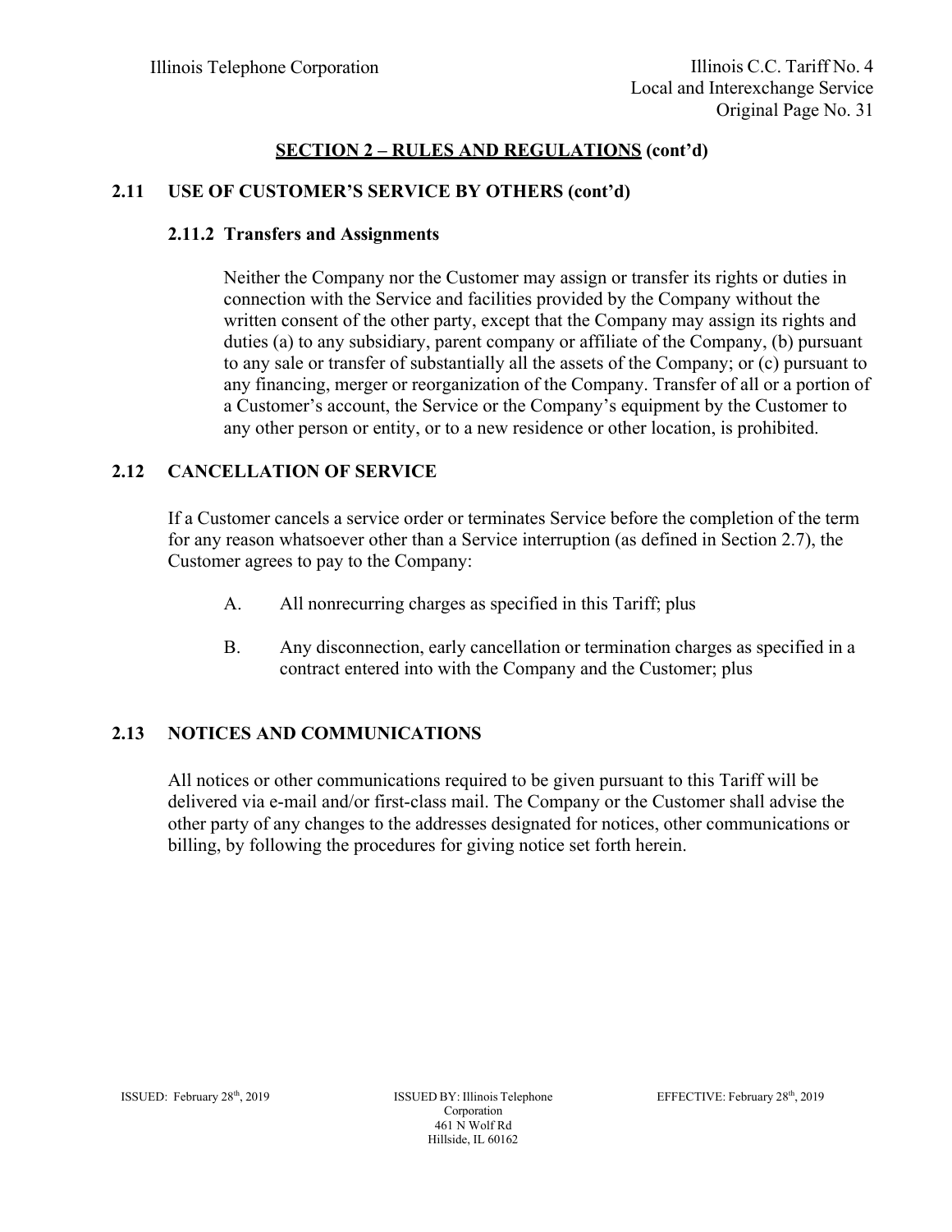## SECTION 2 – RULES AND REGULATIONS (cont'd)

### 2.11 USE OF CUSTOMER'S SERVICE BY OTHERS (cont'd)

#### 2.11.2 Transfers and Assignments

Neither the Company nor the Customer may assign or transfer its rights or duties in connection with the Service and facilities provided by the Company without the written consent of the other party, except that the Company may assign its rights and duties (a) to any subsidiary, parent company or affiliate of the Company, (b) pursuant to any sale or transfer of substantially all the assets of the Company; or (c) pursuant to any financing, merger or reorganization of the Company. Transfer of all or a portion of a Customer's account, the Service or the Company's equipment by the Customer to any other person or entity, or to a new residence or other location, is prohibited.

### 2.12 CANCELLATION OF SERVICE

If a Customer cancels a service order or terminates Service before the completion of the term for any reason whatsoever other than a Service interruption (as defined in Section 2.7), the Customer agrees to pay to the Company:

A. All nonrecurring charges as specified in this Tariff; plus

B. Any disconnection, early cancellation or termination charges as specified in a contract entered into with the Company and the Customer; plus

### 2.13 NOTICES AND COMMUNICATIONS

All notices or other communications required to be given pursuant to this Tariff will be delivered via e-mail and/or first-class mail. The Company or the Customer shall advise the other party of any changes to the addresses designated for notices, other communications or billing, by following the procedures for giving notice set forth herein.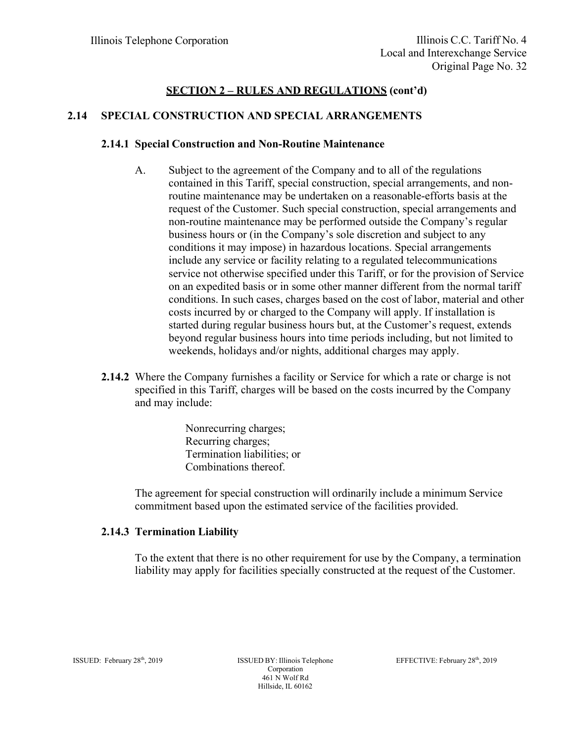## SECTION 2 – RULES AND REGULATIONS (cont'd)

### 2.14 SPECIAL CONSTRUCTION AND SPECIAL ARRANGEMENTS

#### 2.14.1 Special Construction and Non-Routine Maintenance

A. Subject to the agreement of the Company and to all of the regulations contained in this Tariff, special construction, special arrangements, and non-routine maintenance may be undertaken on a reasonable-efforts basis at the request of the Customer. Such special construction, special arrangements and non-routine maintenance may be performed outside the Company's regular business hours or (in the Company's sole discretion and subject to any conditions it may impose) in hazardous locations. Special arrangements include any service or facility relating to a regulated telecommunications service not otherwise specified under this Tariff, or for the provision of Service on an expedited basis or in some other manner different from the normal tariff conditions. In such cases, charges based on the cost of labor, material and other costs incurred by or charged to the Company will apply. If installation is started during regular business hours but, at the Customer's request, extends beyond regular business hours into time periods including, but not limited to weekends, holidays and/or nights, additional charges may apply.

**2.14.2** Where the Company furnishes a facility or Service for which a rate or charge is not specified in this Tariff, charges will be based on the costs incurred by the Company and may include:

Nonrecurring charges;
Recurring charges;
Termination liabilities; or
Combinations thereof.

The agreement for special construction will ordinarily include a minimum Service commitment based upon the estimated service of the facilities provided.

#### 2.14.3 Termination Liability

To the extent that there is no other requirement for use by the Company, a termination liability may apply for facilities specially constructed at the request of the Customer.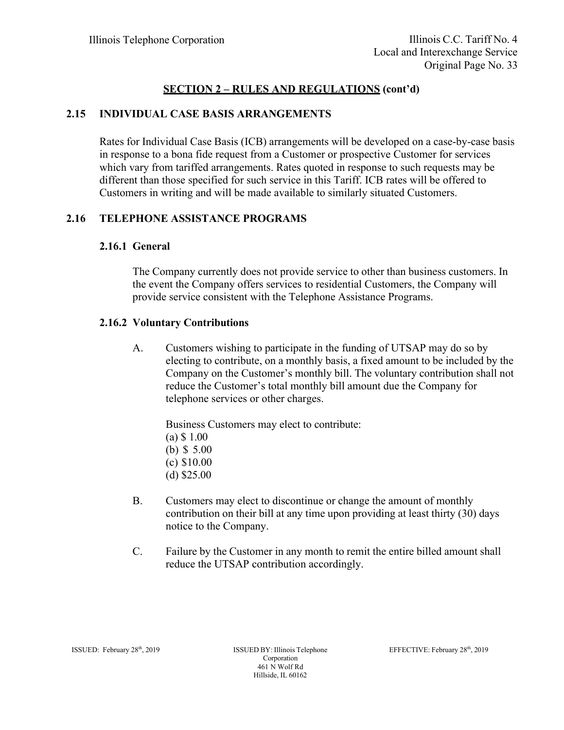## SECTION 2 – RULES AND REGULATIONS (cont'd)

### 2.15 INDIVIDUAL CASE BASIS ARRANGEMENTS

Rates for Individual Case Basis (ICB) arrangements will be developed on a case-by-case basis in response to a bona fide request from a Customer or prospective Customer for services which vary from tariffed arrangements. Rates quoted in response to such requests may be different than those specified for such service in this Tariff. ICB rates will be offered to Customers in writing and will be made available to similarly situated Customers.

### 2.16 TELEPHONE ASSISTANCE PROGRAMS

#### 2.16.1 General

The Company currently does not provide service to other than business customers. In the event the Company offers services to residential Customers, the Company will provide service consistent with the Telephone Assistance Programs.

#### 2.16.2 Voluntary Contributions

A. Customers wishing to participate in the funding of UTSAP may do so by electing to contribute, on a monthly basis, a fixed amount to be included by the Company on the Customer's monthly bill. The voluntary contribution shall not reduce the Customer's total monthly bill amount due the Company for telephone services or other charges.

   Business Customers may elect to contribute:
   (a) $ 1.00
   (b) $ 5.00
   (c) $10.00
   (d) $25.00

B. Customers may elect to discontinue or change the amount of monthly contribution on their bill at any time upon providing at least thirty (30) days notice to the Company.

C. Failure by the Customer in any month to remit the entire billed amount shall reduce the UTSAP contribution accordingly.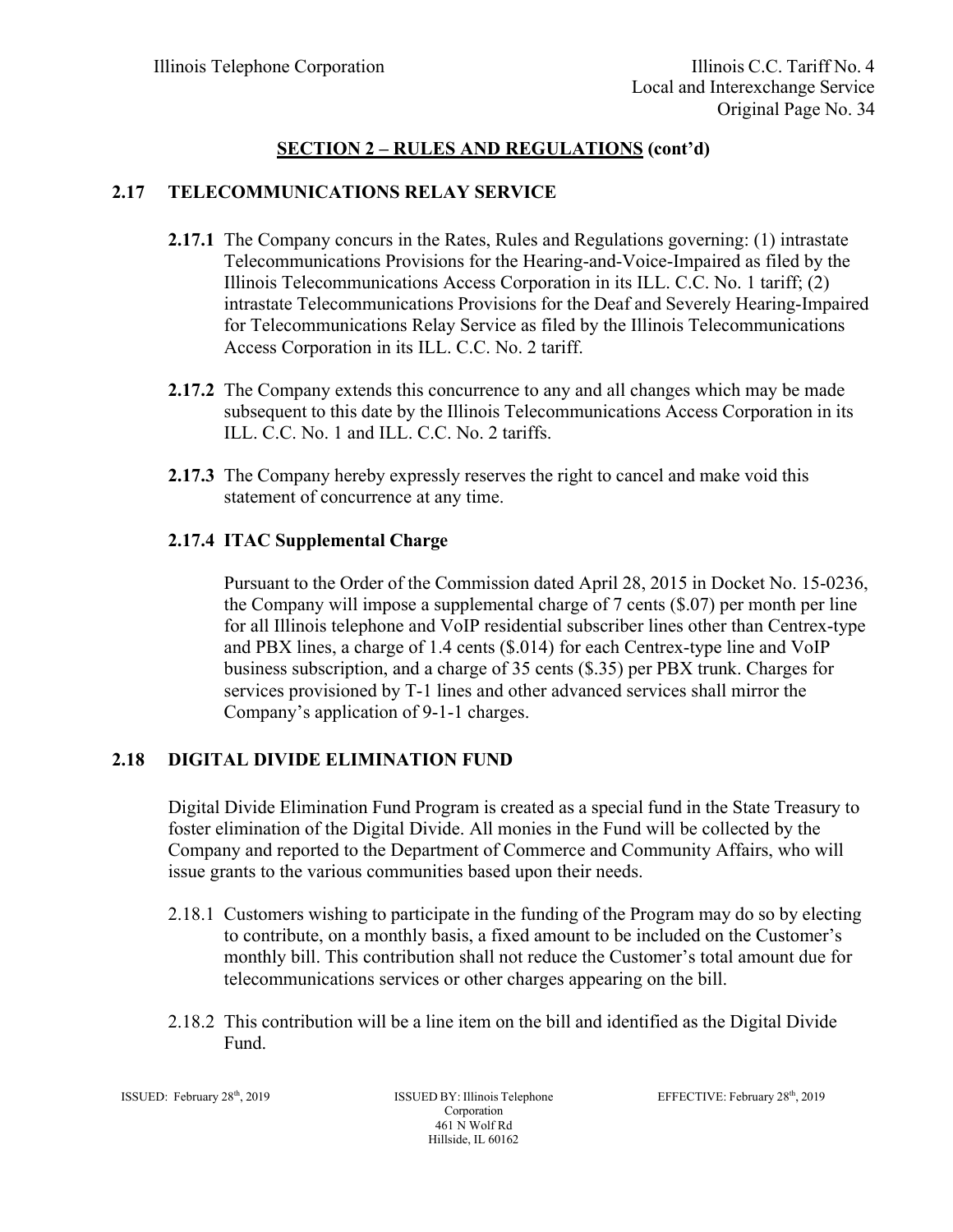## SECTION 2 – RULES AND REGULATIONS (cont'd)

### 2.17 TELECOMMUNICATIONS RELAY SERVICE

**2.17.1** The Company concurs in the Rates, Rules and Regulations governing: (1) intrastate Telecommunications Provisions for the Hearing-and-Voice-Impaired as filed by the Illinois Telecommunications Access Corporation in its ILL. C.C. No. 1 tariff; (2) intrastate Telecommunications Provisions for the Deaf and Severely Hearing-Impaired for Telecommunications Relay Service as filed by the Illinois Telecommunications Access Corporation in its ILL. C.C. No. 2 tariff.

**2.17.2** The Company extends this concurrence to any and all changes which may be made subsequent to this date by the Illinois Telecommunications Access Corporation in its ILL. C.C. No. 1 and ILL. C.C. No. 2 tariffs.

**2.17.3** The Company hereby expressly reserves the right to cancel and make void this statement of concurrence at any time.

**2.17.4 ITAC Supplemental Charge**

Pursuant to the Order of the Commission dated April 28, 2015 in Docket No. 15-0236, the Company will impose a supplemental charge of 7 cents ($.07) per month per line for all Illinois telephone and VoIP residential subscriber lines other than Centrex-type and PBX lines, a charge of 1.4 cents ($.014) for each Centrex-type line and VoIP business subscription, and a charge of 35 cents ($.35) per PBX trunk. Charges for services provisioned by T-1 lines and other advanced services shall mirror the Company's application of 9-1-1 charges.

### 2.18 DIGITAL DIVIDE ELIMINATION FUND

Digital Divide Elimination Fund Program is created as a special fund in the State Treasury to foster elimination of the Digital Divide. All monies in the Fund will be collected by the Company and reported to the Department of Commerce and Community Affairs, who will issue grants to the various communities based upon their needs.

2.18.1 Customers wishing to participate in the funding of the Program may do so by electing to contribute, on a monthly basis, a fixed amount to be included on the Customer's monthly bill. This contribution shall not reduce the Customer's total amount due for telecommunications services or other charges appearing on the bill.

2.18.2 This contribution will be a line item on the bill and identified as the Digital Divide Fund.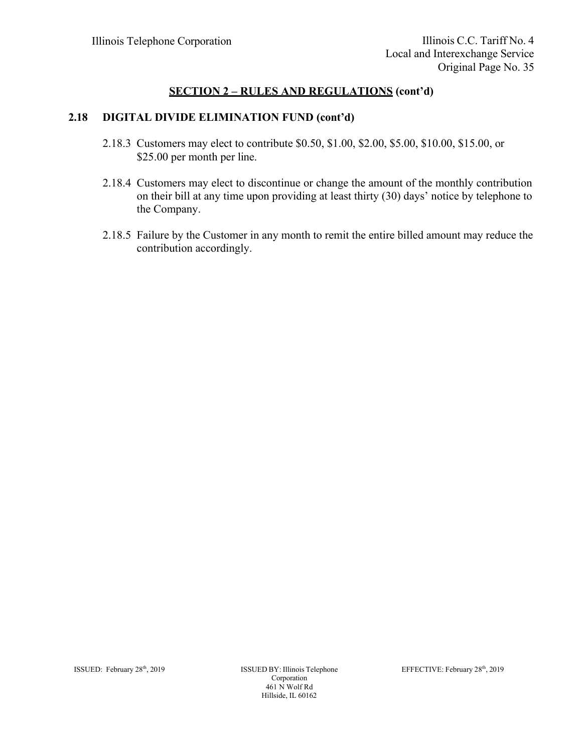## SECTION 2 – RULES AND REGULATIONS (cont'd)

### 2.18 DIGITAL DIVIDE ELIMINATION FUND (cont'd)

2.18.3 Customers may elect to contribute $0.50, $1.00, $2.00, $5.00, $10.00, $15.00, or $25.00 per month per line.

2.18.4 Customers may elect to discontinue or change the amount of the monthly contribution on their bill at any time upon providing at least thirty (30) days' notice by telephone to the Company.

2.18.5 Failure by the Customer in any month to remit the entire billed amount may reduce the contribution accordingly.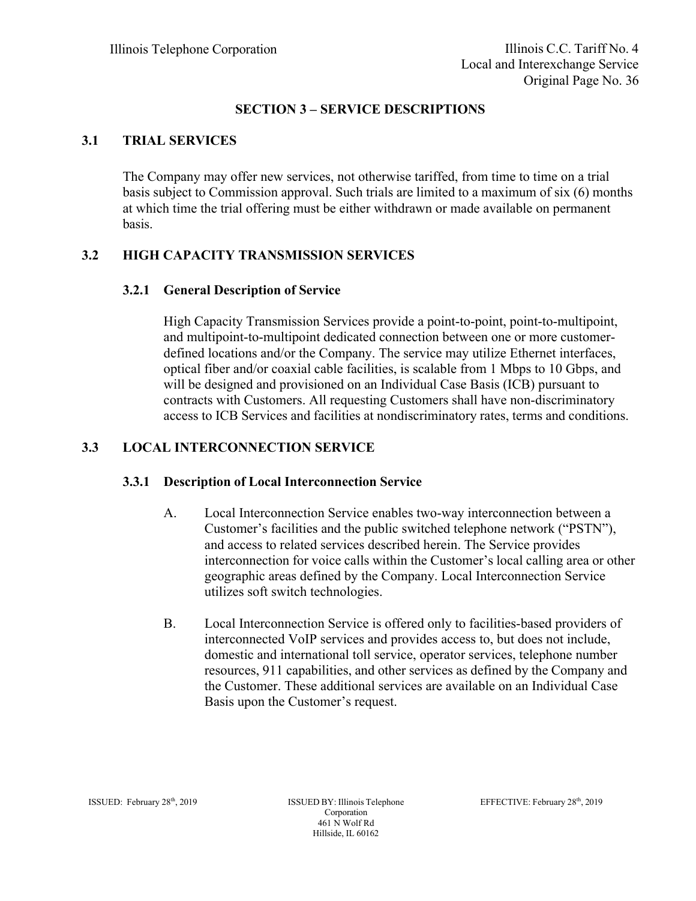## SECTION 3 – SERVICE DESCRIPTIONS

### 3.1 TRIAL SERVICES

The Company may offer new services, not otherwise tariffed, from time to time on a trial basis subject to Commission approval. Such trials are limited to a maximum of six (6) months at which time the trial offering must be either withdrawn or made available on permanent basis.

### 3.2 HIGH CAPACITY TRANSMISSION SERVICES

#### 3.2.1 General Description of Service

High Capacity Transmission Services provide a point-to-point, point-to-multipoint, and multipoint-to-multipoint dedicated connection between one or more customer-defined locations and/or the Company. The service may utilize Ethernet interfaces, optical fiber and/or coaxial cable facilities, is scalable from 1 Mbps to 10 Gbps, and will be designed and provisioned on an Individual Case Basis (ICB) pursuant to contracts with Customers. All requesting Customers shall have non-discriminatory access to ICB Services and facilities at nondiscriminatory rates, terms and conditions.

### 3.3 LOCAL INTERCONNECTION SERVICE

#### 3.3.1 Description of Local Interconnection Service

A. Local Interconnection Service enables two-way interconnection between a Customer's facilities and the public switched telephone network ("PSTN"), and access to related services described herein. The Service provides interconnection for voice calls within the Customer's local calling area or other geographic areas defined by the Company. Local Interconnection Service utilizes soft switch technologies.

B. Local Interconnection Service is offered only to facilities-based providers of interconnected VoIP services and provides access to, but does not include, domestic and international toll service, operator services, telephone number resources, 911 capabilities, and other services as defined by the Company and the Customer. These additional services are available on an Individual Case Basis upon the Customer's request.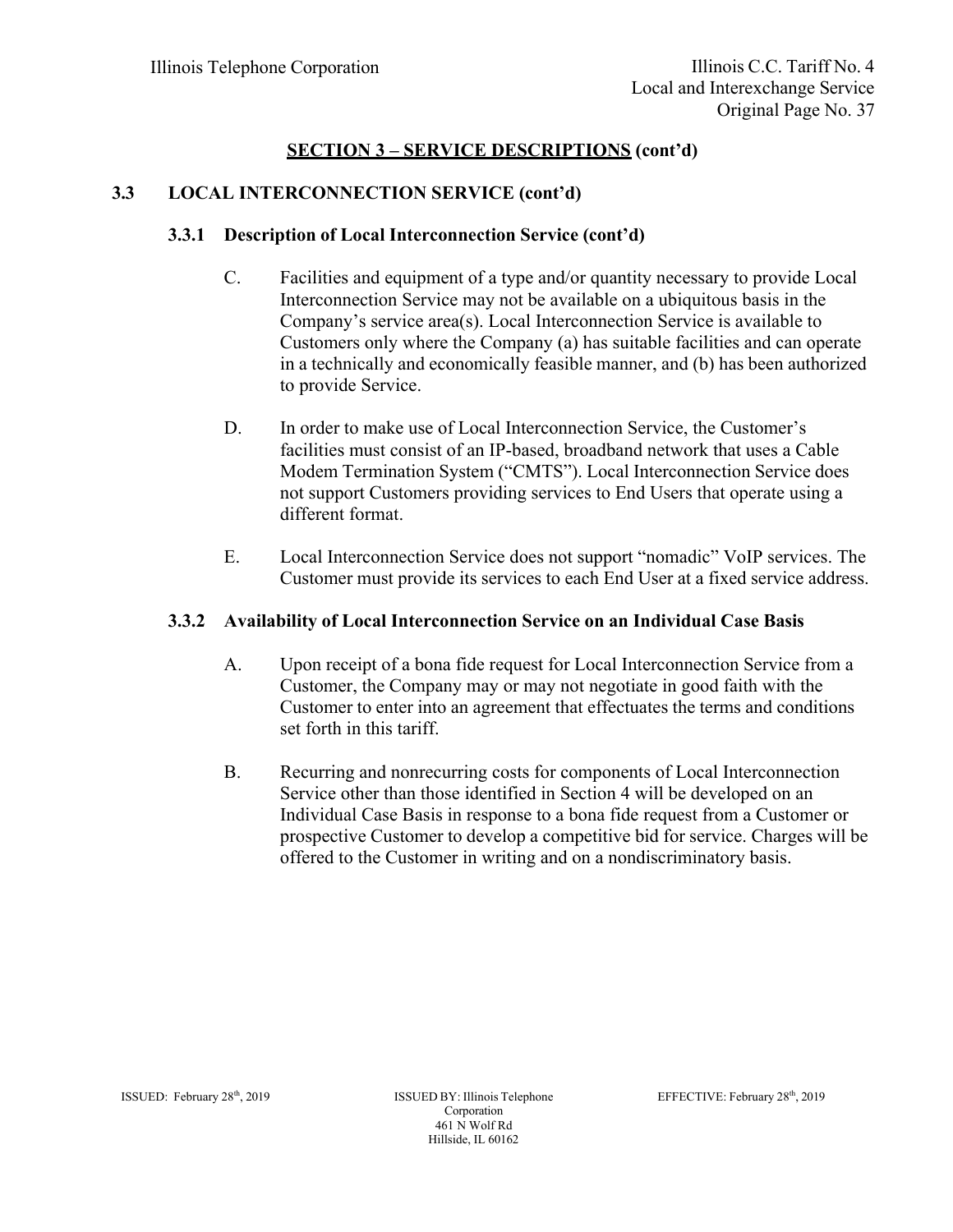## SECTION 3 – SERVICE DESCRIPTIONS (cont'd)

### 3.3 LOCAL INTERCONNECTION SERVICE (cont'd)

#### 3.3.1 Description of Local Interconnection Service (cont'd)

C. Facilities and equipment of a type and/or quantity necessary to provide Local Interconnection Service may not be available on a ubiquitous basis in the Company's service area(s). Local Interconnection Service is available to Customers only where the Company (a) has suitable facilities and can operate in a technically and economically feasible manner, and (b) has been authorized to provide Service.

D. In order to make use of Local Interconnection Service, the Customer's facilities must consist of an IP-based, broadband network that uses a Cable Modem Termination System ("CMTS"). Local Interconnection Service does not support Customers providing services to End Users that operate using a different format.

E. Local Interconnection Service does not support "nomadic" VoIP services. The Customer must provide its services to each End User at a fixed service address.

#### 3.3.2 Availability of Local Interconnection Service on an Individual Case Basis

A. Upon receipt of a bona fide request for Local Interconnection Service from a Customer, the Company may or may not negotiate in good faith with the Customer to enter into an agreement that effectuates the terms and conditions set forth in this tariff.

B. Recurring and nonrecurring costs for components of Local Interconnection Service other than those identified in Section 4 will be developed on an Individual Case Basis in response to a bona fide request from a Customer or prospective Customer to develop a competitive bid for service. Charges will be offered to the Customer in writing and on a nondiscriminatory basis.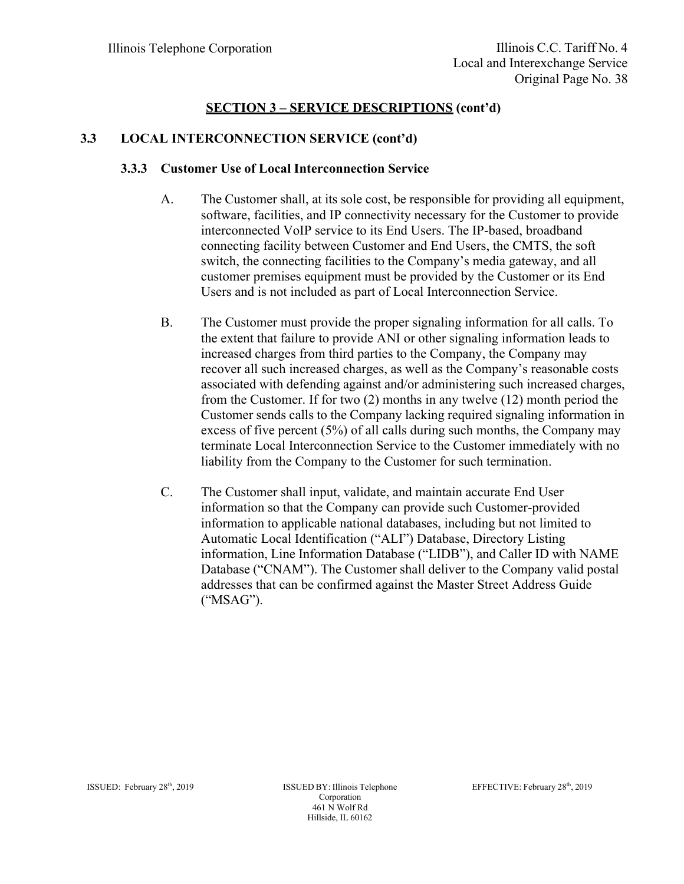## SECTION 3 – SERVICE DESCRIPTIONS (cont'd)

### 3.3 LOCAL INTERCONNECTION SERVICE (cont'd)

#### 3.3.3 Customer Use of Local Interconnection Service

A. The Customer shall, at its sole cost, be responsible for providing all equipment, software, facilities, and IP connectivity necessary for the Customer to provide interconnected VoIP service to its End Users. The IP-based, broadband connecting facility between Customer and End Users, the CMTS, the soft switch, the connecting facilities to the Company's media gateway, and all customer premises equipment must be provided by the Customer or its End Users and is not included as part of Local Interconnection Service.

B. The Customer must provide the proper signaling information for all calls. To the extent that failure to provide ANI or other signaling information leads to increased charges from third parties to the Company, the Company may recover all such increased charges, as well as the Company's reasonable costs associated with defending against and/or administering such increased charges, from the Customer. If for two (2) months in any twelve (12) month period the Customer sends calls to the Company lacking required signaling information in excess of five percent (5%) of all calls during such months, the Company may terminate Local Interconnection Service to the Customer immediately with no liability from the Company to the Customer for such termination.

C. The Customer shall input, validate, and maintain accurate End User information so that the Company can provide such Customer-provided information to applicable national databases, including but not limited to Automatic Local Identification ("ALI") Database, Directory Listing information, Line Information Database ("LIDB"), and Caller ID with NAME Database ("CNAM"). The Customer shall deliver to the Company valid postal addresses that can be confirmed against the Master Street Address Guide ("MSAG").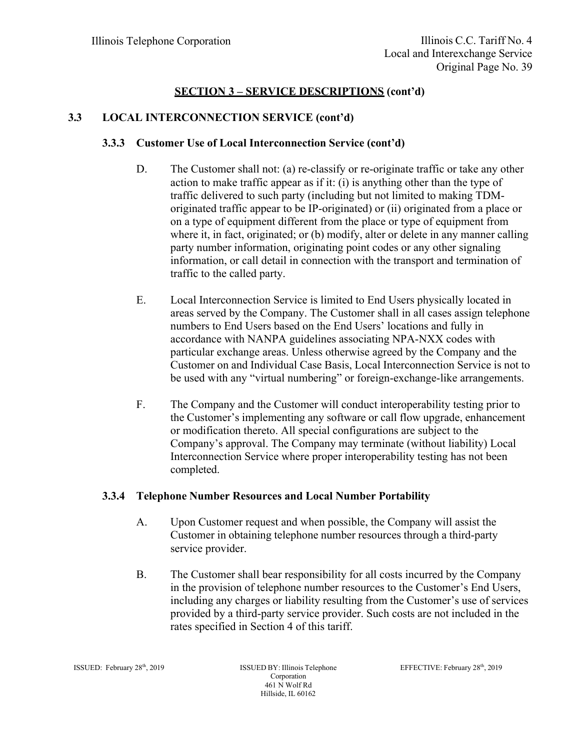## SECTION 3 – SERVICE DESCRIPTIONS (cont'd)

### 3.3 LOCAL INTERCONNECTION SERVICE (cont'd)

#### 3.3.3 Customer Use of Local Interconnection Service (cont'd)

D. The Customer shall not: (a) re-classify or re-originate traffic or take any other action to make traffic appear as if it: (i) is anything other than the type of traffic delivered to such party (including but not limited to making TDM-originated traffic appear to be IP-originated) or (ii) originated from a place or on a type of equipment different from the place or type of equipment from where it, in fact, originated; or (b) modify, alter or delete in any manner calling party number information, originating point codes or any other signaling information, or call detail in connection with the transport and termination of traffic to the called party.

E. Local Interconnection Service is limited to End Users physically located in areas served by the Company. The Customer shall in all cases assign telephone numbers to End Users based on the End Users' locations and fully in accordance with NANPA guidelines associating NPA-NXX codes with particular exchange areas. Unless otherwise agreed by the Company and the Customer on and Individual Case Basis, Local Interconnection Service is not to be used with any "virtual numbering" or foreign-exchange-like arrangements.

F. The Company and the Customer will conduct interoperability testing prior to the Customer's implementing any software or call flow upgrade, enhancement or modification thereto. All special configurations are subject to the Company's approval. The Company may terminate (without liability) Local Interconnection Service where proper interoperability testing has not been completed.

#### 3.3.4 Telephone Number Resources and Local Number Portability

A. Upon Customer request and when possible, the Company will assist the Customer in obtaining telephone number resources through a third-party service provider.

B. The Customer shall bear responsibility for all costs incurred by the Company in the provision of telephone number resources to the Customer's End Users, including any charges or liability resulting from the Customer's use of services provided by a third-party service provider. Such costs are not included in the rates specified in Section 4 of this tariff.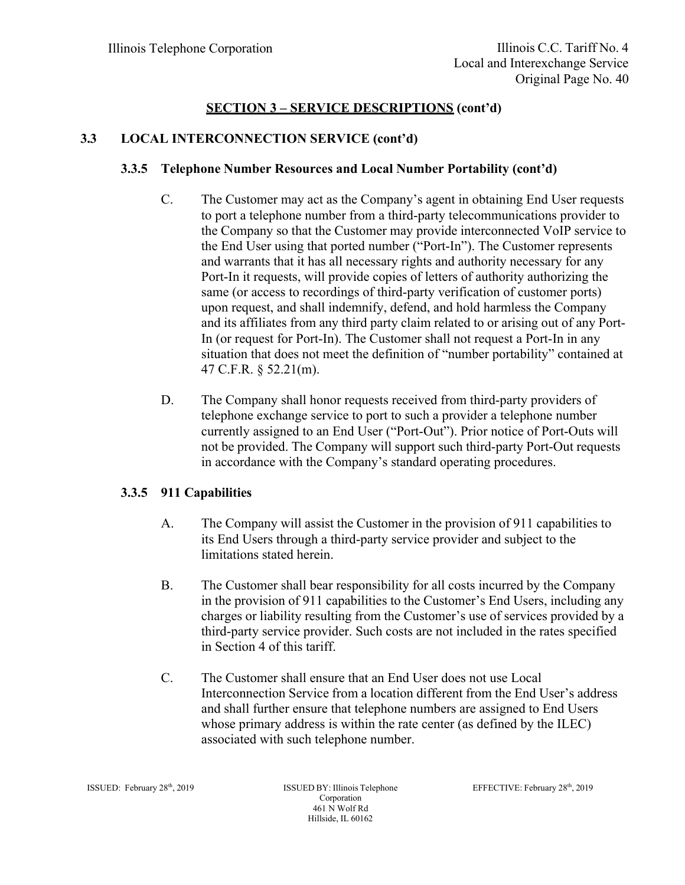## SECTION 3 – SERVICE DESCRIPTIONS (cont'd)

### 3.3 LOCAL INTERCONNECTION SERVICE (cont'd)

#### 3.3.5 Telephone Number Resources and Local Number Portability (cont'd)

C. The Customer may act as the Company's agent in obtaining End User requests to port a telephone number from a third-party telecommunications provider to the Company so that the Customer may provide interconnected VoIP service to the End User using that ported number ("Port-In"). The Customer represents and warrants that it has all necessary rights and authority necessary for any Port-In it requests, will provide copies of letters of authority authorizing the same (or access to recordings of third-party verification of customer ports) upon request, and shall indemnify, defend, and hold harmless the Company and its affiliates from any third party claim related to or arising out of any Port-In (or request for Port-In). The Customer shall not request a Port-In in any situation that does not meet the definition of "number portability" contained at 47 C.F.R. § 52.21(m).

D. The Company shall honor requests received from third-party providers of telephone exchange service to port to such a provider a telephone number currently assigned to an End User ("Port-Out"). Prior notice of Port-Outs will not be provided. The Company will support such third-party Port-Out requests in accordance with the Company's standard operating procedures.

#### 3.3.5 911 Capabilities

A. The Company will assist the Customer in the provision of 911 capabilities to its End Users through a third-party service provider and subject to the limitations stated herein.

B. The Customer shall bear responsibility for all costs incurred by the Company in the provision of 911 capabilities to the Customer's End Users, including any charges or liability resulting from the Customer's use of services provided by a third-party service provider. Such costs are not included in the rates specified in Section 4 of this tariff.

C. The Customer shall ensure that an End User does not use Local Interconnection Service from a location different from the End User's address and shall further ensure that telephone numbers are assigned to End Users whose primary address is within the rate center (as defined by the ILEC) associated with such telephone number.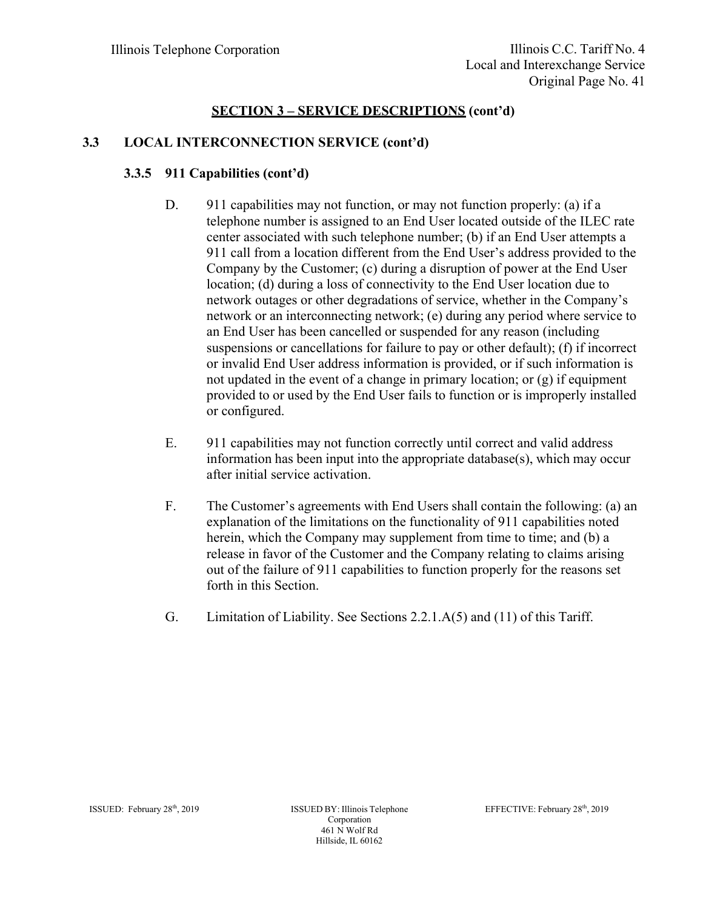## SECTION 3 – SERVICE DESCRIPTIONS (cont'd)

### 3.3 LOCAL INTERCONNECTION SERVICE (cont'd)

#### 3.3.5 911 Capabilities (cont'd)

D. 911 capabilities may not function, or may not function properly: (a) if a telephone number is assigned to an End User located outside of the ILEC rate center associated with such telephone number; (b) if an End User attempts a 911 call from a location different from the End User's address provided to the Company by the Customer; (c) during a disruption of power at the End User location; (d) during a loss of connectivity to the End User location due to network outages or other degradations of service, whether in the Company's network or an interconnecting network; (e) during any period where service to an End User has been cancelled or suspended for any reason (including suspensions or cancellations for failure to pay or other default); (f) if incorrect or invalid End User address information is provided, or if such information is not updated in the event of a change in primary location; or (g) if equipment provided to or used by the End User fails to function or is improperly installed or configured.

E. 911 capabilities may not function correctly until correct and valid address information has been input into the appropriate database(s), which may occur after initial service activation.

F. The Customer's agreements with End Users shall contain the following: (a) an explanation of the limitations on the functionality of 911 capabilities noted herein, which the Company may supplement from time to time; and (b) a release in favor of the Customer and the Company relating to claims arising out of the failure of 911 capabilities to function properly for the reasons set forth in this Section.

G. Limitation of Liability. See Sections 2.2.1.A(5) and (11) of this Tariff.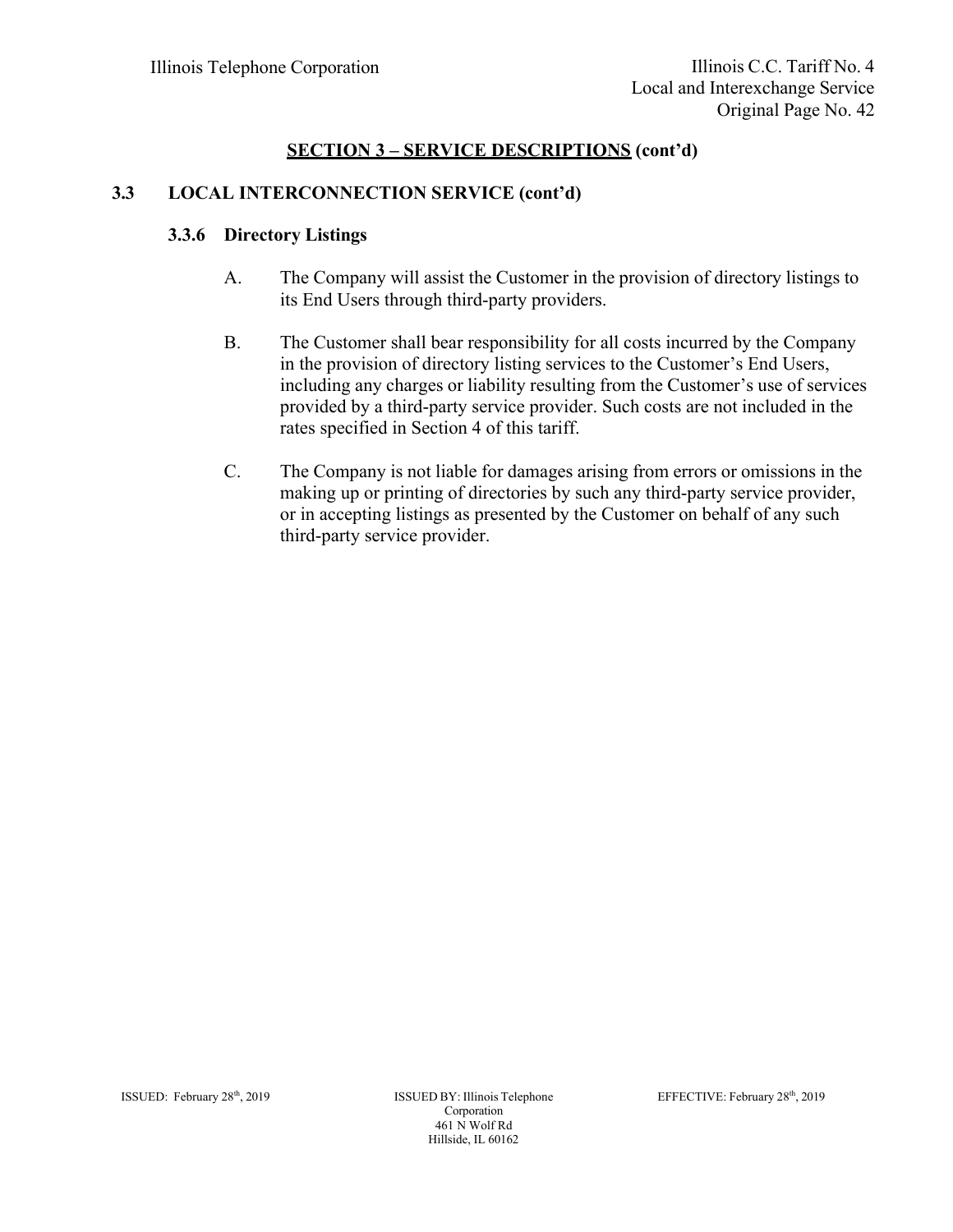## SECTION 3 – SERVICE DESCRIPTIONS (cont'd)

### 3.3 LOCAL INTERCONNECTION SERVICE (cont'd)

#### 3.3.6 Directory Listings

A. The Company will assist the Customer in the provision of directory listings to its End Users through third-party providers.

B. The Customer shall bear responsibility for all costs incurred by the Company in the provision of directory listing services to the Customer's End Users, including any charges or liability resulting from the Customer's use of services provided by a third-party service provider. Such costs are not included in the rates specified in Section 4 of this tariff.

C. The Company is not liable for damages arising from errors or omissions in the making up or printing of directories by such any third-party service provider, or in accepting listings as presented by the Customer on behalf of any such third-party service provider.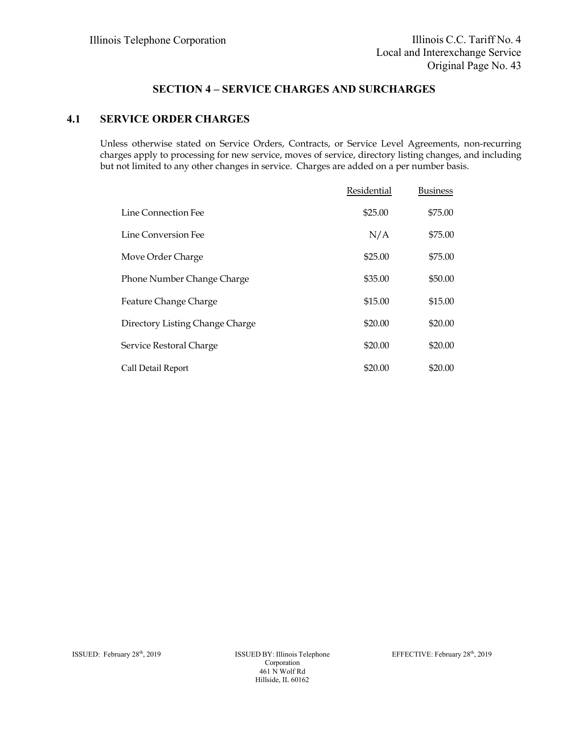## SECTION 4 – SERVICE CHARGES AND SURCHARGES

### 4.1 SERVICE ORDER CHARGES

Unless otherwise stated on Service Orders, Contracts, or Service Level Agreements, non-recurring charges apply to processing for new service, moves of service, directory listing changes, and including but not limited to any other changes in service. Charges are added on a per number basis.

| | Residential | Business |
|---|---|---|
| Line Connection Fee | $25.00 | $75.00 |
| Line Conversion Fee | N/A | $75.00 |
| Move Order Charge | $25.00 | $75.00 |
| Phone Number Change Charge | $35.00 | $50.00 |
| Feature Change Charge | $15.00 | $15.00 |
| Directory Listing Change Charge | $20.00 | $20.00 |
| Service Restoral Charge | $20.00 | $20.00 |
| Call Detail Report | $20.00 | $20.00 |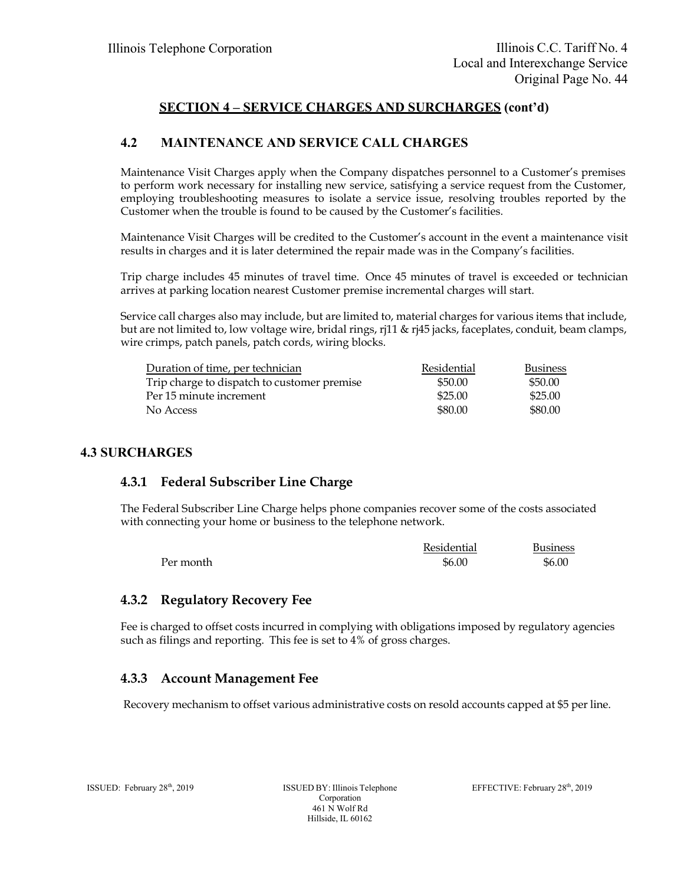## SECTION 4 – SERVICE CHARGES AND SURCHARGES (cont'd)

### 4.2 MAINTENANCE AND SERVICE CALL CHARGES

Maintenance Visit Charges apply when the Company dispatches personnel to a Customer's premises to perform work necessary for installing new service, satisfying a service request from the Customer, employing troubleshooting measures to isolate a service issue, resolving troubles reported by the Customer when the trouble is found to be caused by the Customer's facilities.

Maintenance Visit Charges will be credited to the Customer's account in the event a maintenance visit results in charges and it is later determined the repair made was in the Company's facilities.

Trip charge includes 45 minutes of travel time. Once 45 minutes of travel is exceeded or technician arrives at parking location nearest Customer premise incremental charges will start.

Service call charges also may include, but are limited to, material charges for various items that include, but are not limited to, low voltage wire, bridal rings, rj11 & rj45 jacks, faceplates, conduit, beam clamps, wire crimps, patch panels, patch cords, wiring blocks.

| Duration of time, per technician | Residential | Business |
|---|---|---|
| Trip charge to dispatch to customer premise | $50.00 | $50.00 |
| Per 15 minute increment | $25.00 | $25.00 |
| No Access | $80.00 | $80.00 |

## 4.3 SURCHARGES

### 4.3.1 Federal Subscriber Line Charge

The Federal Subscriber Line Charge helps phone companies recover some of the costs associated with connecting your home or business to the telephone network.

| | Residential | Business |
|---|---|---|
| Per month | $6.00 | $6.00 |

### 4.3.2 Regulatory Recovery Fee

Fee is charged to offset costs incurred in complying with obligations imposed by regulatory agencies such as filings and reporting. This fee is set to 4% of gross charges.

### 4.3.3 Account Management Fee

Recovery mechanism to offset various administrative costs on resold accounts capped at $5 per line.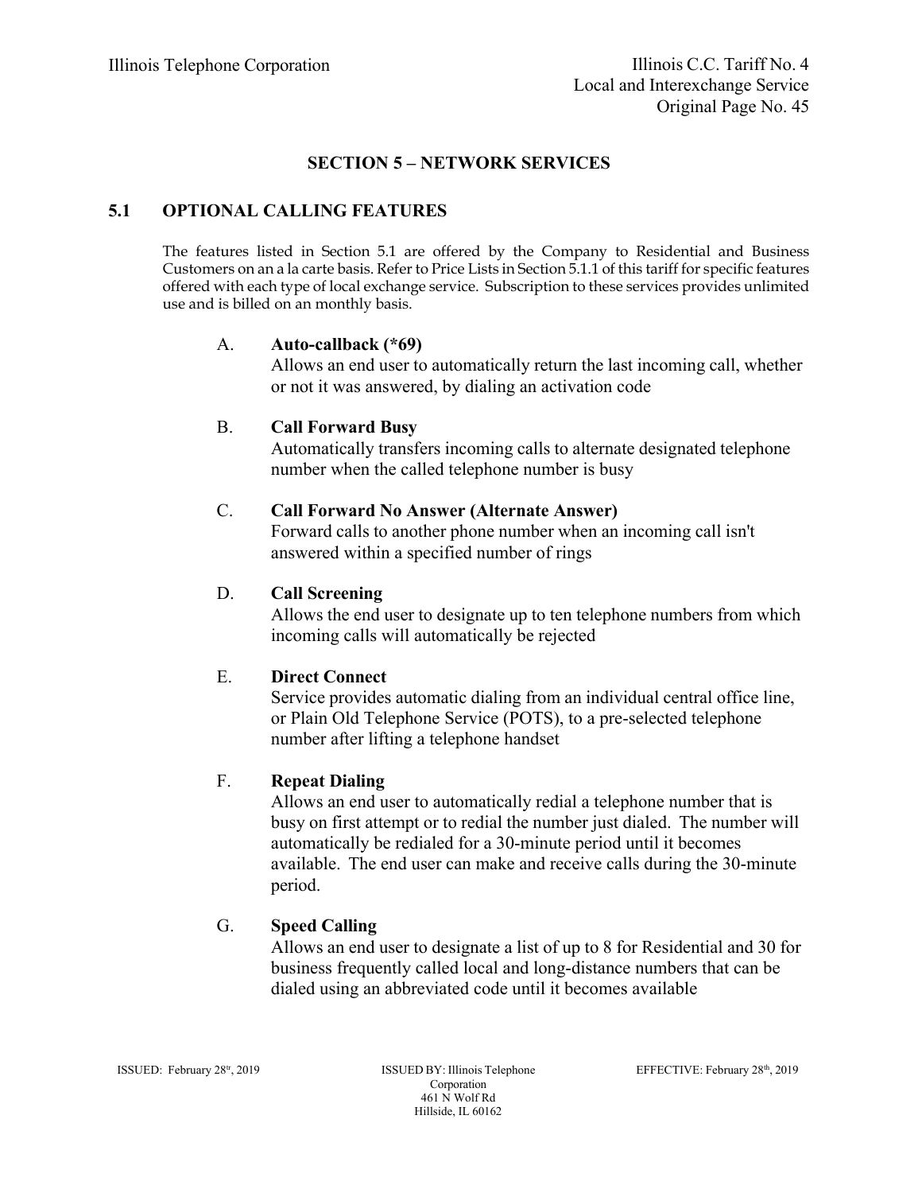## SECTION 5 – NETWORK SERVICES

### 5.1 OPTIONAL CALLING FEATURES

The features listed in Section 5.1 are offered by the Company to Residential and Business Customers on an a la carte basis. Refer to Price Lists in Section 5.1.1 of this tariff for specific features offered with each type of local exchange service. Subscription to these services provides unlimited use and is billed on an monthly basis.

A. **Auto-callback (*69)**
Allows an end user to automatically return the last incoming call, whether or not it was answered, by dialing an activation code

B. **Call Forward Busy**
Automatically transfers incoming calls to alternate designated telephone number when the called telephone number is busy

C. **Call Forward No Answer (Alternate Answer)**
Forward calls to another phone number when an incoming call isn't answered within a specified number of rings

D. **Call Screening**
Allows the end user to designate up to ten telephone numbers from which incoming calls will automatically be rejected

E. **Direct Connect**
Service provides automatic dialing from an individual central office line, or Plain Old Telephone Service (POTS), to a pre-selected telephone number after lifting a telephone handset

F. **Repeat Dialing**
Allows an end user to automatically redial a telephone number that is busy on first attempt or to redial the number just dialed. The number will automatically be redialed for a 30-minute period until it becomes available. The end user can make and receive calls during the 30-minute period.

G. **Speed Calling**
Allows an end user to designate a list of up to 8 for Residential and 30 for business frequently called local and long-distance numbers that can be dialed using an abbreviated code until it becomes available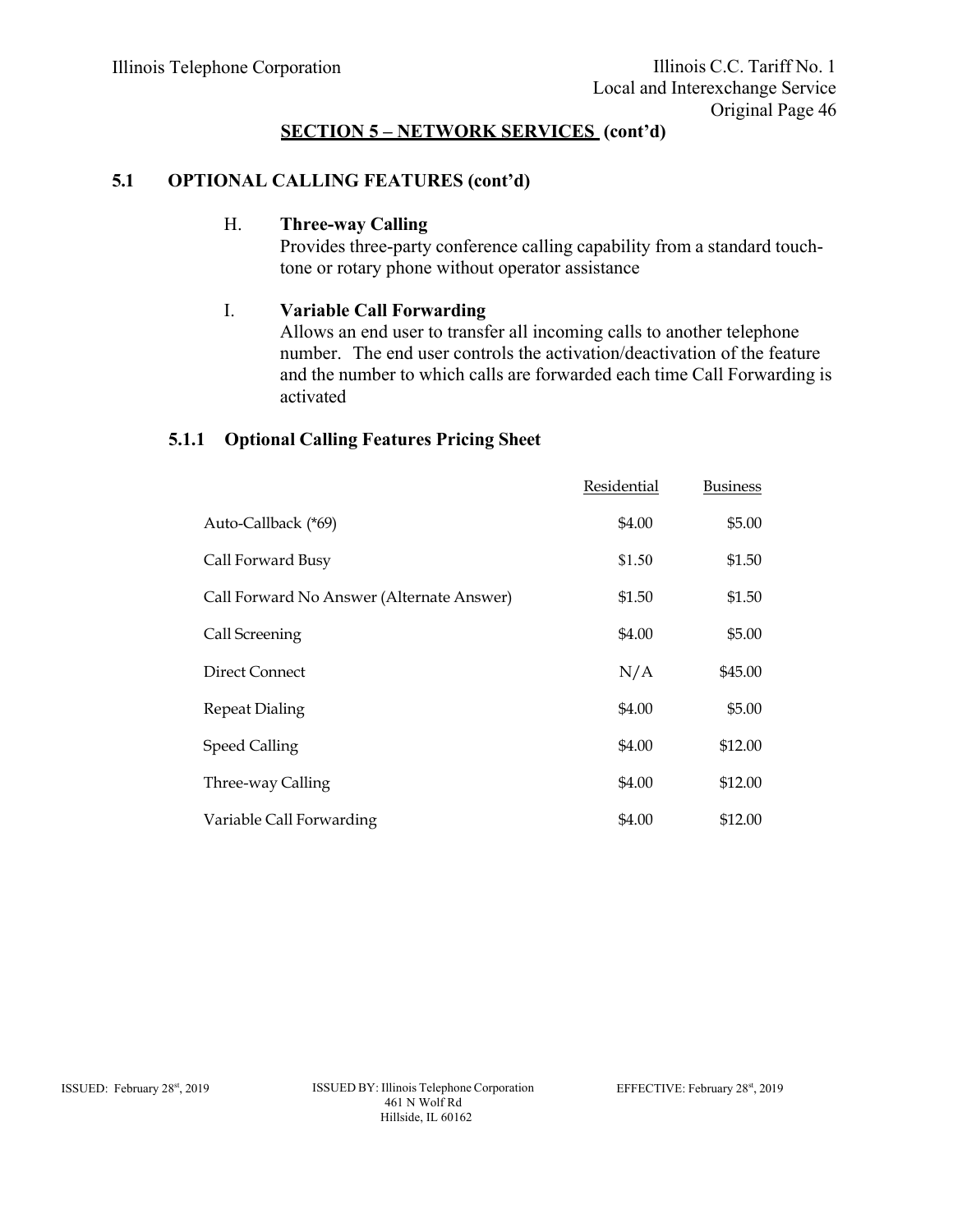## SECTION 5 – NETWORK SERVICES (cont'd)

### 5.1 OPTIONAL CALLING FEATURES (cont'd)

H. **Three-way Calling**
Provides three-party conference calling capability from a standard touch-tone or rotary phone without operator assistance

I. **Variable Call Forwarding**
Allows an end user to transfer all incoming calls to another telephone number. The end user controls the activation/deactivation of the feature and the number to which calls are forwarded each time Call Forwarding is activated

### 5.1.1 Optional Calling Features Pricing Sheet

| | Residential | Business |
|---|---|---|
| Auto-Callback (*69) | $4.00 | $5.00 |
| Call Forward Busy | $1.50 | $1.50 |
| Call Forward No Answer (Alternate Answer) | $1.50 | $1.50 |
| Call Screening | $4.00 | $5.00 |
| Direct Connect | N/A | $45.00 |
| Repeat Dialing | $4.00 | $5.00 |
| Speed Calling | $4.00 | $12.00 |
| Three-way Calling | $4.00 | $12.00 |
| Variable Call Forwarding | $4.00 | $12.00 |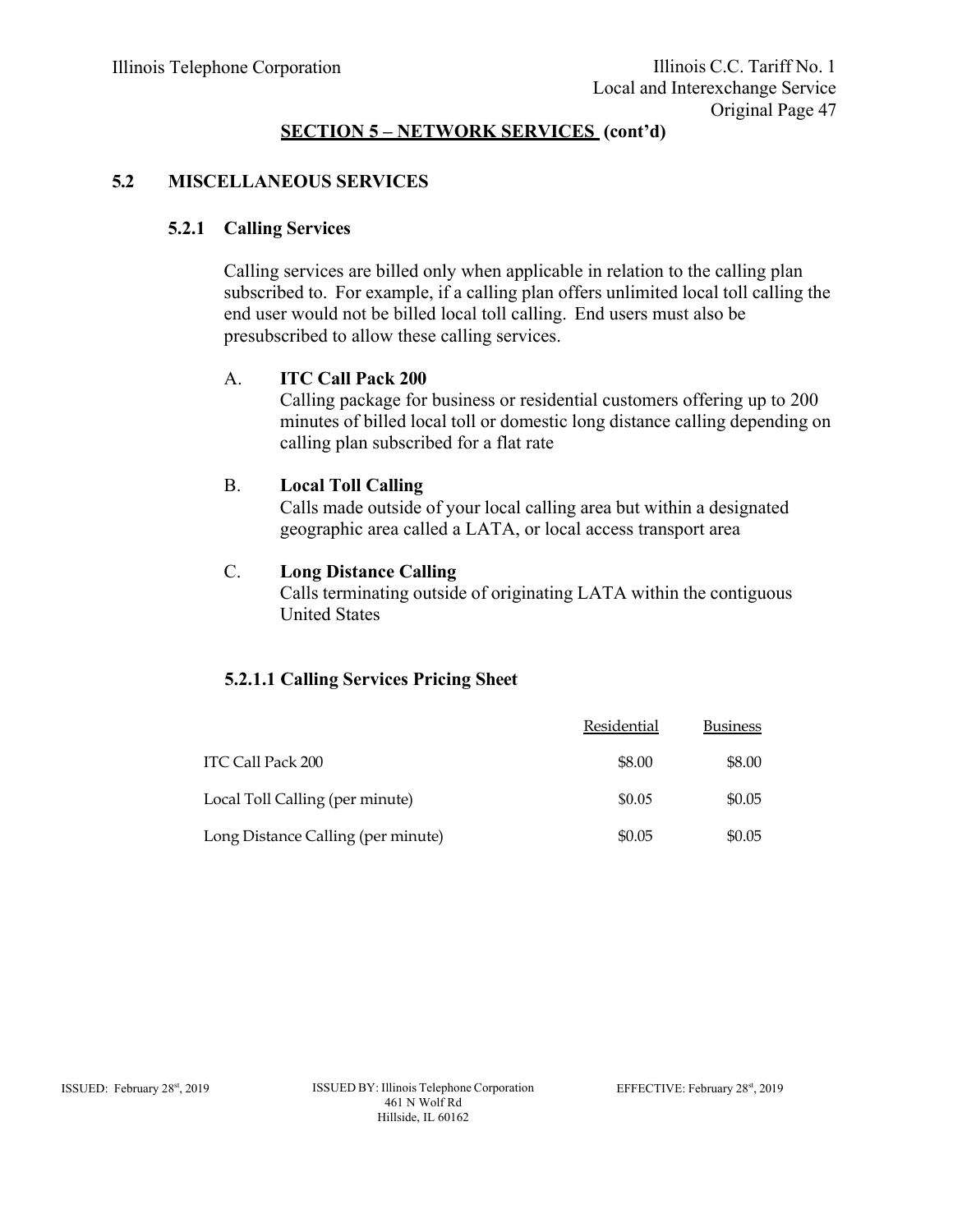## SECTION 5 – NETWORK SERVICES (cont'd)

### 5.2 MISCELLANEOUS SERVICES

#### 5.2.1 Calling Services

Calling services are billed only when applicable in relation to the calling plan subscribed to. For example, if a calling plan offers unlimited local toll calling the end user would not be billed local toll calling. End users must also be presubscribed to allow these calling services.

A. **ITC Call Pack 200**
Calling package for business or residential customers offering up to 200 minutes of billed local toll or domestic long distance calling depending on calling plan subscribed for a flat rate

B. **Local Toll Calling**
Calls made outside of your local calling area but within a designated geographic area called a LATA, or local access transport area

C. **Long Distance Calling**
Calls terminating outside of originating LATA within the contiguous United States

#### 5.2.1.1 Calling Services Pricing Sheet

| | Residential | Business |
|---|---|---|
| ITC Call Pack 200 | $8.00 | $8.00 |
| Local Toll Calling (per minute) | $0.05 | $0.05 |
| Long Distance Calling (per minute) | $0.05 | $0.05 |

ISSUED: February 28st, 2019

ISSUED BY: Illinois Telephone Corporation
461 N Wolf Rd
Hillside, IL 60162

EFFECTIVE: February 28st, 2019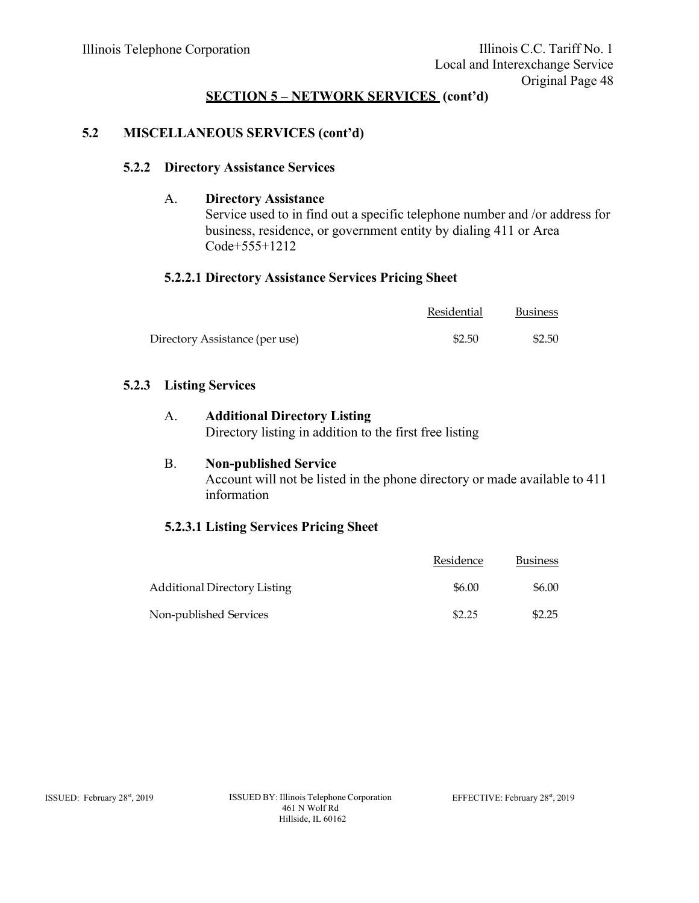## SECTION 5 – NETWORK SERVICES (cont'd)

### 5.2 MISCELLANEOUS SERVICES (cont'd)

#### 5.2.2 Directory Assistance Services

A. **Directory Assistance**
Service used to in find out a specific telephone number and /or address for business, residence, or government entity by dialing 411 or Area Code+555+1212

##### 5.2.2.1 Directory Assistance Services Pricing Sheet

| | Residential | Business |
|---|---|---|
| Directory Assistance (per use) | $2.50 | $2.50 |

#### 5.2.3 Listing Services

A. **Additional Directory Listing**
Directory listing in addition to the first free listing

B. **Non-published Service**
Account will not be listed in the phone directory or made available to 411 information

##### 5.2.3.1 Listing Services Pricing Sheet

| | Residence | Business |
|---|---|---|
| Additional Directory Listing | $6.00 | $6.00 |
| Non-published Services | $2.25 | $2.25 |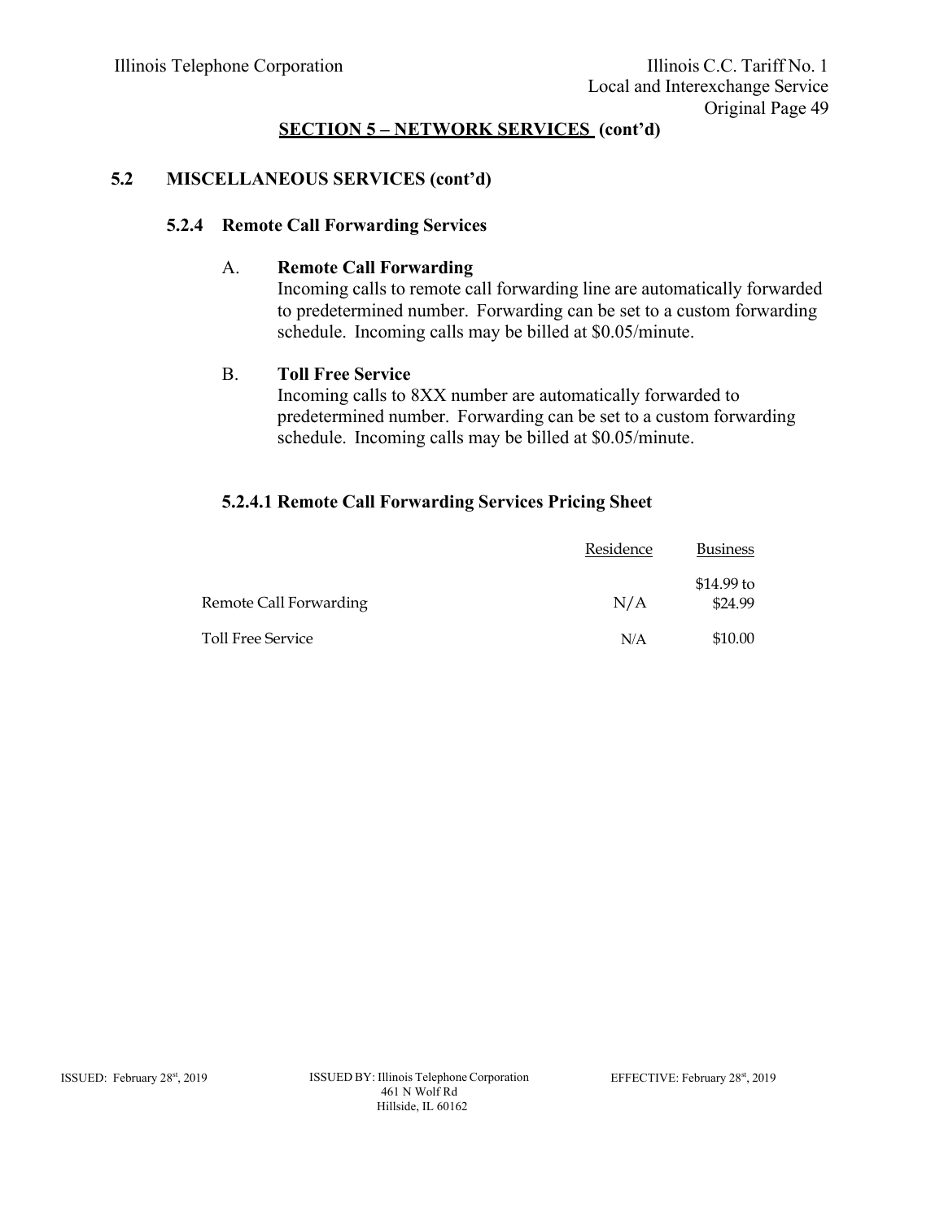## SECTION 5 – NETWORK SERVICES (cont'd)

### 5.2 MISCELLANEOUS SERVICES (cont'd)

#### 5.2.4 Remote Call Forwarding Services

A. **Remote Call Forwarding**
Incoming calls to remote call forwarding line are automatically forwarded to predetermined number. Forwarding can be set to a custom forwarding schedule. Incoming calls may be billed at $0.05/minute.

B. **Toll Free Service**
Incoming calls to 8XX number are automatically forwarded to predetermined number. Forwarding can be set to a custom forwarding schedule. Incoming calls may be billed at $0.05/minute.

#### 5.2.4.1 Remote Call Forwarding Services Pricing Sheet

| | Residence | Business |
|---|---|---|
| Remote Call Forwarding | N/A | $14.99 to $24.99 |
| Toll Free Service | N/A | $10.00 |

ISSUED: February 28st, 2019 ISSUED BY: Illinois Telephone Corporation 461 N Wolf Rd Hillside, IL 60162 EFFECTIVE: February 28st, 2019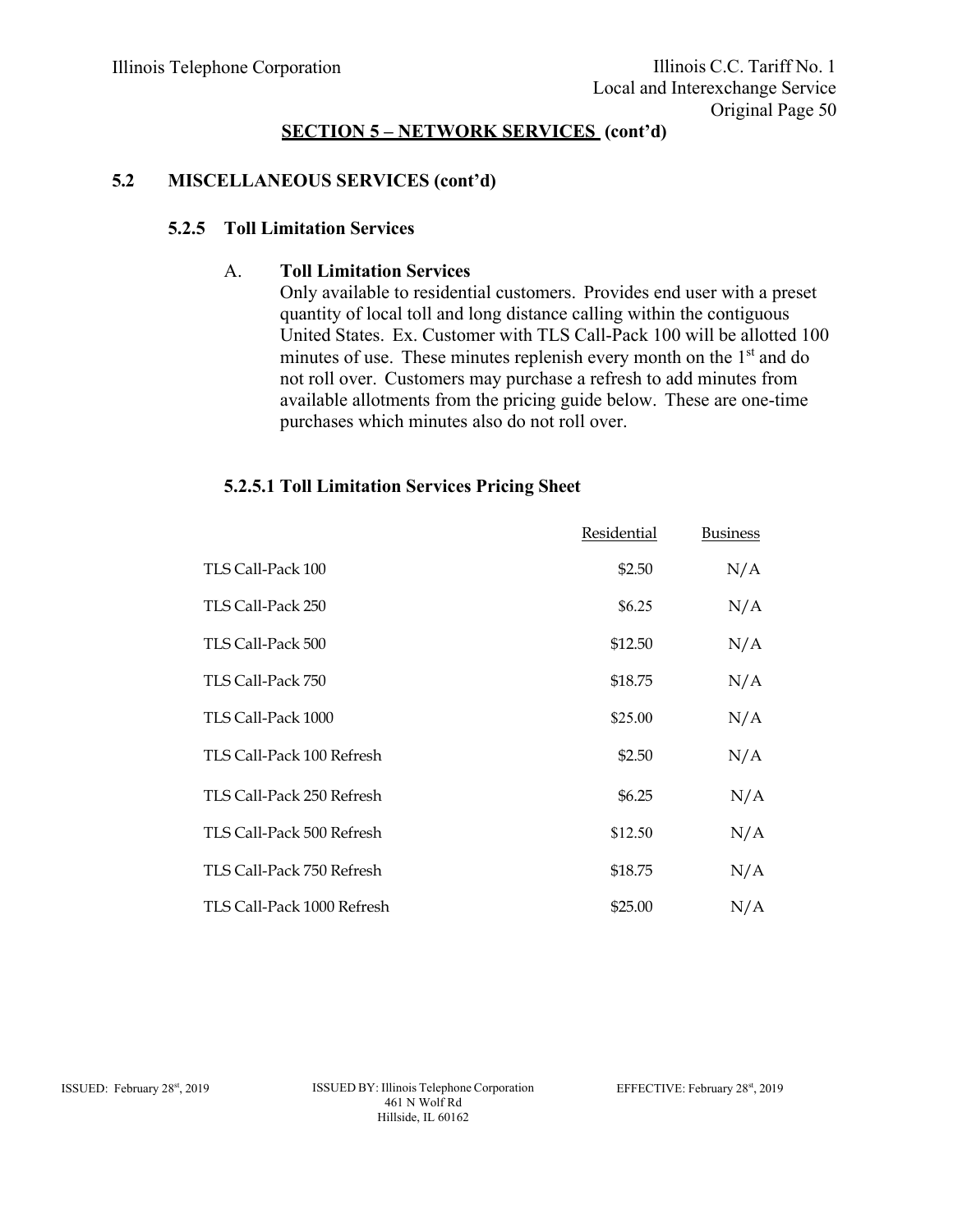## SECTION 5 – NETWORK SERVICES (cont'd)

### 5.2 MISCELLANEOUS SERVICES (cont'd)

#### 5.2.5 Toll Limitation Services

A. **Toll Limitation Services**

Only available to residential customers. Provides end user with a preset quantity of local toll and long distance calling within the contiguous United States. Ex. Customer with TLS Call-Pack 100 will be allotted 100 minutes of use. These minutes replenish every month on the 1st and do not roll over. Customers may purchase a refresh to add minutes from available allotments from the pricing guide below. These are one-time purchases which minutes also do not roll over.

#### 5.2.5.1 Toll Limitation Services Pricing Sheet

| | Residential | Business |
|---|---|---|
| TLS Call-Pack 100 | $2.50 | N/A |
| TLS Call-Pack 250 | $6.25 | N/A |
| TLS Call-Pack 500 | $12.50 | N/A |
| TLS Call-Pack 750 | $18.75 | N/A |
| TLS Call-Pack 1000 | $25.00 | N/A |
| TLS Call-Pack 100 Refresh | $2.50 | N/A |
| TLS Call-Pack 250 Refresh | $6.25 | N/A |
| TLS Call-Pack 500 Refresh | $12.50 | N/A |
| TLS Call-Pack 750 Refresh | $18.75 | N/A |
| TLS Call-Pack 1000 Refresh | $25.00 | N/A |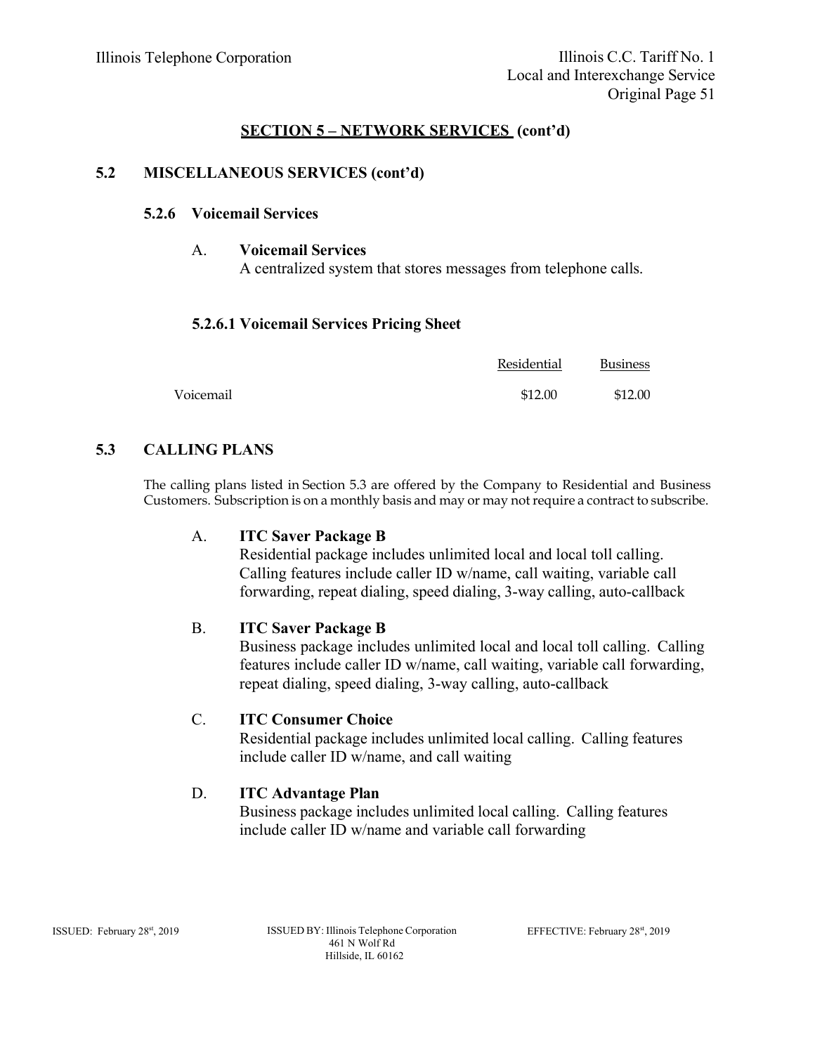## SECTION 5 – NETWORK SERVICES (cont'd)

### 5.2 MISCELLANEOUS SERVICES (cont'd)

#### 5.2.6 Voicemail Services

A. **Voicemail Services**
A centralized system that stores messages from telephone calls.

#### 5.2.6.1 Voicemail Services Pricing Sheet

| | Residential | Business |
|---|---|---|
| Voicemail | \$12.00 | \$12.00 |

### 5.3 CALLING PLANS

The calling plans listed in Section 5.3 are offered by the Company to Residential and Business Customers. Subscription is on a monthly basis and may or may not require a contract to subscribe.

A. **ITC Saver Package B**
Residential package includes unlimited local and local toll calling. Calling features include caller ID w/name, call waiting, variable call forwarding, repeat dialing, speed dialing, 3-way calling, auto-callback

B. **ITC Saver Package B**
Business package includes unlimited local and local toll calling. Calling features include caller ID w/name, call waiting, variable call forwarding, repeat dialing, speed dialing, 3-way calling, auto-callback

C. **ITC Consumer Choice**
Residential package includes unlimited local calling. Calling features include caller ID w/name, and call waiting

D. **ITC Advantage Plan**
Business package includes unlimited local calling. Calling features include caller ID w/name and variable call forwarding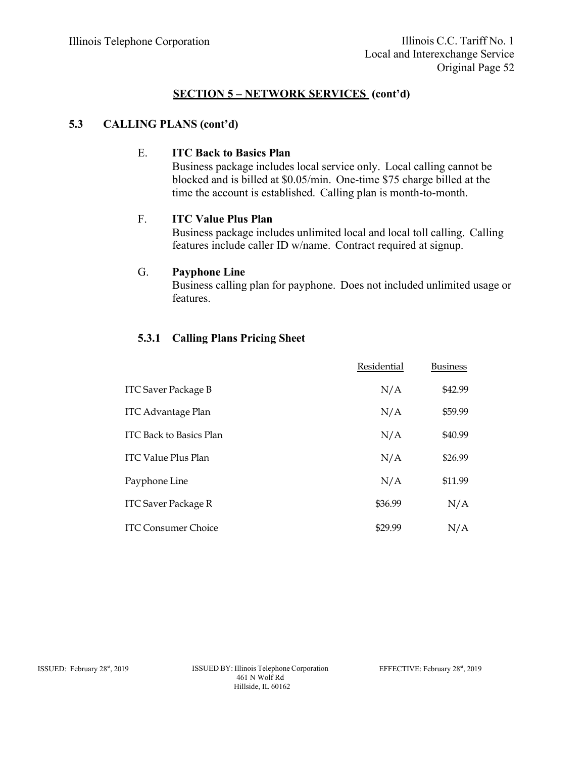## SECTION 5 – NETWORK SERVICES (cont'd)

### 5.3 CALLING PLANS (cont'd)

E. **ITC Back to Basics Plan**
Business package includes local service only. Local calling cannot be blocked and is billed at $0.05/min. One-time $75 charge billed at the time the account is established. Calling plan is month-to-month.

F. **ITC Value Plus Plan**
Business package includes unlimited local and local toll calling. Calling features include caller ID w/name. Contract required at signup.

G. **Payphone Line**
Business calling plan for payphone. Does not included unlimited usage or features.

#### 5.3.1 Calling Plans Pricing Sheet

| | Residential | Business |
|---|---|---|
| ITC Saver Package B | N/A | $42.99 |
| ITC Advantage Plan | N/A | $59.99 |
| ITC Back to Basics Plan | N/A | $40.99 |
| ITC Value Plus Plan | N/A | $26.99 |
| Payphone Line | N/A | $11.99 |
| ITC Saver Package R | $36.99 | N/A |
| ITC Consumer Choice | $29.99 | N/A |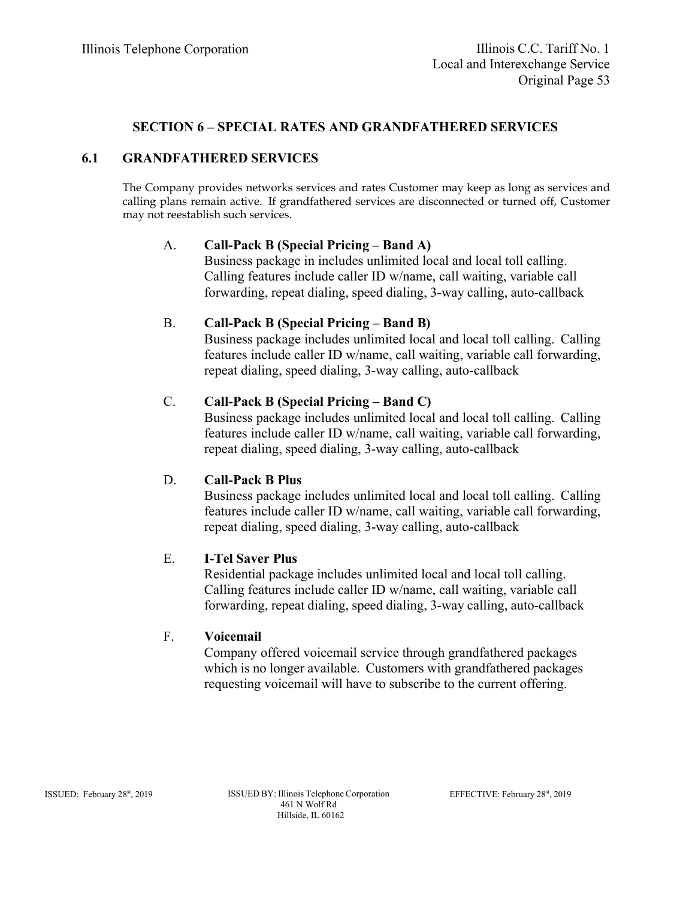## SECTION 6 – SPECIAL RATES AND GRANDFATHERED SERVICES

### 6.1 GRANDFATHERED SERVICES

The Company provides networks services and rates Customer may keep as long as services and calling plans remain active. If grandfathered services are disconnected or turned off, Customer may not reestablish such services.

A. **Call-Pack B (Special Pricing – Band A)**
Business package in includes unlimited local and local toll calling. Calling features include caller ID w/name, call waiting, variable call forwarding, repeat dialing, speed dialing, 3-way calling, auto-callback

B. **Call-Pack B (Special Pricing – Band B)**
Business package includes unlimited local and local toll calling. Calling features include caller ID w/name, call waiting, variable call forwarding, repeat dialing, speed dialing, 3-way calling, auto-callback

C. **Call-Pack B (Special Pricing – Band C)**
Business package includes unlimited local and local toll calling. Calling features include caller ID w/name, call waiting, variable call forwarding, repeat dialing, speed dialing, 3-way calling, auto-callback

D. **Call-Pack B Plus**
Business package includes unlimited local and local toll calling. Calling features include caller ID w/name, call waiting, variable call forwarding, repeat dialing, speed dialing, 3-way calling, auto-callback

E. **I-Tel Saver Plus**
Residential package includes unlimited local and local toll calling. Calling features include caller ID w/name, call waiting, variable call forwarding, repeat dialing, speed dialing, 3-way calling, auto-callback

F. **Voicemail**
Company offered voicemail service through grandfathered packages which is no longer available. Customers with grandfathered packages requesting voicemail will have to subscribe to the current offering.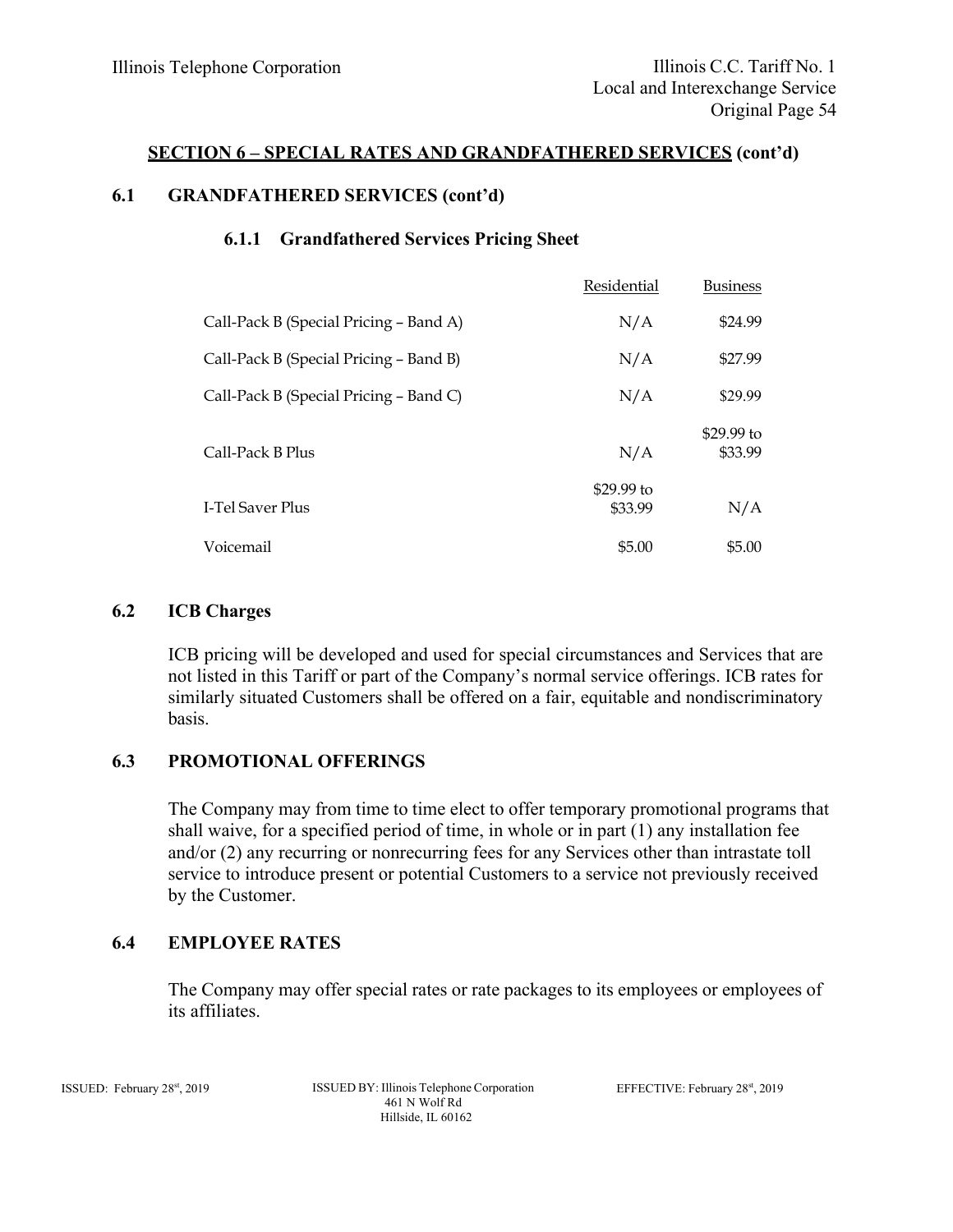## SECTION 6 – SPECIAL RATES AND GRANDFATHERED SERVICES (cont'd)

### 6.1 GRANDFATHERED SERVICES (cont'd)

#### 6.1.1 Grandfathered Services Pricing Sheet

| | Residential | Business |
|---|---|---|
| Call-Pack B (Special Pricing – Band A) | N/A | $24.99 |
| Call-Pack B (Special Pricing – Band B) | N/A | $27.99 |
| Call-Pack B (Special Pricing – Band C) | N/A | $29.99 |
| Call-Pack B Plus | N/A | $29.99 to $33.99 |
| I-Tel Saver Plus | $29.99 to $33.99 | N/A |
| Voicemail | $5.00 | $5.00 |

### 6.2 ICB Charges

ICB pricing will be developed and used for special circumstances and Services that are not listed in this Tariff or part of the Company's normal service offerings. ICB rates for similarly situated Customers shall be offered on a fair, equitable and nondiscriminatory basis.

### 6.3 PROMOTIONAL OFFERINGS

The Company may from time to time elect to offer temporary promotional programs that shall waive, for a specified period of time, in whole or in part (1) any installation fee and/or (2) any recurring or nonrecurring fees for any Services other than intrastate toll service to introduce present or potential Customers to a service not previously received by the Customer.

### 6.4 EMPLOYEE RATES

The Company may offer special rates or rate packages to its employees or employees of its affiliates.